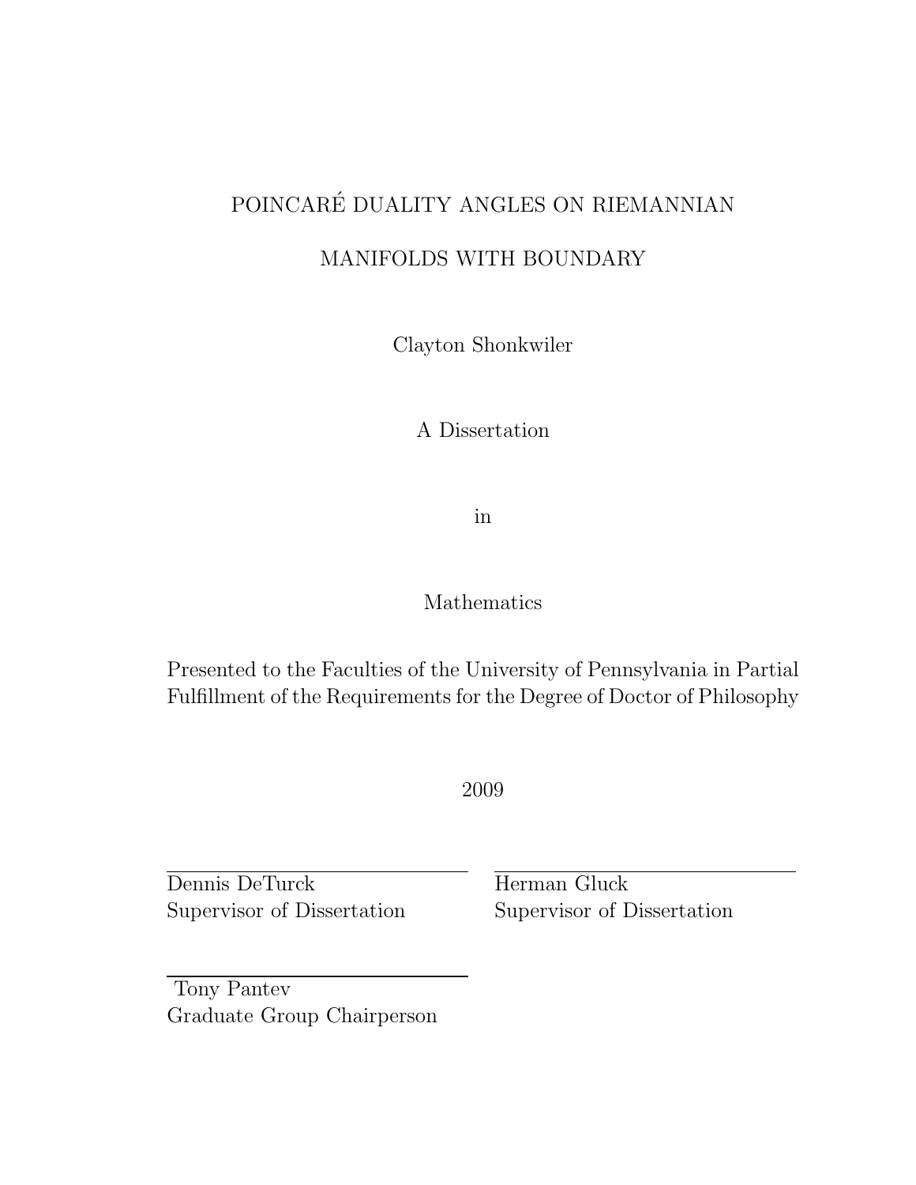# POINCARÉ DUALITY ANGLES ON RIEMANNIAN MANIFOLDS WITH BOUNDARY

Clayton Shonkwiler

A Dissertation

in

Mathematics

Presented to the Faculties of the University of Pennsylvania in Partial Fulfillment of the Requirements for the Degree of Doctor of Philosophy

2009

Dennis DeTurck
Supervisor of Dissertation

Herman Gluck
Supervisor of Dissertation

Tony Pantev
Graduate Group Chairperson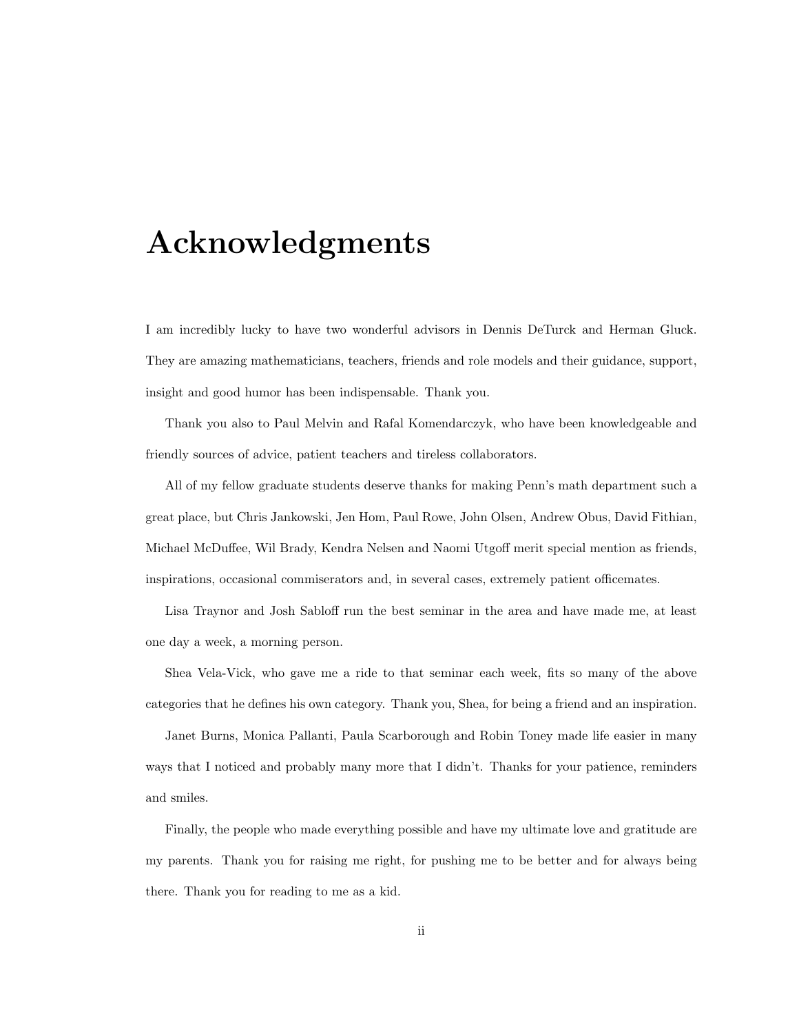# Acknowledgments

I am incredibly lucky to have two wonderful advisors in Dennis DeTurck and Herman Gluck. They are amazing mathematicians, teachers, friends and role models and their guidance, support, insight and good humor has been indispensable. Thank you.

Thank you also to Paul Melvin and Rafal Komendarczyk, who have been knowledgeable and friendly sources of advice, patient teachers and tireless collaborators.

All of my fellow graduate students deserve thanks for making Penn's math department such a great place, but Chris Jankowski, Jen Hom, Paul Rowe, John Olsen, Andrew Obus, David Fithian, Michael McDuffee, Wil Brady, Kendra Nelsen and Naomi Utgoff merit special mention as friends, inspirations, occasional commiserators and, in several cases, extremely patient officemates.

Lisa Traynor and Josh Sabloff run the best seminar in the area and have made me, at least one day a week, a morning person.

Shea Vela-Vick, who gave me a ride to that seminar each week, fits so many of the above categories that he defines his own category. Thank you, Shea, for being a friend and an inspiration.

Janet Burns, Monica Pallanti, Paula Scarborough and Robin Toney made life easier in many ways that I noticed and probably many more that I didn't. Thanks for your patience, reminders and smiles.

Finally, the people who made everything possible and have my ultimate love and gratitude are my parents. Thank you for raising me right, for pushing me to be better and for always being there. Thank you for reading to me as a kid.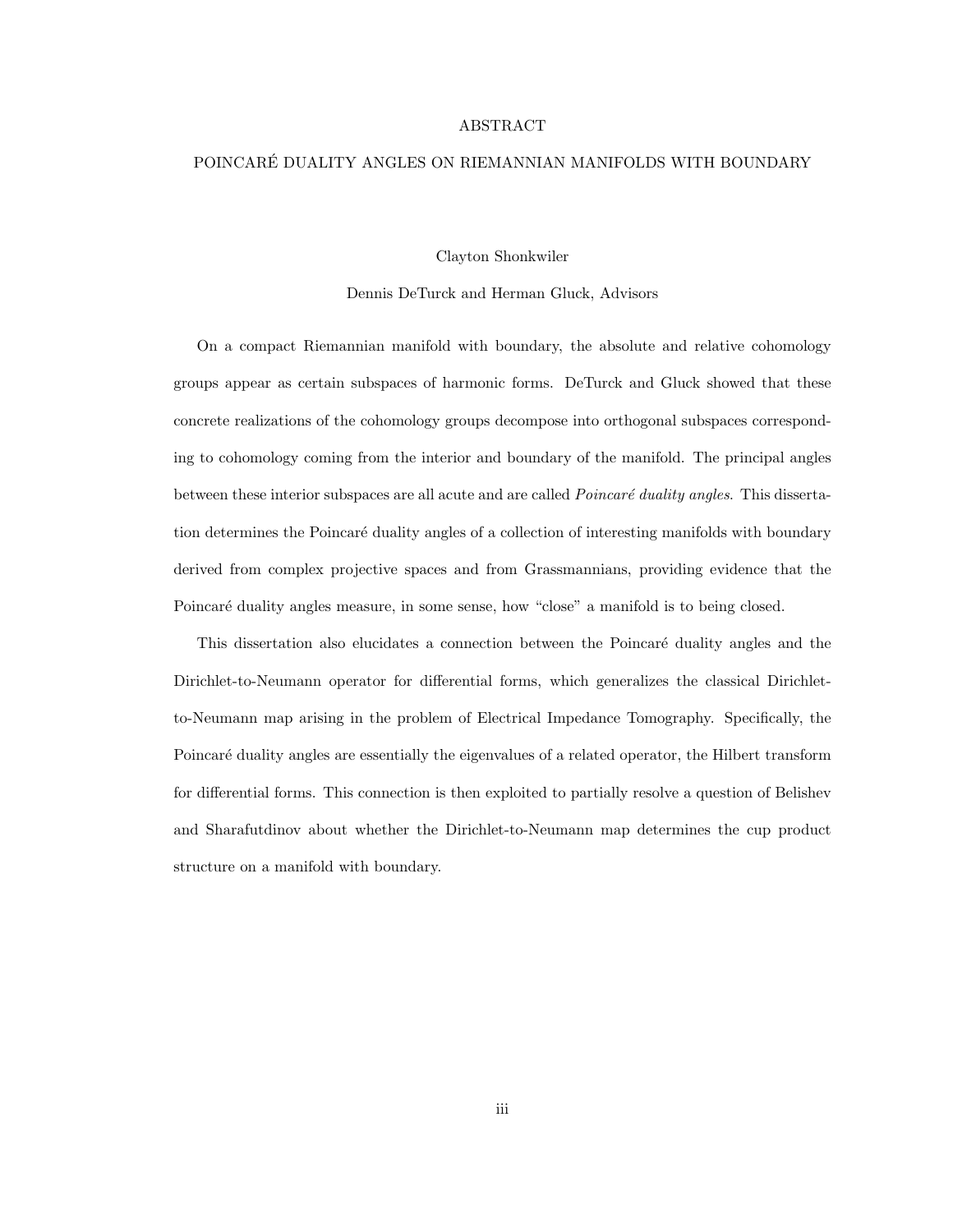# ABSTRACT

## POINCARÉ DUALITY ANGLES ON RIEMANNIAN MANIFOLDS WITH BOUNDARY

Clayton Shonkwiler

Dennis DeTurck and Herman Gluck, Advisors

On a compact Riemannian manifold with boundary, the absolute and relative cohomology groups appear as certain subspaces of harmonic forms. DeTurck and Gluck showed that these concrete realizations of the cohomology groups decompose into orthogonal subspaces corresponding to cohomology coming from the interior and boundary of the manifold. The principal angles between these interior subspaces are all acute and are called *Poincaré duality angles*. This dissertation determines the Poincaré duality angles of a collection of interesting manifolds with boundary derived from complex projective spaces and from Grassmannians, providing evidence that the Poincaré duality angles measure, in some sense, how "close" a manifold is to being closed.

This dissertation also elucidates a connection between the Poincaré duality angles and the Dirichlet-to-Neumann operator for differential forms, which generalizes the classical Dirichlet-to-Neumann map arising in the problem of Electrical Impedance Tomography. Specifically, the Poincaré duality angles are essentially the eigenvalues of a related operator, the Hilbert transform for differential forms. This connection is then exploited to partially resolve a question of Belishev and Sharafutdinov about whether the Dirichlet-to-Neumann map determines the cup product structure on a manifold with boundary.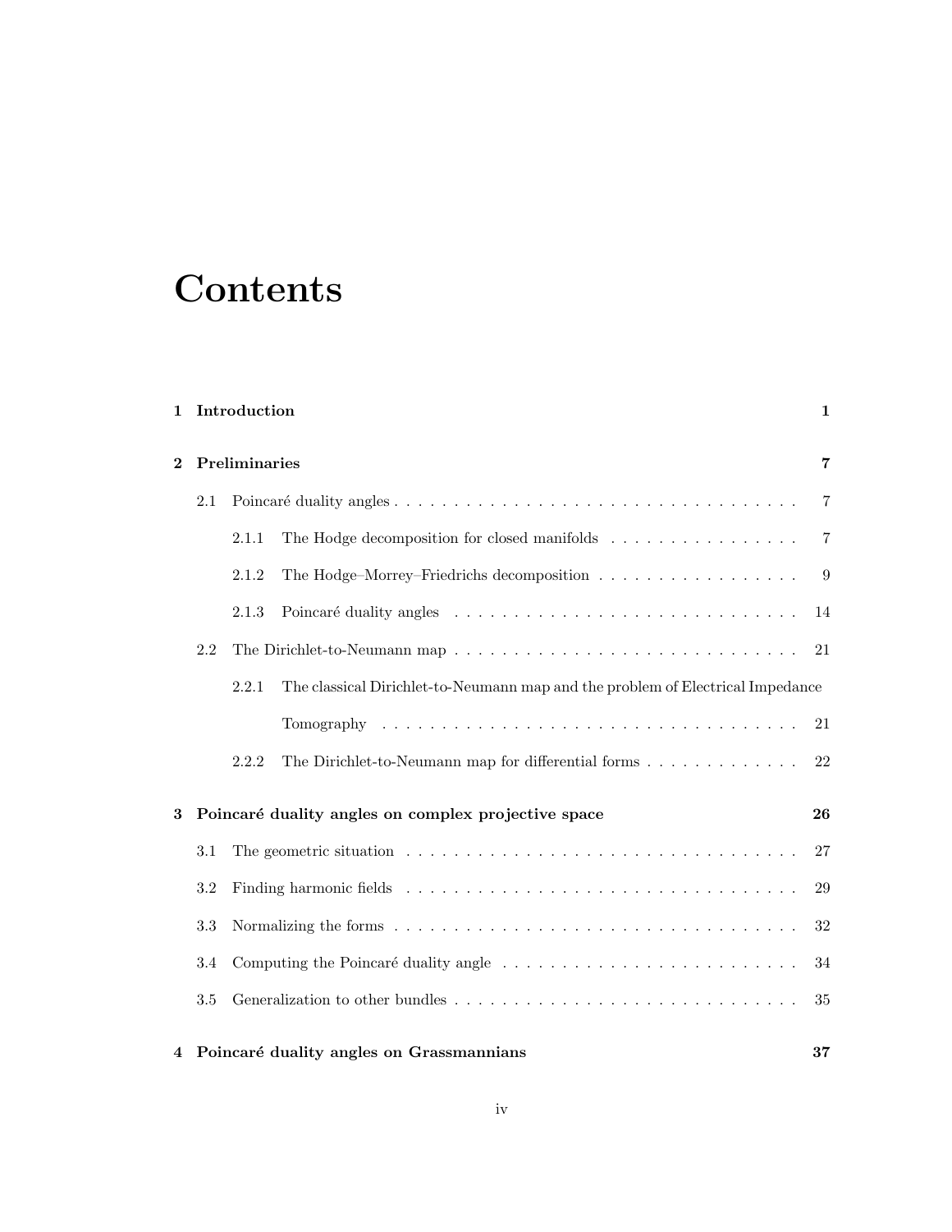# Contents

**1 Introduction** **1**

**2 Preliminaries** **7**

2.1 Poincaré duality angles . . . . . . . . . . . . . . . . . . . . . . . . . . . . . . . . . . . . . 7

2.1.1 The Hodge decomposition for closed manifolds . . . . . . . . . . . . . . . . . 7

2.1.2 The Hodge–Morrey–Friedrichs decomposition . . . . . . . . . . . . . . . . . . 9

2.1.3 Poincaré duality angles . . . . . . . . . . . . . . . . . . . . . . . . . . . . 14

2.2 The Dirichlet-to-Neumann map . . . . . . . . . . . . . . . . . . . . . . . . . . . . . . 21

2.2.1 The classical Dirichlet-to-Neumann map and the problem of Electrical Impedance Tomography . . . . . . . . . . . . . . . . . . . . . . . . . . . . . . . . . 21

2.2.2 The Dirichlet-to-Neumann map for differential forms . . . . . . . . . . . . . 22

**3 Poincaré duality angles on complex projective space** **26**

3.1 The geometric situation . . . . . . . . . . . . . . . . . . . . . . . . . . . . . . . . . . 27

3.2 Finding harmonic fields . . . . . . . . . . . . . . . . . . . . . . . . . . . . . . . . . . 29

3.3 Normalizing the forms . . . . . . . . . . . . . . . . . . . . . . . . . . . . . . . . . . . 32

3.4 Computing the Poincaré duality angle . . . . . . . . . . . . . . . . . . . . . . . . . . 34

3.5 Generalization to other bundles . . . . . . . . . . . . . . . . . . . . . . . . . . . . . . 35

**4 Poincaré duality angles on Grassmannians** **37**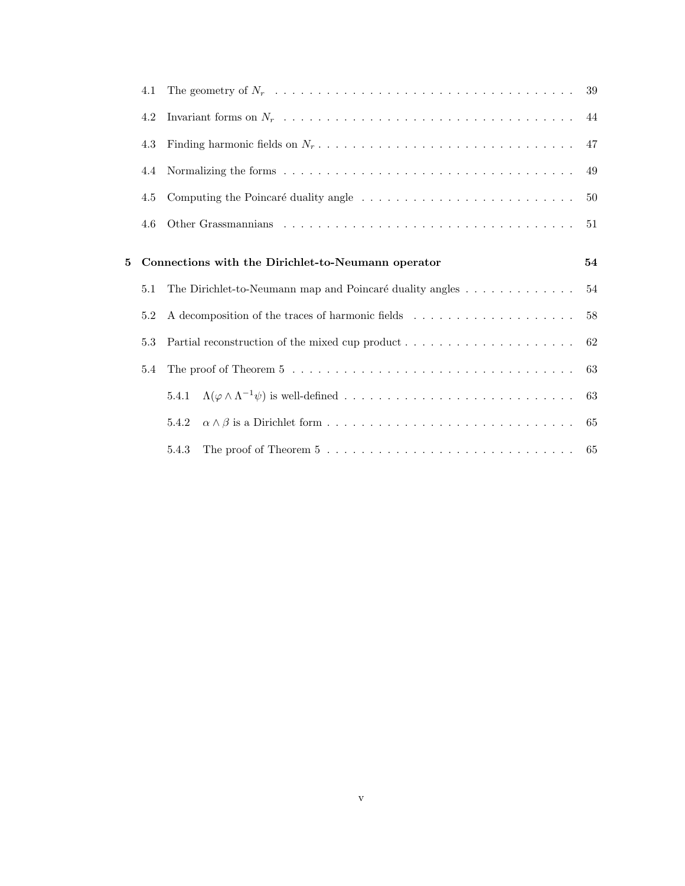4.1 The geometry of $N_r$ . . . . . . . . . . . . . . . . . . . . . . . . . . . . . . . . . . . . 39

4.2 Invariant forms on $N_r$ . . . . . . . . . . . . . . . . . . . . . . . . . . . . . . . . . . . . 44

4.3 Finding harmonic fields on $N_r$ . . . . . . . . . . . . . . . . . . . . . . . . . . . . . . . . 47

4.4 Normalizing the forms . . . . . . . . . . . . . . . . . . . . . . . . . . . . . . . . . . . . 49

4.5 Computing the Poincaré duality angle . . . . . . . . . . . . . . . . . . . . . . . . . . . 50

4.6 Other Grassmannians . . . . . . . . . . . . . . . . . . . . . . . . . . . . . . . . . . . . 51

**5 Connections with the Dirichlet-to-Neumann operator** **54**

5.1 The Dirichlet-to-Neumann map and Poincaré duality angles . . . . . . . . . . . . . . 54

5.2 A decomposition of the traces of harmonic fields . . . . . . . . . . . . . . . . . . . . 58

5.3 Partial reconstruction of the mixed cup product . . . . . . . . . . . . . . . . . . . . . 62

5.4 The proof of Theorem 5 . . . . . . . . . . . . . . . . . . . . . . . . . . . . . . . . . . . 63

5.4.1 $\Lambda(\varphi \wedge \Lambda^{-1}\psi)$ is well-defined . . . . . . . . . . . . . . . . . . . . . . . . . . . 63

5.4.2 $\alpha \wedge \beta$ is a Dirichlet form . . . . . . . . . . . . . . . . . . . . . . . . . . . . . 65

5.4.3 The proof of Theorem 5 . . . . . . . . . . . . . . . . . . . . . . . . . . . . . . . 65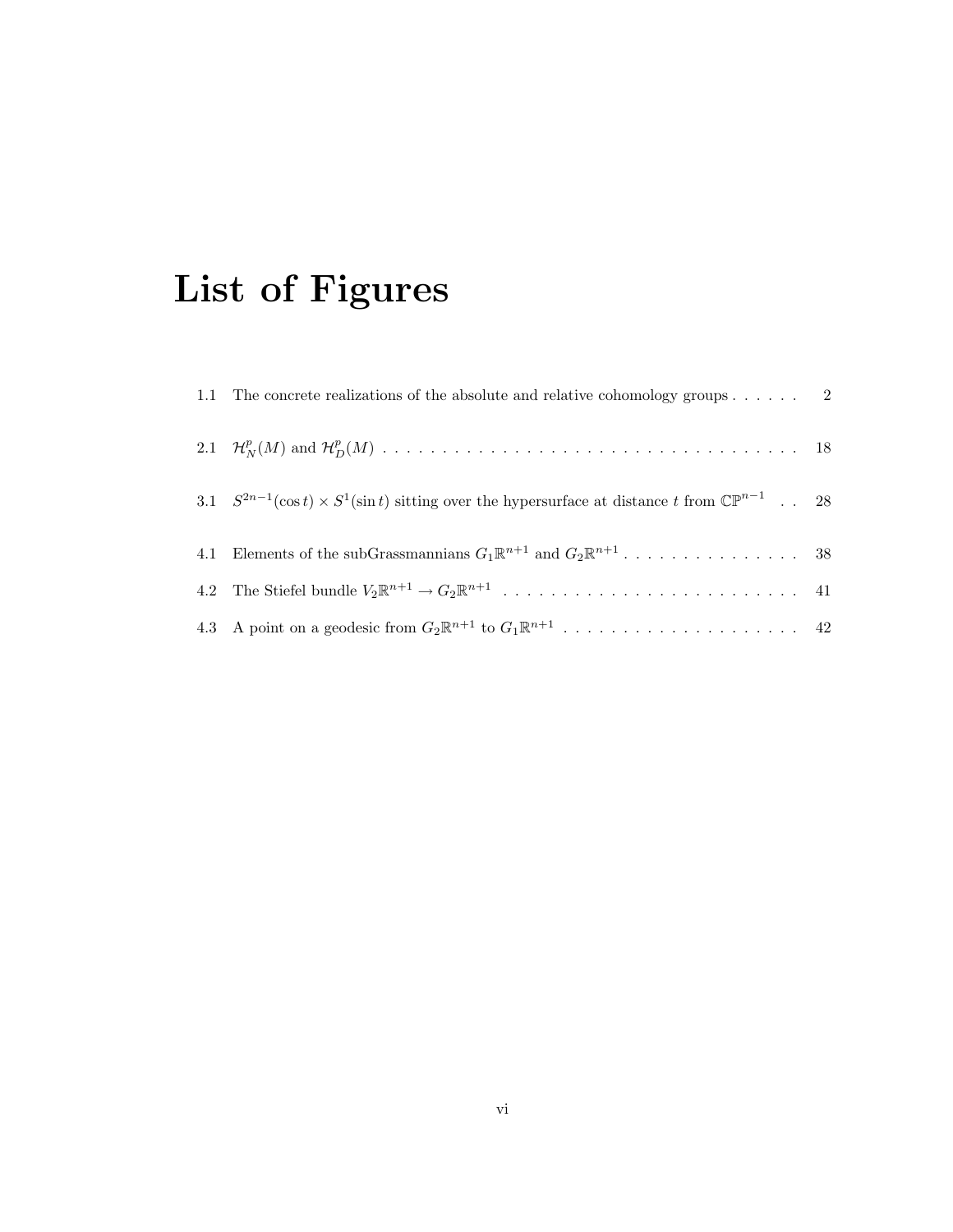# List of Figures

1.1 The concrete realizations of the absolute and relative cohomology groups . . . . . . 2

2.1 $\mathcal{H}^p_N(M)$ and $\mathcal{H}^p_D(M)$ . . . . . . . . . . . . . . . . . . . . . . . . . . . . . . . . . . . 18

3.1 $S^{2n-1}(\cos t) \times S^1(\sin t)$ sitting over the hypersurface at distance $t$ from $\mathbb{CP}^{n-1}$ . . 28

4.1 Elements of the subGrassmannians $G_1\mathbb{R}^{n+1}$ and $G_2\mathbb{R}^{n+1}$ . . . . . . . . . . . . . . . 38

4.2 The Stiefel bundle $V_2\mathbb{R}^{n+1} \to G_2\mathbb{R}^{n+1}$ . . . . . . . . . . . . . . . . . . . . . . . . . 41

4.3 A point on a geodesic from $G_2\mathbb{R}^{n+1}$ to $G_1\mathbb{R}^{n+1}$ . . . . . . . . . . . . . . . . . . . . . 42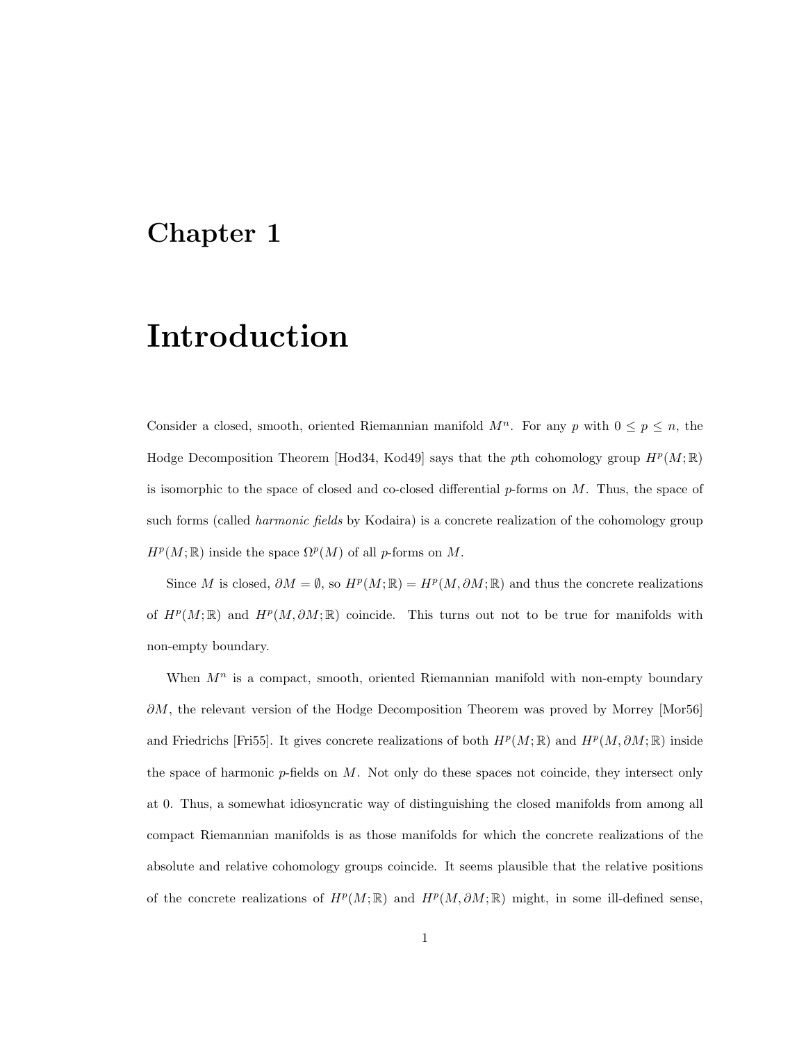# Chapter 1

# Introduction

Consider a closed, smooth, oriented Riemannian manifold $M^n$. For any $p$ with $0 \leq p \leq n$, the Hodge Decomposition Theorem [Hod34, Kod49] says that the $p$th cohomology group $H^p(M;\mathbb{R})$ is isomorphic to the space of closed and co-closed differential $p$-forms on $M$. Thus, the space of such forms (called *harmonic fields* by Kodaira) is a concrete realization of the cohomology group $H^p(M;\mathbb{R})$ inside the space $\Omega^p(M)$ of all $p$-forms on $M$.

Since $M$ is closed, $\partial M = \emptyset$, so $H^p(M;\mathbb{R}) = H^p(M, \partial M;\mathbb{R})$ and thus the concrete realizations of $H^p(M;\mathbb{R})$ and $H^p(M, \partial M;\mathbb{R})$ coincide. This turns out not to be true for manifolds with non-empty boundary.

When $M^n$ is a compact, smooth, oriented Riemannian manifold with non-empty boundary $\partial M$, the relevant version of the Hodge Decomposition Theorem was proved by Morrey [Mor56] and Friedrichs [Fri55]. It gives concrete realizations of both $H^p(M;\mathbb{R})$ and $H^p(M, \partial M;\mathbb{R})$ inside the space of harmonic $p$-fields on $M$. Not only do these spaces not coincide, they intersect only at 0. Thus, a somewhat idiosyncratic way of distinguishing the closed manifolds from among all compact Riemannian manifolds is as those manifolds for which the concrete realizations of the absolute and relative cohomology groups coincide. It seems plausible that the relative positions of the concrete realizations of $H^p(M;\mathbb{R})$ and $H^p(M, \partial M;\mathbb{R})$ might, in some ill-defined sense,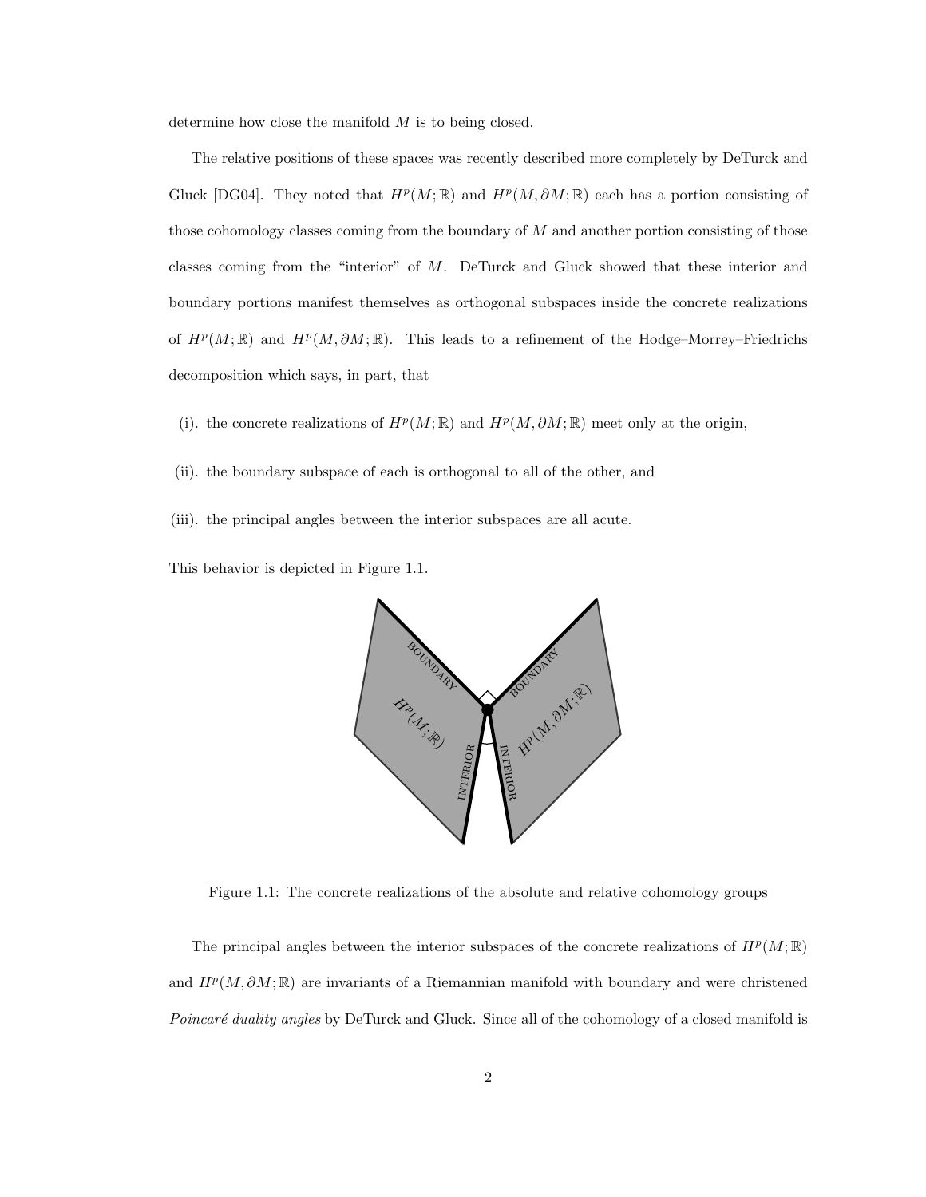determine how close the manifold $M$ is to being closed.

The relative positions of these spaces was recently described more completely by DeTurck and Gluck [DG04]. They noted that $H^p(M;\mathbb{R})$ and $H^p(M,\partial M;\mathbb{R})$ each has a portion consisting of those cohomology classes coming from the boundary of $M$ and another portion consisting of those classes coming from the "interior" of $M$. DeTurck and Gluck showed that these interior and boundary portions manifest themselves as orthogonal subspaces inside the concrete realizations of $H^p(M;\mathbb{R})$ and $H^p(M,\partial M;\mathbb{R})$. This leads to a refinement of the Hodge–Morrey–Friedrichs decomposition which says, in part, that

(i). the concrete realizations of $H^p(M;\mathbb{R})$ and $H^p(M,\partial M;\mathbb{R})$ meet only at the origin,

(ii). the boundary subspace of each is orthogonal to all of the other, and

(iii). the principal angles between the interior subspaces are all acute.

This behavior is depicted in Figure 1.1.

Figure 1.1: The concrete realizations of the absolute and relative cohomology groups

The principal angles between the interior subspaces of the concrete realizations of $H^p(M;\mathbb{R})$ and $H^p(M,\partial M;\mathbb{R})$ are invariants of a Riemannian manifold with boundary and were christened *Poincaré duality angles* by DeTurck and Gluck. Since all of the cohomology of a closed manifold is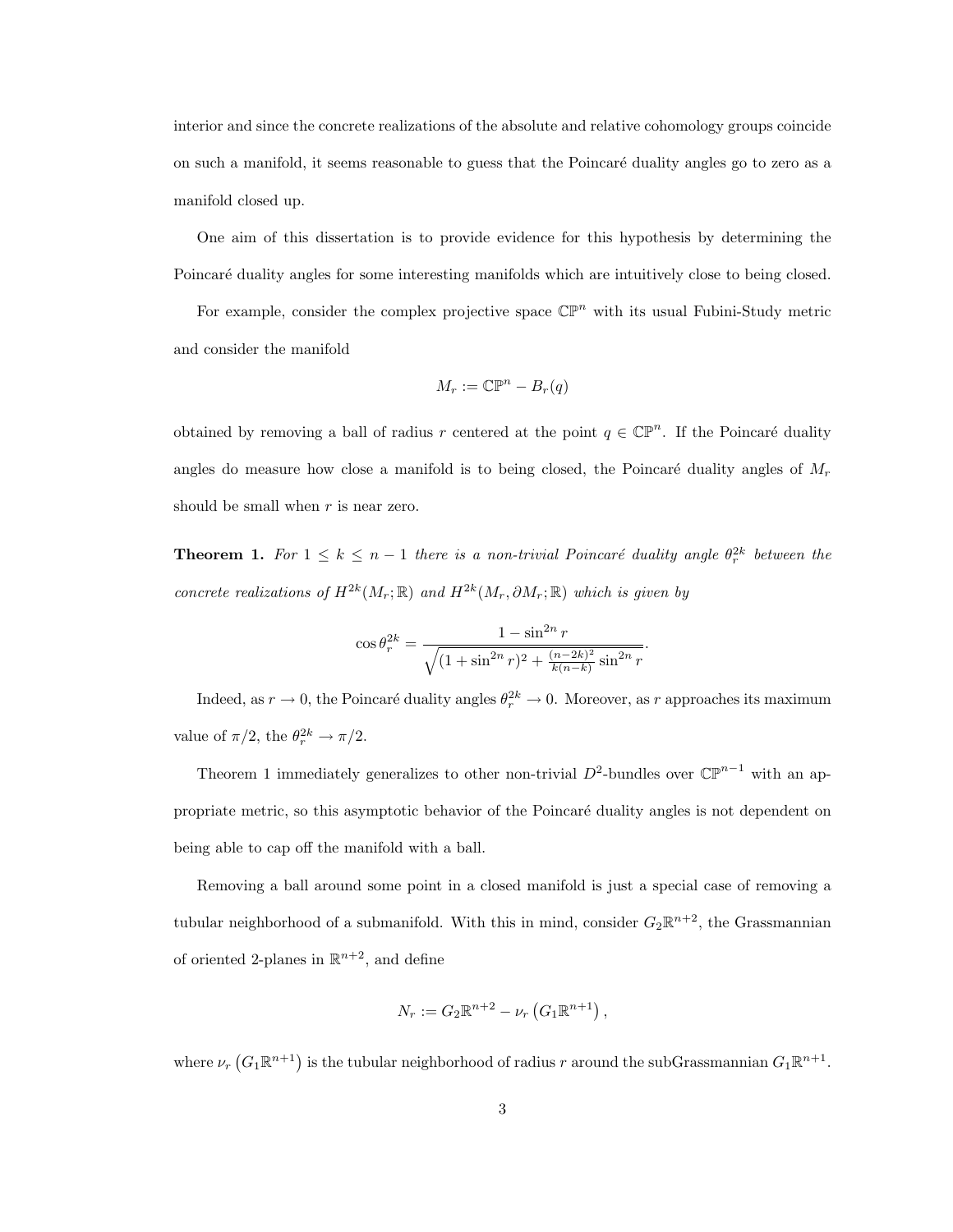interior and since the concrete realizations of the absolute and relative cohomology groups coincide on such a manifold, it seems reasonable to guess that the Poincaré duality angles go to zero as a manifold closed up.

One aim of this dissertation is to provide evidence for this hypothesis by determining the Poincaré duality angles for some interesting manifolds which are intuitively close to being closed.

For example, consider the complex projective space $\mathbb{CP}^n$ with its usual Fubini-Study metric and consider the manifold

$$M_r := \mathbb{CP}^n - B_r(q)$$

obtained by removing a ball of radius $r$ centered at the point $q \in \mathbb{CP}^n$. If the Poincaré duality angles do measure how close a manifold is to being closed, the Poincaré duality angles of $M_r$ should be small when $r$ is near zero.

**Theorem 1.** *For $1 \leq k \leq n-1$ there is a non-trivial Poincaré duality angle $\theta_r^{2k}$ between the concrete realizations of $H^{2k}(M_r; \mathbb{R})$ and $H^{2k}(M_r, \partial M_r; \mathbb{R})$ which is given by*

$$\cos \theta_r^{2k} = \frac{1 - \sin^{2n} r}{\sqrt{(1 + \sin^{2n} r)^2 + \frac{(n-2k)^2}{k(n-k)} \sin^{2n} r}}.$$

Indeed, as $r \to 0$, the Poincaré duality angles $\theta_r^{2k} \to 0$. Moreover, as $r$ approaches its maximum value of $\pi/2$, the $\theta_r^{2k} \to \pi/2$.

Theorem 1 immediately generalizes to other non-trivial $D^2$-bundles over $\mathbb{CP}^{n-1}$ with an appropriate metric, so this asymptotic behavior of the Poincaré duality angles is not dependent on being able to cap off the manifold with a ball.

Removing a ball around some point in a closed manifold is just a special case of removing a tubular neighborhood of a submanifold. With this in mind, consider $G_2\mathbb{R}^{n+2}$, the Grassmannian of oriented 2-planes in $\mathbb{R}^{n+2}$, and define

$$N_r := G_2\mathbb{R}^{n+2} - \nu_r\left(G_1\mathbb{R}^{n+1}\right),$$

where $\nu_r\left(G_1\mathbb{R}^{n+1}\right)$ is the tubular neighborhood of radius $r$ around the subGrassmannian $G_1\mathbb{R}^{n+1}$.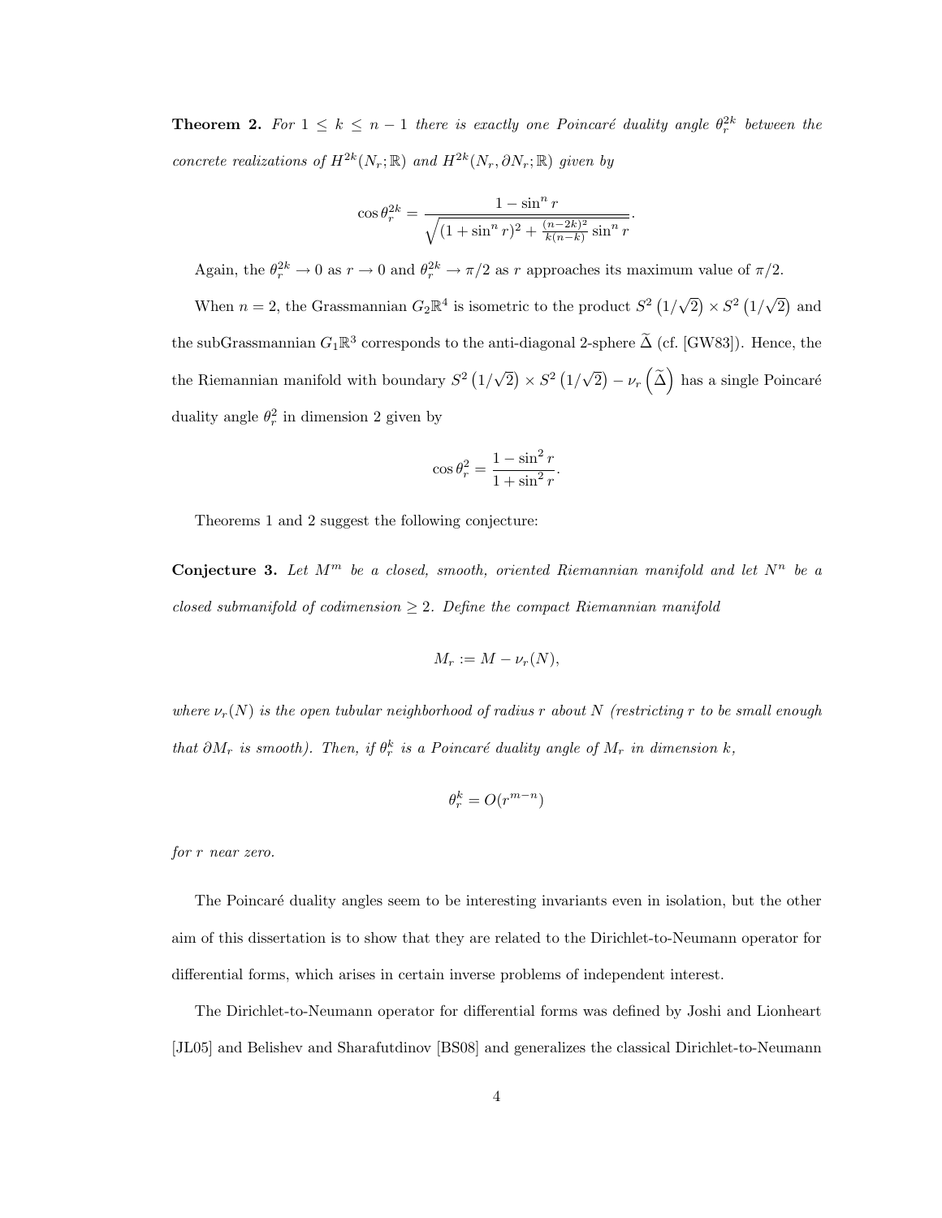**Theorem 2.** *For $1 \leq k \leq n-1$ there is exactly one Poincaré duality angle $\theta_r^{2k}$ between the concrete realizations of $H^{2k}(N_r;\mathbb{R})$ and $H^{2k}(N_r, \partial N_r;\mathbb{R})$ given by*

$$\cos\theta_r^{2k} = \frac{1-\sin^n r}{\sqrt{(1+\sin^n r)^2 + \frac{(n-2k)^2}{k(n-k)}\sin^n r}}.$$

Again, the $\theta_r^{2k} \to 0$ as $r \to 0$ and $\theta_r^{2k} \to \pi/2$ as $r$ approaches its maximum value of $\pi/2$.

When $n = 2$, the Grassmannian $G_2\mathbb{R}^4$ is isometric to the product $S^2\left(1/\sqrt{2}\right) \times S^2\left(1/\sqrt{2}\right)$ and the subGrassmannian $G_1\mathbb{R}^3$ corresponds to the anti-diagonal 2-sphere $\widetilde{\Delta}$ (cf. [GW83]). Hence, the the Riemannian manifold with boundary $S^2\left(1/\sqrt{2}\right) \times S^2\left(1/\sqrt{2}\right) - \nu_r\left(\widetilde{\Delta}\right)$ has a single Poincaré duality angle $\theta_r^2$ in dimension 2 given by

$$\cos\theta_r^2 = \frac{1-\sin^2 r}{1+\sin^2 r}.$$

Theorems 1 and 2 suggest the following conjecture:

**Conjecture 3.** *Let $M^m$ be a closed, smooth, oriented Riemannian manifold and let $N^n$ be a closed submanifold of codimension $\geq 2$. Define the compact Riemannian manifold*

$$M_r := M - \nu_r(N),$$

*where $\nu_r(N)$ is the open tubular neighborhood of radius $r$ about $N$ (restricting $r$ to be small enough that $\partial M_r$ is smooth). Then, if $\theta_r^k$ is a Poincaré duality angle of $M_r$ in dimension $k$,*

$$\theta_r^k = O(r^{m-n})$$

*for $r$ near zero.*

The Poincaré duality angles seem to be interesting invariants even in isolation, but the other aim of this dissertation is to show that they are related to the Dirichlet-to-Neumann operator for differential forms, which arises in certain inverse problems of independent interest.

The Dirichlet-to-Neumann operator for differential forms was defined by Joshi and Lionheart [JL05] and Belishev and Sharafutdinov [BS08] and generalizes the classical Dirichlet-to-Neumann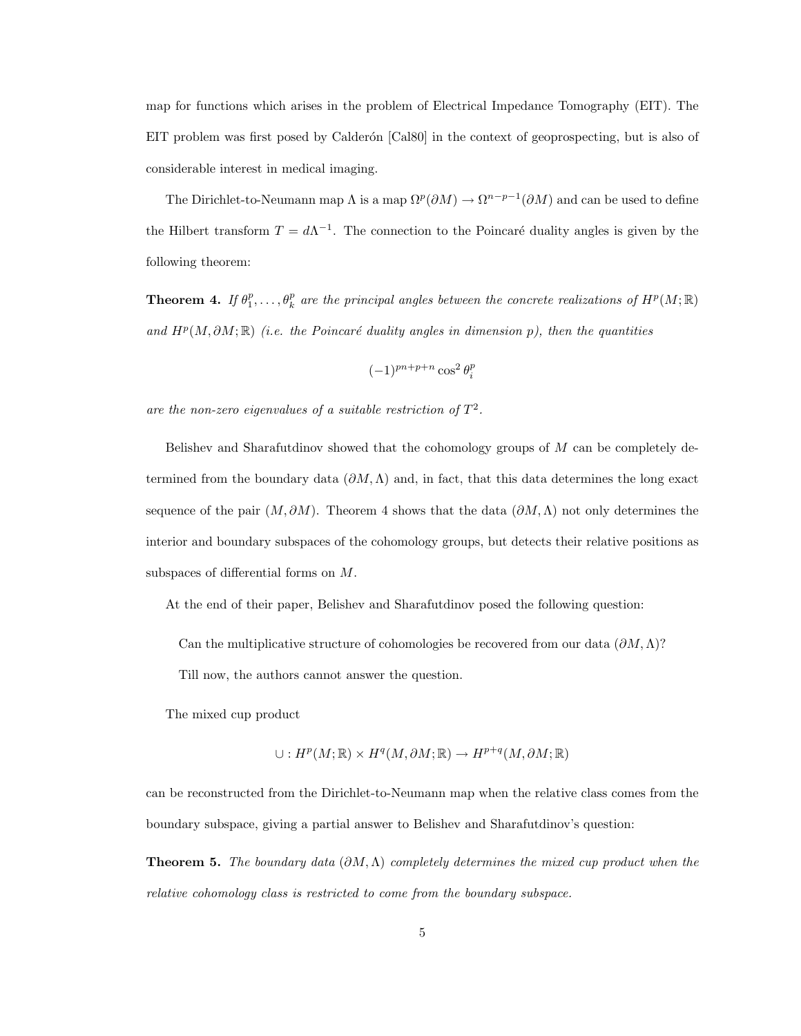map for functions which arises in the problem of Electrical Impedance Tomography (EIT). The EIT problem was first posed by Calderón [Cal80] in the context of geoprospecting, but is also of considerable interest in medical imaging.

The Dirichlet-to-Neumann map $\Lambda$ is a map $\Omega^p(\partial M) \to \Omega^{n-p-1}(\partial M)$ and can be used to define the Hilbert transform $T = d\Lambda^{-1}$. The connection to the Poincaré duality angles is given by the following theorem:

**Theorem 4.** *If $\theta_1^p, \ldots, \theta_k^p$ are the principal angles between the concrete realizations of $H^p(M;\mathbb{R})$ and $H^p(M, \partial M; \mathbb{R})$ (i.e. the Poincaré duality angles in dimension $p$), then the quantities*

$$(-1)^{pn+p+n} \cos^2 \theta_i^p$$

*are the non-zero eigenvalues of a suitable restriction of $T^2$.*

Belishev and Sharafutdinov showed that the cohomology groups of $M$ can be completely determined from the boundary data $(\partial M, \Lambda)$ and, in fact, that this data determines the long exact sequence of the pair $(M, \partial M)$. Theorem 4 shows that the data $(\partial M, \Lambda)$ not only determines the interior and boundary subspaces of the cohomology groups, but detects their relative positions as subspaces of differential forms on $M$.

At the end of their paper, Belishev and Sharafutdinov posed the following question:

> Can the multiplicative structure of cohomologies be recovered from our data $(\partial M, \Lambda)$?
>
> Till now, the authors cannot answer the question.

The mixed cup product

$$\cup : H^p(M;\mathbb{R}) \times H^q(M, \partial M; \mathbb{R}) \to H^{p+q}(M, \partial M; \mathbb{R})$$

can be reconstructed from the Dirichlet-to-Neumann map when the relative class comes from the boundary subspace, giving a partial answer to Belishev and Sharafutdinov's question:

**Theorem 5.** *The boundary data $(\partial M, \Lambda)$ completely determines the mixed cup product when the relative cohomology class is restricted to come from the boundary subspace.*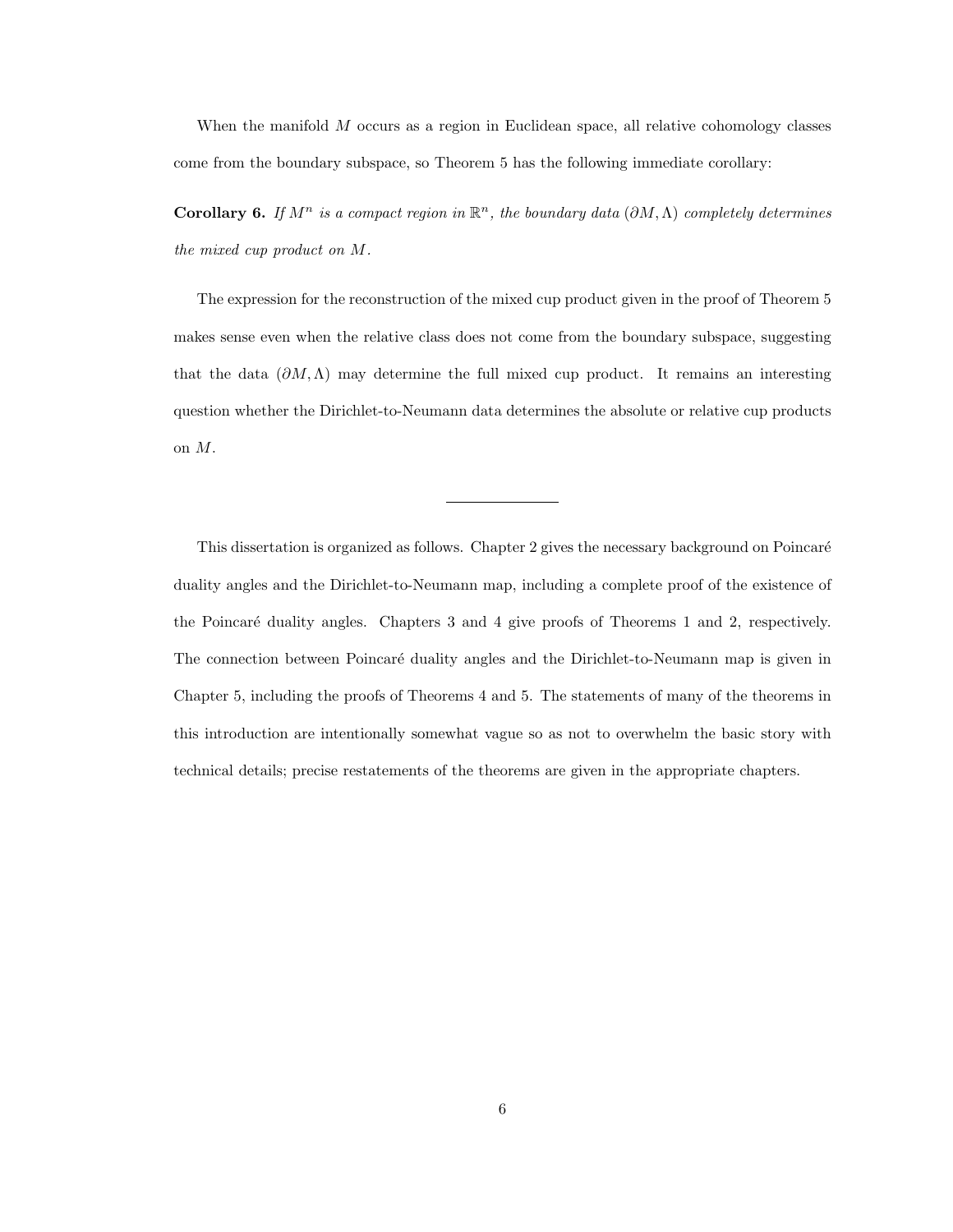When the manifold $M$ occurs as a region in Euclidean space, all relative cohomology classes come from the boundary subspace, so Theorem 5 has the following immediate corollary:

**Corollary 6.** *If $M^n$ is a compact region in $\mathbb{R}^n$, the boundary data $(\partial M, \Lambda)$ completely determines the mixed cup product on $M$.*

The expression for the reconstruction of the mixed cup product given in the proof of Theorem 5 makes sense even when the relative class does not come from the boundary subspace, suggesting that the data $(\partial M, \Lambda)$ may determine the full mixed cup product. It remains an interesting question whether the Dirichlet-to-Neumann data determines the absolute or relative cup products on $M$.

---

This dissertation is organized as follows. Chapter 2 gives the necessary background on Poincaré duality angles and the Dirichlet-to-Neumann map, including a complete proof of the existence of the Poincaré duality angles. Chapters 3 and 4 give proofs of Theorems 1 and 2, respectively. The connection between Poincaré duality angles and the Dirichlet-to-Neumann map is given in Chapter 5, including the proofs of Theorems 4 and 5. The statements of many of the theorems in this introduction are intentionally somewhat vague so as not to overwhelm the basic story with technical details; precise restatements of the theorems are given in the appropriate chapters.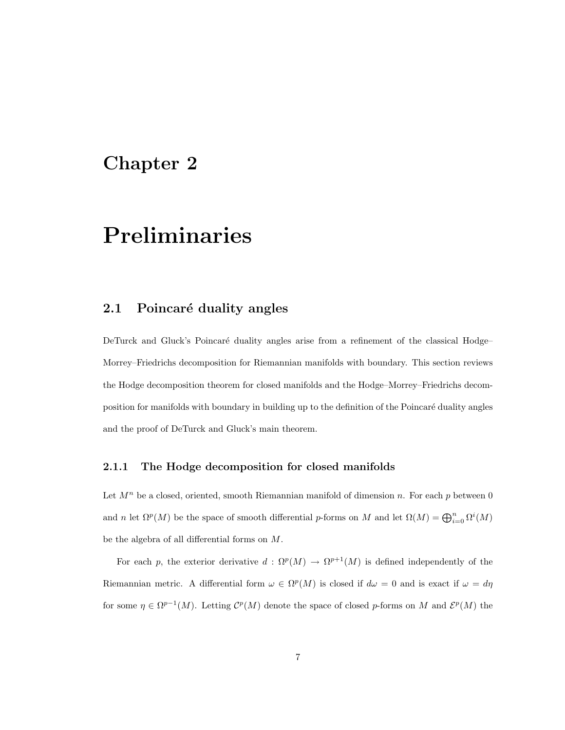# Chapter 2

# Preliminaries

## 2.1 Poincaré duality angles

DeTurck and Gluck's Poincaré duality angles arise from a refinement of the classical Hodge–Morrey–Friedrichs decomposition for Riemannian manifolds with boundary. This section reviews the Hodge decomposition theorem for closed manifolds and the Hodge–Morrey–Friedrichs decomposition for manifolds with boundary in building up to the definition of the Poincaré duality angles and the proof of DeTurck and Gluck's main theorem.

### 2.1.1 The Hodge decomposition for closed manifolds

Let $M^n$ be a closed, oriented, smooth Riemannian manifold of dimension $n$. For each $p$ between 0 and $n$ let $\Omega^p(M)$ be the space of smooth differential $p$-forms on $M$ and let $\Omega(M) = \bigoplus_{i=0}^n \Omega^i(M)$ be the algebra of all differential forms on $M$.

For each $p$, the exterior derivative $d : \Omega^p(M) \to \Omega^{p+1}(M)$ is defined independently of the Riemannian metric. A differential form $\omega \in \Omega^p(M)$ is closed if $d\omega = 0$ and is exact if $\omega = d\eta$ for some $\eta \in \Omega^{p-1}(M)$. Letting $\mathcal{C}^p(M)$ denote the space of closed $p$-forms on $M$ and $\mathcal{E}^p(M)$ the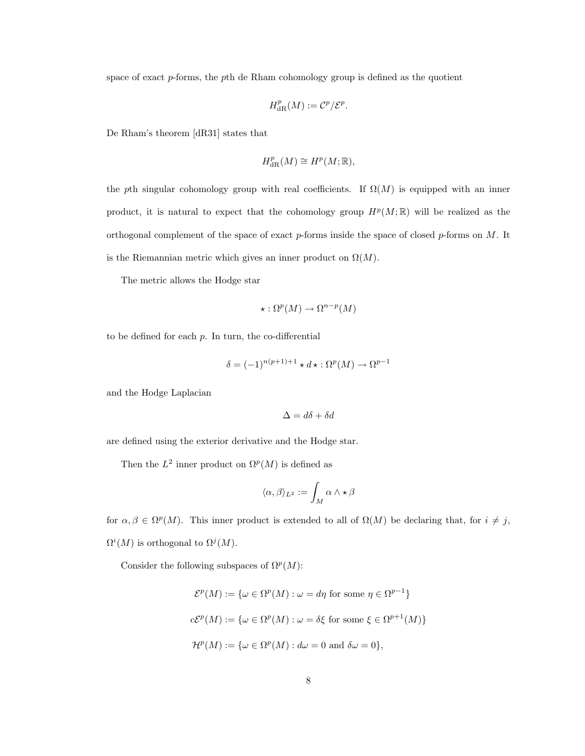space of exact $p$-forms, the $p$th de Rham cohomology group is defined as the quotient

$$H^p_{\text{dR}}(M) := \mathcal{C}^p/\mathcal{E}^p.$$

De Rham's theorem [dR31] states that

$$H^p_{\text{dR}}(M) \cong H^p(M;\mathbb{R}),$$

the $p$th singular cohomology group with real coefficients. If $\Omega(M)$ is equipped with an inner product, it is natural to expect that the cohomology group $H^p(M;\mathbb{R})$ will be realized as the orthogonal complement of the space of exact $p$-forms inside the space of closed $p$-forms on $M$. It is the Riemannian metric which gives an inner product on $\Omega(M)$.

The metric allows the Hodge star

$$\star : \Omega^p(M) \to \Omega^{n-p}(M)$$

to be defined for each $p$. In turn, the co-differential

$$\delta = (-1)^{n(p+1)+1} \star d \star : \Omega^p(M) \to \Omega^{p-1}$$

and the Hodge Laplacian

$$\Delta = d\delta + \delta d$$

are defined using the exterior derivative and the Hodge star.

Then the $L^2$ inner product on $\Omega^p(M)$ is defined as

$$\langle \alpha, \beta \rangle_{L^2} := \int_M \alpha \wedge \star \beta$$

for $\alpha, \beta \in \Omega^p(M)$. This inner product is extended to all of $\Omega(M)$ be declaring that, for $i \neq j$, $\Omega^i(M)$ is orthogonal to $\Omega^j(M)$.

Consider the following subspaces of $\Omega^p(M)$:

$$\mathcal{E}^p(M) := \{\omega \in \Omega^p(M) : \omega = d\eta \text{ for some } \eta \in \Omega^{p-1}\}$$

$$c\mathcal{E}^p(M) := \{\omega \in \Omega^p(M) : \omega = \delta\xi \text{ for some } \xi \in \Omega^{p+1}(M)\}$$

$$\mathcal{H}^p(M) := \{\omega \in \Omega^p(M) : d\omega = 0 \text{ and } \delta\omega = 0\},$$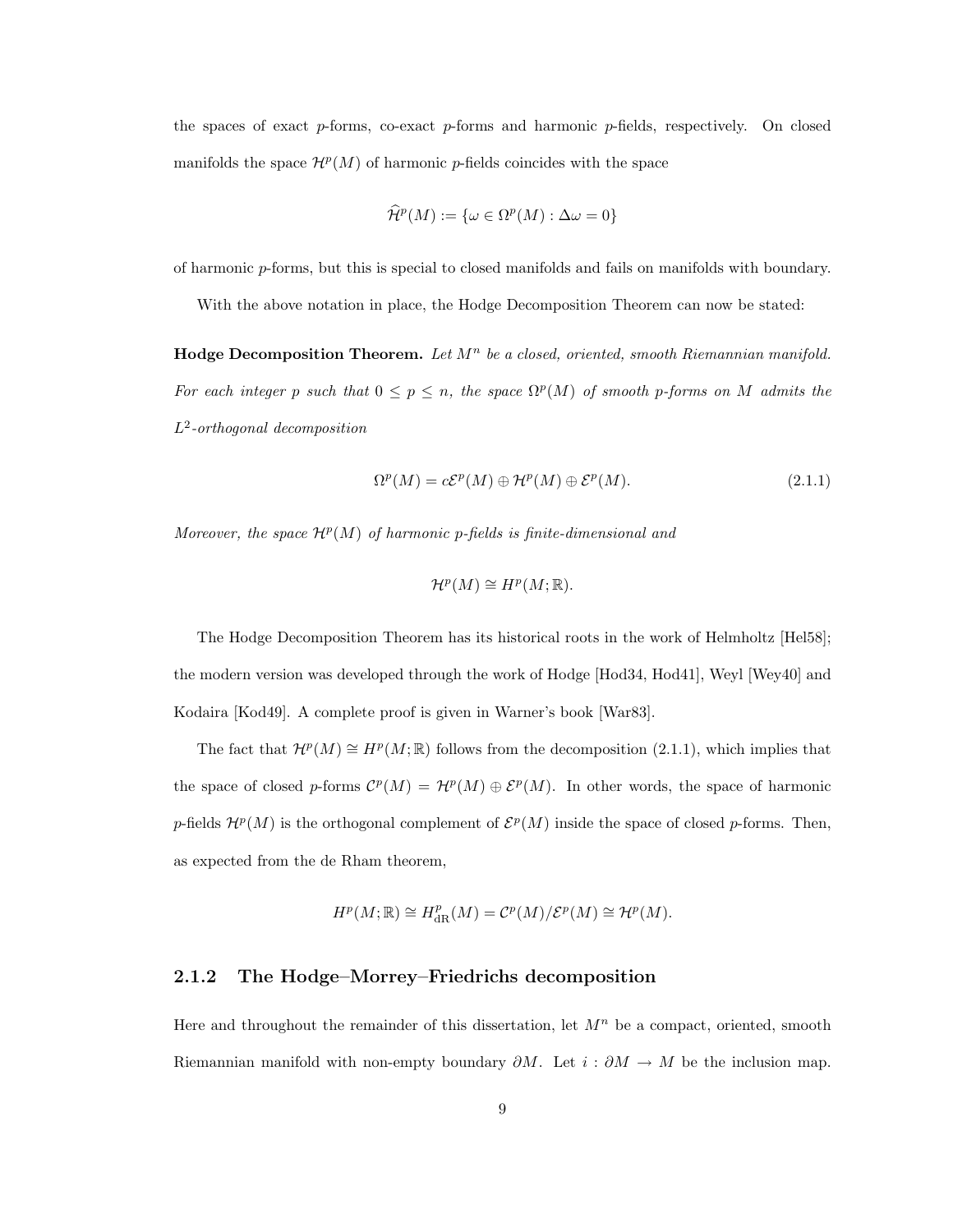the spaces of exact $p$-forms, co-exact $p$-forms and harmonic $p$-fields, respectively. On closed manifolds the space $\mathcal{H}^p(M)$ of harmonic $p$-fields coincides with the space

$$\widehat{\mathcal{H}}^p(M) := \{\omega \in \Omega^p(M) : \Delta\omega = 0\}$$

of harmonic $p$-forms, but this is special to closed manifolds and fails on manifolds with boundary.

With the above notation in place, the Hodge Decomposition Theorem can now be stated:

**Hodge Decomposition Theorem.** *Let $M^n$ be a closed, oriented, smooth Riemannian manifold. For each integer $p$ such that $0 \leq p \leq n$, the space $\Omega^p(M)$ of smooth $p$-forms on $M$ admits the $L^2$-orthogonal decomposition*

$$\Omega^p(M) = c\mathcal{E}^p(M) \oplus \mathcal{H}^p(M) \oplus \mathcal{E}^p(M). \tag{2.1.1}$$

*Moreover, the space $\mathcal{H}^p(M)$ of harmonic $p$-fields is finite-dimensional and*

$$\mathcal{H}^p(M) \cong H^p(M; \mathbb{R}).$$

The Hodge Decomposition Theorem has its historical roots in the work of Helmholtz [Hel58]; the modern version was developed through the work of Hodge [Hod34, Hod41], Weyl [Wey40] and Kodaira [Kod49]. A complete proof is given in Warner's book [War83].

The fact that $\mathcal{H}^p(M) \cong H^p(M; \mathbb{R})$ follows from the decomposition (2.1.1), which implies that the space of closed $p$-forms $\mathcal{C}^p(M) = \mathcal{H}^p(M) \oplus \mathcal{E}^p(M)$. In other words, the space of harmonic $p$-fields $\mathcal{H}^p(M)$ is the orthogonal complement of $\mathcal{E}^p(M)$ inside the space of closed $p$-forms. Then, as expected from the de Rham theorem,

$$H^p(M; \mathbb{R}) \cong H^p_{\mathrm{dR}}(M) = \mathcal{C}^p(M)/\mathcal{E}^p(M) \cong \mathcal{H}^p(M).$$

### 2.1.2 The Hodge–Morrey–Friedrichs decomposition

Here and throughout the remainder of this dissertation, let $M^n$ be a compact, oriented, smooth Riemannian manifold with non-empty boundary $\partial M$. Let $i : \partial M \to M$ be the inclusion map.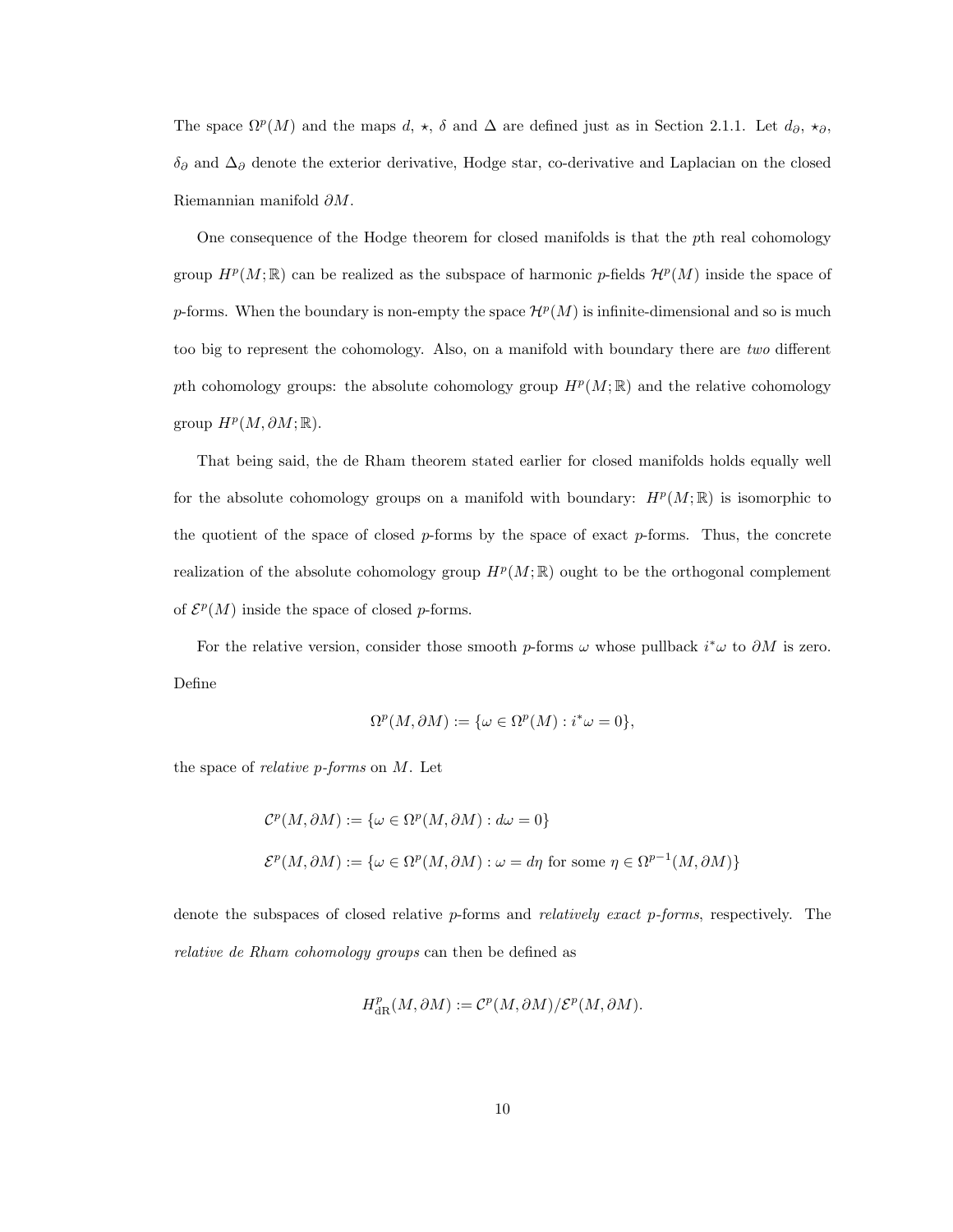The space $\Omega^p(M)$ and the maps $d$, $\star$, $\delta$ and $\Delta$ are defined just as in Section 2.1.1. Let $d_\partial$, $\star_\partial$, $\delta_\partial$ and $\Delta_\partial$ denote the exterior derivative, Hodge star, co-derivative and Laplacian on the closed Riemannian manifold $\partial M$.

One consequence of the Hodge theorem for closed manifolds is that the $p$th real cohomology group $H^p(M;\mathbb{R})$ can be realized as the subspace of harmonic $p$-fields $\mathcal{H}^p(M)$ inside the space of $p$-forms. When the boundary is non-empty the space $\mathcal{H}^p(M)$ is infinite-dimensional and so is much too big to represent the cohomology. Also, on a manifold with boundary there are *two* different $p$th cohomology groups: the absolute cohomology group $H^p(M;\mathbb{R})$ and the relative cohomology group $H^p(M, \partial M;\mathbb{R})$.

That being said, the de Rham theorem stated earlier for closed manifolds holds equally well for the absolute cohomology groups on a manifold with boundary: $H^p(M;\mathbb{R})$ is isomorphic to the quotient of the space of closed $p$-forms by the space of exact $p$-forms. Thus, the concrete realization of the absolute cohomology group $H^p(M;\mathbb{R})$ ought to be the orthogonal complement of $\mathcal{E}^p(M)$ inside the space of closed $p$-forms.

For the relative version, consider those smooth $p$-forms $\omega$ whose pullback $i^*\omega$ to $\partial M$ is zero. Define

$$\Omega^p(M, \partial M) := \{\omega \in \Omega^p(M) : i^*\omega = 0\},$$

the space of *relative $p$-forms* on $M$. Let

$$\mathcal{C}^p(M, \partial M) := \{\omega \in \Omega^p(M, \partial M) : d\omega = 0\}$$

$$\mathcal{E}^p(M, \partial M) := \{\omega \in \Omega^p(M, \partial M) : \omega = d\eta \text{ for some } \eta \in \Omega^{p-1}(M, \partial M)\}$$

denote the subspaces of closed relative $p$-forms and *relatively exact $p$-forms*, respectively. The *relative de Rham cohomology groups* can then be defined as

$$H^p_{\text{dR}}(M, \partial M) := \mathcal{C}^p(M, \partial M)/\mathcal{E}^p(M, \partial M).$$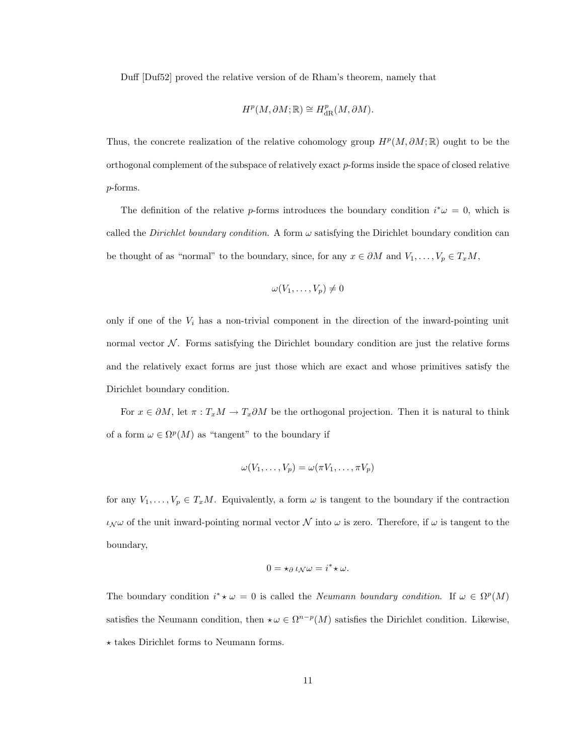Duff [Duf52] proved the relative version of de Rham's theorem, namely that

$$H^p(M, \partial M; \mathbb{R}) \cong H^p_{\text{dR}}(M, \partial M).$$

Thus, the concrete realization of the relative cohomology group $H^p(M, \partial M; \mathbb{R})$ ought to be the orthogonal complement of the subspace of relatively exact $p$-forms inside the space of closed relative $p$-forms.

The definition of the relative $p$-forms introduces the boundary condition $i^*\omega = 0$, which is called the *Dirichlet boundary condition.* A form $\omega$ satisfying the Dirichlet boundary condition can be thought of as "normal" to the boundary, since, for any $x \in \partial M$ and $V_1, \ldots, V_p \in T_x M$,

$$\omega(V_1, \ldots, V_p) \neq 0$$

only if one of the $V_i$ has a non-trivial component in the direction of the inward-pointing unit normal vector $\mathcal{N}$. Forms satisfying the Dirichlet boundary condition are just the relative forms and the relatively exact forms are just those which are exact and whose primitives satisfy the Dirichlet boundary condition.

For $x \in \partial M$, let $\pi : T_x M \to T_x \partial M$ be the orthogonal projection. Then it is natural to think of a form $\omega \in \Omega^p(M)$ as "tangent" to the boundary if

$$\omega(V_1, \ldots, V_p) = \omega(\pi V_1, \ldots, \pi V_p)$$

for any $V_1, \ldots, V_p \in T_x M$. Equivalently, a form $\omega$ is tangent to the boundary if the contraction $\iota_{\mathcal{N}}\omega$ of the unit inward-pointing normal vector $\mathcal{N}$ into $\omega$ is zero. Therefore, if $\omega$ is tangent to the boundary,

$$0 = \star_\partial \, \iota_{\mathcal{N}}\omega = i^* \star \omega.$$

The boundary condition $i^* \star \omega = 0$ is called the *Neumann boundary condition.* If $\omega \in \Omega^p(M)$ satisfies the Neumann condition, then $\star\omega \in \Omega^{n-p}(M)$ satisfies the Dirichlet condition. Likewise, $\star$ takes Dirichlet forms to Neumann forms.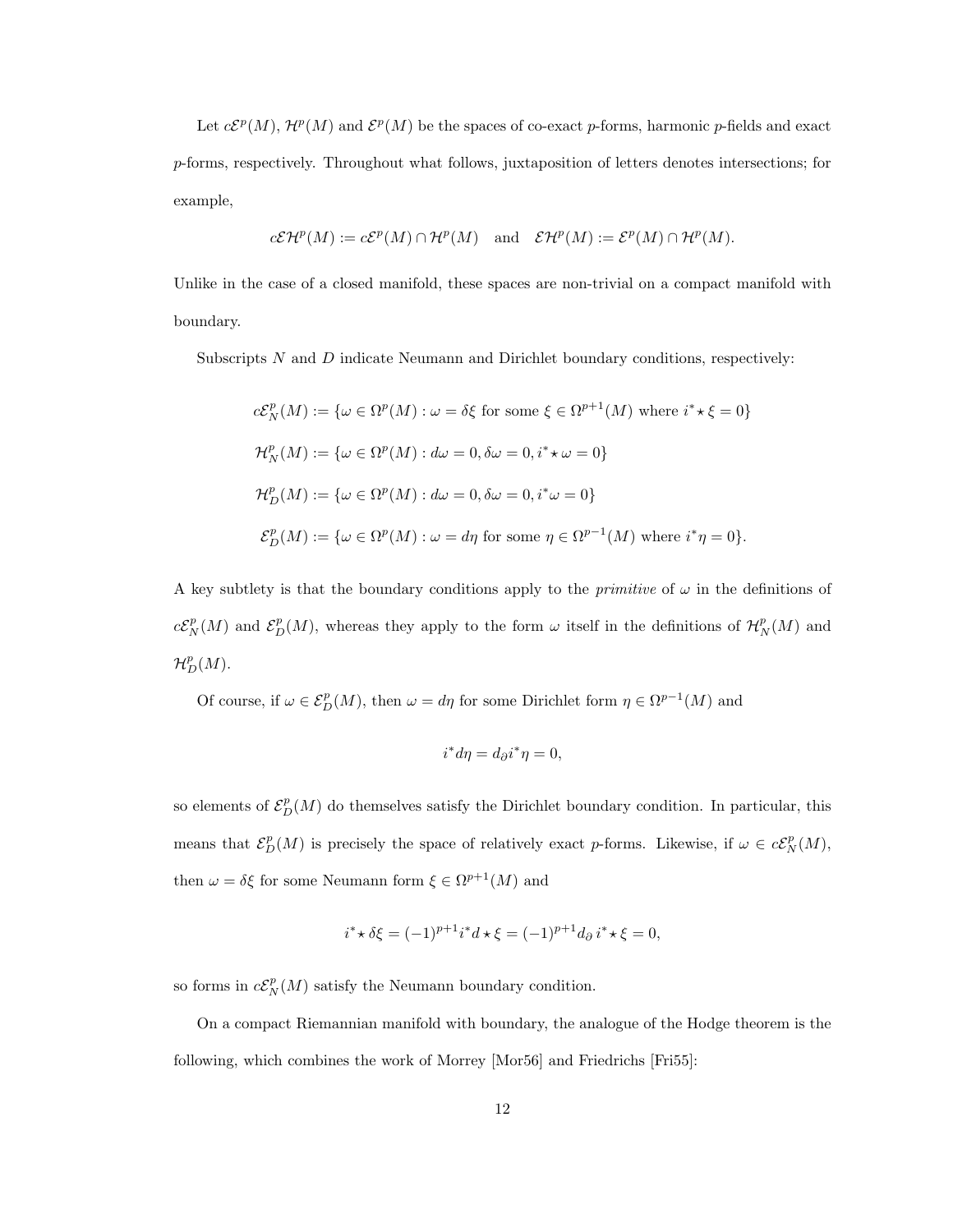Let $c\mathcal{E}^p(M)$, $\mathcal{H}^p(M)$ and $\mathcal{E}^p(M)$ be the spaces of co-exact $p$-forms, harmonic $p$-fields and exact $p$-forms, respectively. Throughout what follows, juxtaposition of letters denotes intersections; for example,

$$c\mathcal{E}\mathcal{H}^p(M) := c\mathcal{E}^p(M) \cap \mathcal{H}^p(M) \quad \text{and} \quad \mathcal{E}\mathcal{H}^p(M) := \mathcal{E}^p(M) \cap \mathcal{H}^p(M).$$

Unlike in the case of a closed manifold, these spaces are non-trivial on a compact manifold with boundary.

Subscripts $N$ and $D$ indicate Neumann and Dirichlet boundary conditions, respectively:

$$c\mathcal{E}^p_N(M) := \{\omega \in \Omega^p(M) : \omega = \delta\xi \text{ for some } \xi \in \Omega^{p+1}(M) \text{ where } i^*\star\xi = 0\}$$

$$\mathcal{H}^p_N(M) := \{\omega \in \Omega^p(M) : d\omega = 0, \delta\omega = 0, i^*\star\omega = 0\}$$

$$\mathcal{H}^p_D(M) := \{\omega \in \Omega^p(M) : d\omega = 0, \delta\omega = 0, i^*\omega = 0\}$$

$$\mathcal{E}^p_D(M) := \{\omega \in \Omega^p(M) : \omega = d\eta \text{ for some } \eta \in \Omega^{p-1}(M) \text{ where } i^*\eta = 0\}.$$

A key subtlety is that the boundary conditions apply to the *primitive* of $\omega$ in the definitions of $c\mathcal{E}^p_N(M)$ and $\mathcal{E}^p_D(M)$, whereas they apply to the form $\omega$ itself in the definitions of $\mathcal{H}^p_N(M)$ and $\mathcal{H}^p_D(M)$.

Of course, if $\omega \in \mathcal{E}^p_D(M)$, then $\omega = d\eta$ for some Dirichlet form $\eta \in \Omega^{p-1}(M)$ and

$$i^*d\eta = d_\partial i^*\eta = 0,$$

so elements of $\mathcal{E}^p_D(M)$ do themselves satisfy the Dirichlet boundary condition. In particular, this means that $\mathcal{E}^p_D(M)$ is precisely the space of relatively exact $p$-forms. Likewise, if $\omega \in c\mathcal{E}^p_N(M)$, then $\omega = \delta\xi$ for some Neumann form $\xi \in \Omega^{p+1}(M)$ and

$$i^*\star\delta\xi = (-1)^{p+1}i^*d\star\xi = (-1)^{p+1}d_\partial\, i^*\star\xi = 0,$$

so forms in $c\mathcal{E}^p_N(M)$ satisfy the Neumann boundary condition.

On a compact Riemannian manifold with boundary, the analogue of the Hodge theorem is the following, which combines the work of Morrey [Mor56] and Friedrichs [Fri55]: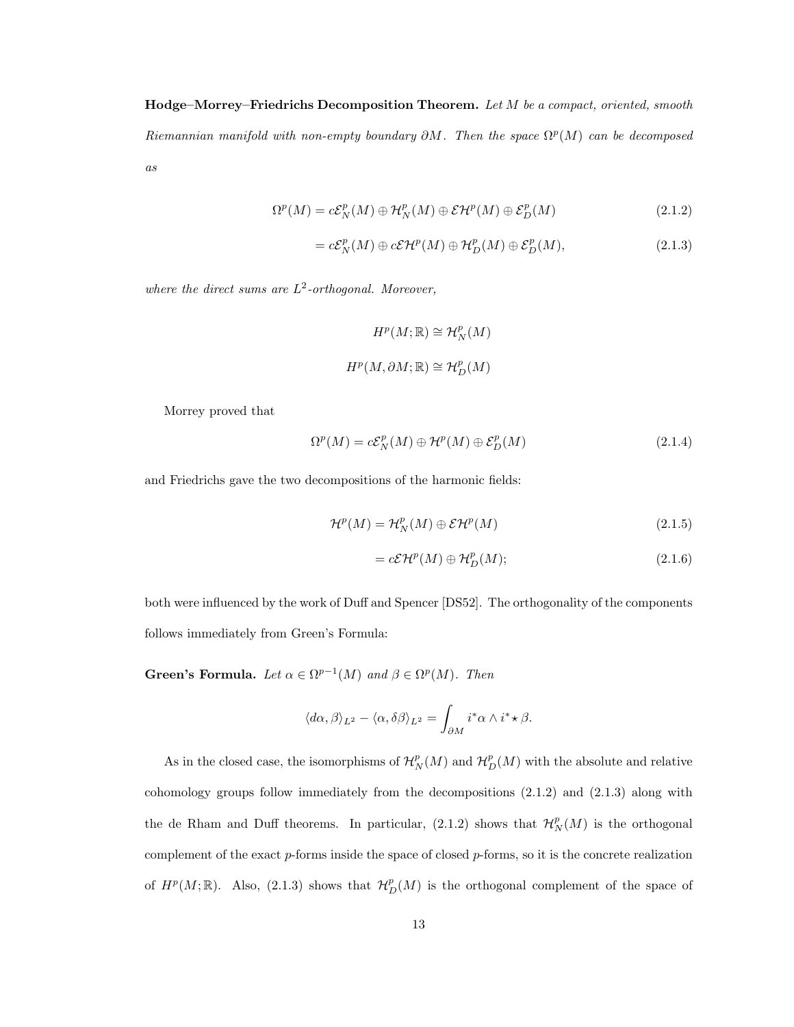**Hodge–Morrey–Friedrichs Decomposition Theorem.** *Let $M$ be a compact, oriented, smooth Riemannian manifold with non-empty boundary $\partial M$. Then the space $\Omega^p(M)$ can be decomposed as*

$$\Omega^p(M) = c\mathcal{E}^p_N(M) \oplus \mathcal{H}^p_N(M) \oplus \mathcal{E}\mathcal{H}^p(M) \oplus \mathcal{E}^p_D(M) \tag{2.1.2}$$

$$= c\mathcal{E}^p_N(M) \oplus c\mathcal{E}\mathcal{H}^p(M) \oplus \mathcal{H}^p_D(M) \oplus \mathcal{E}^p_D(M), \tag{2.1.3}$$

*where the direct sums are $L^2$-orthogonal. Moreover,*

$$H^p(M;\mathbb{R}) \cong \mathcal{H}^p_N(M)$$

$$H^p(M, \partial M;\mathbb{R}) \cong \mathcal{H}^p_D(M)$$

Morrey proved that

$$\Omega^p(M) = c\mathcal{E}^p_N(M) \oplus \mathcal{H}^p(M) \oplus \mathcal{E}^p_D(M) \tag{2.1.4}$$

and Friedrichs gave the two decompositions of the harmonic fields:

$$\mathcal{H}^p(M) = \mathcal{H}^p_N(M) \oplus \mathcal{E}\mathcal{H}^p(M) \tag{2.1.5}$$

$$= c\mathcal{E}\mathcal{H}^p(M) \oplus \mathcal{H}^p_D(M); \tag{2.1.6}$$

both were influenced by the work of Duff and Spencer [DS52]. The orthogonality of the components follows immediately from Green's Formula:

**Green's Formula.** *Let $\alpha \in \Omega^{p-1}(M)$ and $\beta \in \Omega^p(M)$. Then*

$$\langle d\alpha, \beta\rangle_{L^2} - \langle \alpha, \delta\beta\rangle_{L^2} = \int_{\partial M} i^*\alpha \wedge i^*\star\beta.$$

As in the closed case, the isomorphisms of $\mathcal{H}^p_N(M)$ and $\mathcal{H}^p_D(M)$ with the absolute and relative cohomology groups follow immediately from the decompositions (2.1.2) and (2.1.3) along with the de Rham and Duff theorems. In particular, (2.1.2) shows that $\mathcal{H}^p_N(M)$ is the orthogonal complement of the exact $p$-forms inside the space of closed $p$-forms, so it is the concrete realization of $H^p(M;\mathbb{R})$. Also, (2.1.3) shows that $\mathcal{H}^p_D(M)$ is the orthogonal complement of the space of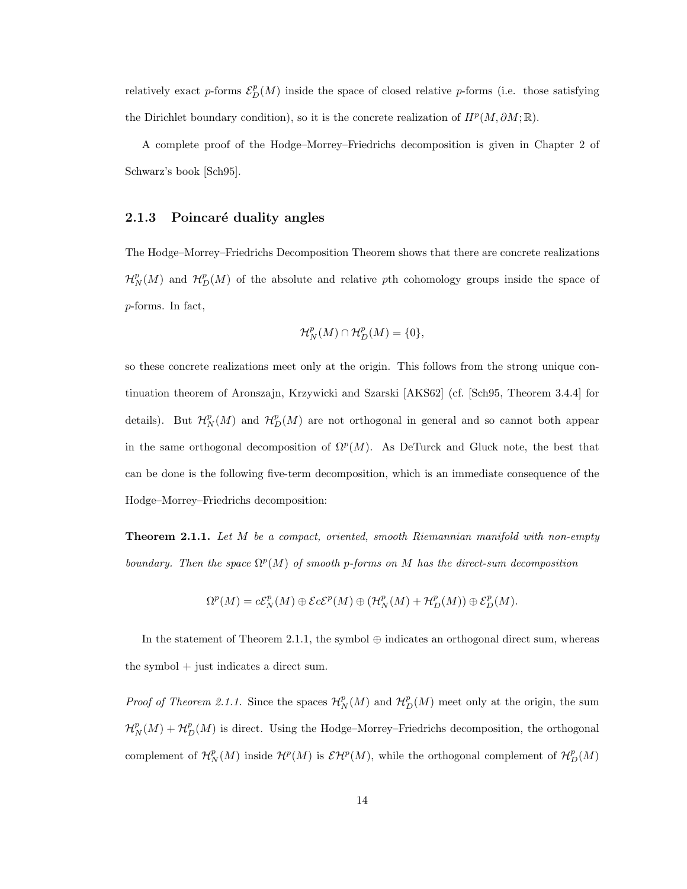relatively exact $p$-forms $\mathcal{E}^p_D(M)$ inside the space of closed relative $p$-forms (i.e. those satisfying the Dirichlet boundary condition), so it is the concrete realization of $H^p(M, \partial M; \mathbb{R})$.

A complete proof of the Hodge–Morrey–Friedrichs decomposition is given in Chapter 2 of Schwarz's book [Sch95].

### 2.1.3 Poincaré duality angles

The Hodge–Morrey–Friedrichs Decomposition Theorem shows that there are concrete realizations $\mathcal{H}^p_N(M)$ and $\mathcal{H}^p_D(M)$ of the absolute and relative $p$th cohomology groups inside the space of $p$-forms. In fact,

$$\mathcal{H}^p_N(M) \cap \mathcal{H}^p_D(M) = \{0\},$$

so these concrete realizations meet only at the origin. This follows from the strong unique continuation theorem of Aronszajn, Krzywicki and Szarski [AKS62] (cf. [Sch95, Theorem 3.4.4] for details). But $\mathcal{H}^p_N(M)$ and $\mathcal{H}^p_D(M)$ are not orthogonal in general and so cannot both appear in the same orthogonal decomposition of $\Omega^p(M)$. As DeTurck and Gluck note, the best that can be done is the following five-term decomposition, which is an immediate consequence of the Hodge–Morrey–Friedrichs decomposition:

**Theorem 2.1.1.** *Let $M$ be a compact, oriented, smooth Riemannian manifold with non-empty boundary. Then the space $\Omega^p(M)$ of smooth $p$-forms on $M$ has the direct-sum decomposition*

$$\Omega^p(M) = c\mathcal{E}^p_N(M) \oplus \mathcal{E}c\mathcal{E}^p(M) \oplus (\mathcal{H}^p_N(M) + \mathcal{H}^p_D(M)) \oplus \mathcal{E}^p_D(M).$$

In the statement of Theorem 2.1.1, the symbol $\oplus$ indicates an orthogonal direct sum, whereas the symbol $+$ just indicates a direct sum.

*Proof of Theorem 2.1.1.* Since the spaces $\mathcal{H}^p_N(M)$ and $\mathcal{H}^p_D(M)$ meet only at the origin, the sum $\mathcal{H}^p_N(M) + \mathcal{H}^p_D(M)$ is direct. Using the Hodge–Morrey–Friedrichs decomposition, the orthogonal complement of $\mathcal{H}^p_N(M)$ inside $\mathcal{H}^p(M)$ is $\mathcal{E}\mathcal{H}^p(M)$, while the orthogonal complement of $\mathcal{H}^p_D(M)$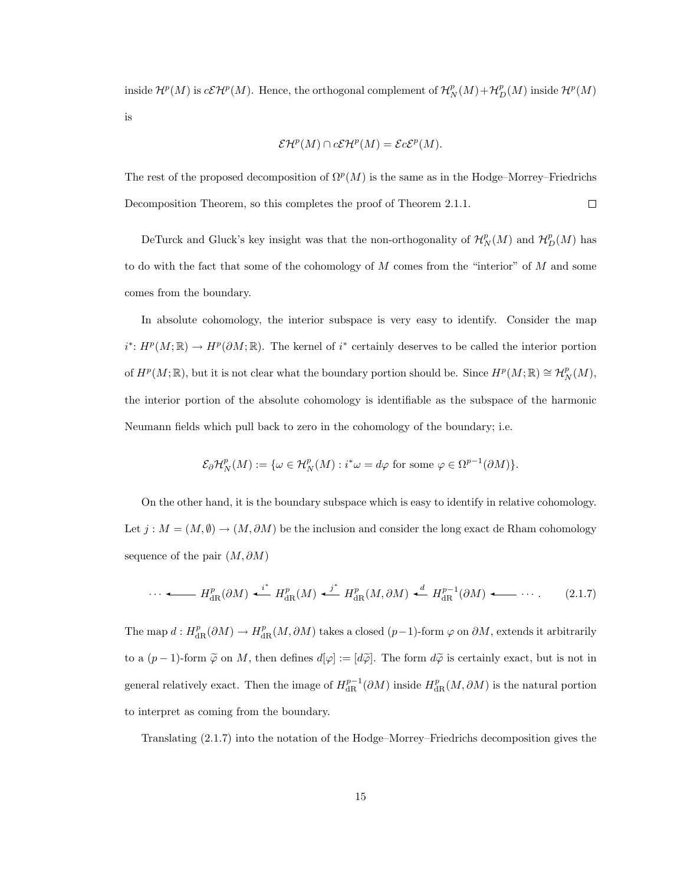inside $\mathcal{H}^p(M)$ is $c\mathcal{E}\mathcal{H}^p(M)$. Hence, the orthogonal complement of $\mathcal{H}_N^p(M)+\mathcal{H}_D^p(M)$ inside $\mathcal{H}^p(M)$ is

$$\mathcal{E}\mathcal{H}^p(M) \cap c\mathcal{E}\mathcal{H}^p(M) = \mathcal{E}c\mathcal{E}^p(M).$$

The rest of the proposed decomposition of $\Omega^p(M)$ is the same as in the Hodge–Morrey–Friedrichs Decomposition Theorem, so this completes the proof of Theorem 2.1.1. $\square$

DeTurck and Gluck's key insight was that the non-orthogonality of $\mathcal{H}_N^p(M)$ and $\mathcal{H}_D^p(M)$ has to do with the fact that some of the cohomology of $M$ comes from the "interior" of $M$ and some comes from the boundary.

In absolute cohomology, the interior subspace is very easy to identify. Consider the map $i^*\colon H^p(M;\mathbb{R}) \to H^p(\partial M;\mathbb{R})$. The kernel of $i^*$ certainly deserves to be called the interior portion of $H^p(M;\mathbb{R})$, but it is not clear what the boundary portion should be. Since $H^p(M;\mathbb{R}) \cong \mathcal{H}_N^p(M)$, the interior portion of the absolute cohomology is identifiable as the subspace of the harmonic Neumann fields which pull back to zero in the cohomology of the boundary; i.e.

$$\mathcal{E}_\partial\mathcal{H}_N^p(M) := \{\omega \in \mathcal{H}_N^p(M) : i^*\omega = d\varphi \text{ for some } \varphi \in \Omega^{p-1}(\partial M)\}.$$

On the other hand, it is the boundary subspace which is easy to identify in relative cohomology. Let $j : M = (M, \emptyset) \to (M, \partial M)$ be the inclusion and consider the long exact de Rham cohomology sequence of the pair $(M, \partial M)$

$$\cdots \longleftarrow H^p_{\mathrm{dR}}(\partial M) \xleftarrow{\;i^*\;} H^p_{\mathrm{dR}}(M) \xleftarrow{\;j^*\;} H^p_{\mathrm{dR}}(M,\partial M) \xleftarrow{\;d\;} H^{p-1}_{\mathrm{dR}}(\partial M) \longleftarrow \cdots. \tag{2.1.7}$$

The map $d : H^p_{\mathrm{dR}}(\partial M) \to H^p_{\mathrm{dR}}(M, \partial M)$ takes a closed $(p-1)$-form $\varphi$ on $\partial M$, extends it arbitrarily to a $(p-1)$-form $\widetilde{\varphi}$ on $M$, then defines $d[\varphi] := [d\widetilde{\varphi}]$. The form $d\widetilde{\varphi}$ is certainly exact, but is not in general relatively exact. Then the image of $H^{p-1}_{\mathrm{dR}}(\partial M)$ inside $H^p_{\mathrm{dR}}(M, \partial M)$ is the natural portion to interpret as coming from the boundary.

Translating (2.1.7) into the notation of the Hodge–Morrey–Friedrichs decomposition gives the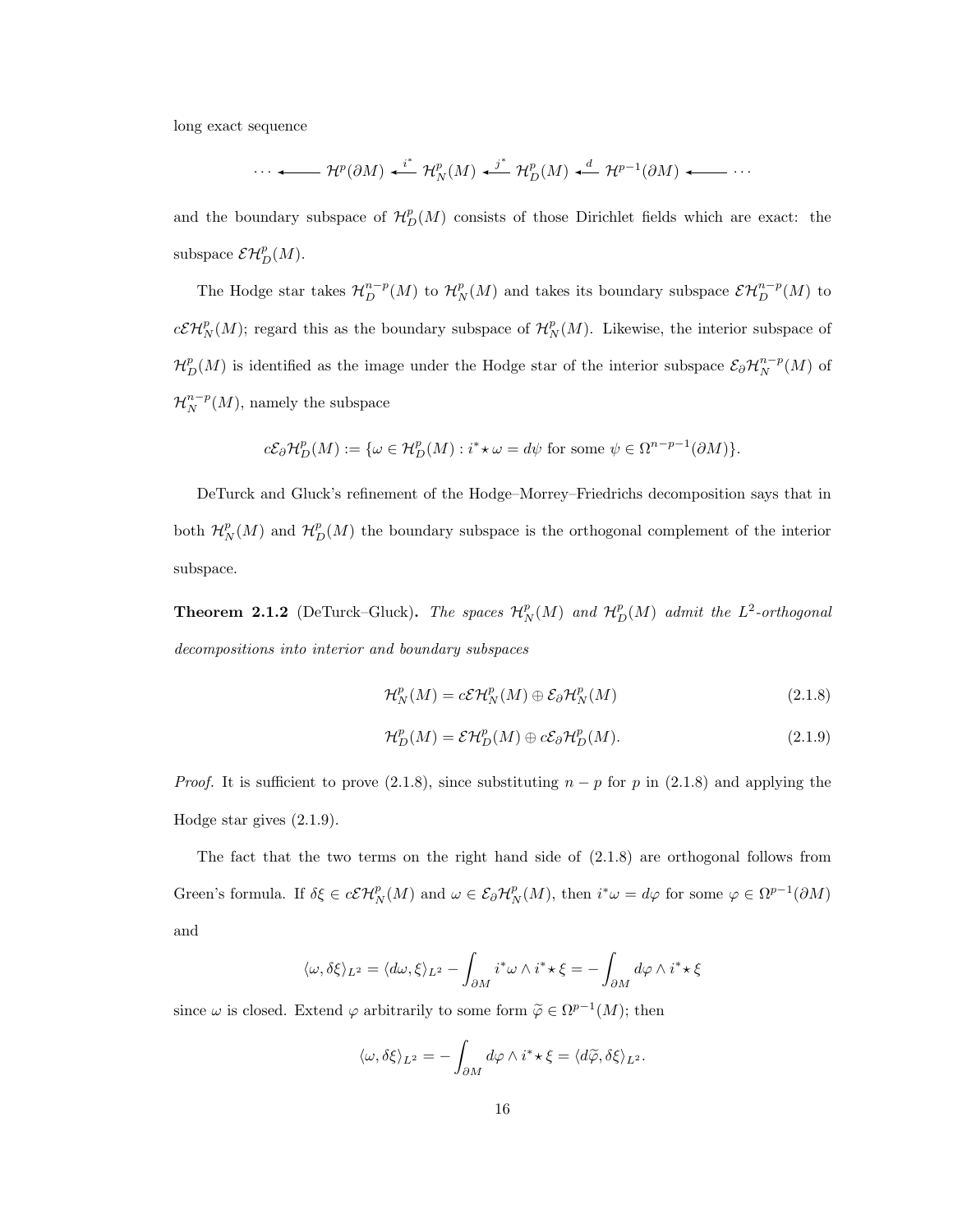long exact sequence

$$\cdots \longleftarrow \mathcal{H}^p(\partial M) \xleftarrow{i^*} \mathcal{H}^p_N(M) \xleftarrow{j^*} \mathcal{H}^p_D(M) \xleftarrow{d} \mathcal{H}^{p-1}(\partial M) \longleftarrow \cdots$$

and the boundary subspace of $\mathcal{H}^p_D(M)$ consists of those Dirichlet fields which are exact: the subspace $\mathcal{E}\mathcal{H}^p_D(M)$.

The Hodge star takes $\mathcal{H}^{n-p}_D(M)$ to $\mathcal{H}^p_N(M)$ and takes its boundary subspace $\mathcal{E}\mathcal{H}^{n-p}_D(M)$ to $c\mathcal{E}\mathcal{H}^p_N(M)$; regard this as the boundary subspace of $\mathcal{H}^p_N(M)$. Likewise, the interior subspace of $\mathcal{H}^p_D(M)$ is identified as the image under the Hodge star of the interior subspace $\mathcal{E}_\partial\mathcal{H}^{n-p}_N(M)$ of $\mathcal{H}^{n-p}_N(M)$, namely the subspace

$$c\mathcal{E}_\partial\mathcal{H}^p_D(M) := \{\omega \in \mathcal{H}^p_D(M) : i^*\star\omega = d\psi \text{ for some } \psi \in \Omega^{n-p-1}(\partial M)\}.$$

DeTurck and Gluck's refinement of the Hodge–Morrey–Friedrichs decomposition says that in both $\mathcal{H}^p_N(M)$ and $\mathcal{H}^p_D(M)$ the boundary subspace is the orthogonal complement of the interior subspace.

**Theorem 2.1.2** (DeTurck–Gluck)**.** *The spaces $\mathcal{H}^p_N(M)$ and $\mathcal{H}^p_D(M)$ admit the $L^2$-orthogonal decompositions into interior and boundary subspaces*

$$\mathcal{H}^p_N(M) = c\mathcal{E}\mathcal{H}^p_N(M) \oplus \mathcal{E}_\partial\mathcal{H}^p_N(M) \tag{2.1.8}$$

$$\mathcal{H}^p_D(M) = \mathcal{E}\mathcal{H}^p_D(M) \oplus c\mathcal{E}_\partial\mathcal{H}^p_D(M). \tag{2.1.9}$$

*Proof.* It is sufficient to prove (2.1.8), since substituting $n-p$ for $p$ in (2.1.8) and applying the Hodge star gives (2.1.9).

The fact that the two terms on the right hand side of (2.1.8) are orthogonal follows from Green's formula. If $\delta\xi \in c\mathcal{E}\mathcal{H}^p_N(M)$ and $\omega \in \mathcal{E}_\partial\mathcal{H}^p_N(M)$, then $i^*\omega = d\varphi$ for some $\varphi \in \Omega^{p-1}(\partial M)$ and

$$\langle \omega, \delta\xi\rangle_{L^2} = \langle d\omega, \xi\rangle_{L^2} - \int_{\partial M} i^*\omega \wedge i^*\star\xi = -\int_{\partial M} d\varphi \wedge i^*\star\xi$$

since $\omega$ is closed. Extend $\varphi$ arbitrarily to some form $\widetilde{\varphi} \in \Omega^{p-1}(M)$; then

$$\langle \omega, \delta\xi\rangle_{L^2} = -\int_{\partial M} d\varphi \wedge i^*\star\xi = \langle d\widetilde{\varphi}, \delta\xi\rangle_{L^2}.$$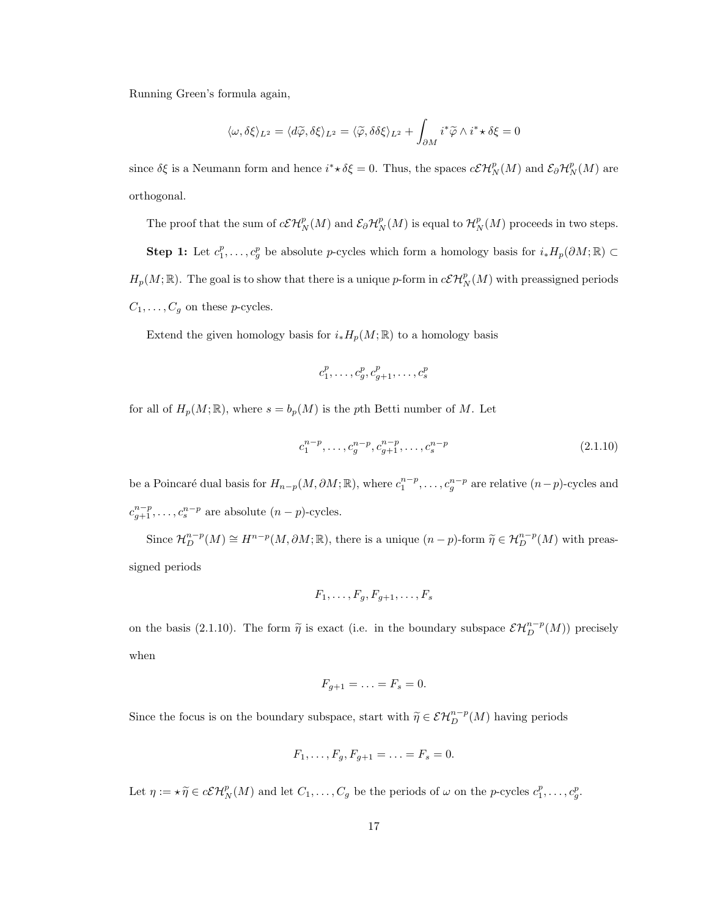Running Green's formula again,

$$\langle \omega, \delta\xi \rangle_{L^2} = \langle d\widetilde{\varphi}, \delta\xi \rangle_{L^2} = \langle \widetilde{\varphi}, \delta\delta\xi \rangle_{L^2} + \int_{\partial M} i^*\widetilde{\varphi} \wedge i^* \star \delta\xi = 0$$

since $\delta\xi$ is a Neumann form and hence $i^* \star \delta\xi = 0$. Thus, the spaces $c\mathcal{E}\mathcal{H}^p_N(M)$ and $\mathcal{E}_\partial\mathcal{H}^p_N(M)$ are orthogonal.

The proof that the sum of $c\mathcal{E}\mathcal{H}^p_N(M)$ and $\mathcal{E}_\partial\mathcal{H}^p_N(M)$ is equal to $\mathcal{H}^p_N(M)$ proceeds in two steps.

**Step 1:** Let $c^p_1, \ldots, c^p_g$ be absolute $p$-cycles which form a homology basis for $i_*H_p(\partial M; \mathbb{R}) \subset H_p(M; \mathbb{R})$. The goal is to show that there is a unique $p$-form in $c\mathcal{E}\mathcal{H}^p_N(M)$ with preassigned periods $C_1, \ldots, C_g$ on these $p$-cycles.

Extend the given homology basis for $i_*H_p(M; \mathbb{R})$ to a homology basis

$$c^p_1, \ldots, c^p_g, c^p_{g+1}, \ldots, c^p_s$$

for all of $H_p(M; \mathbb{R})$, where $s = b_p(M)$ is the $p$th Betti number of $M$. Let

$$c^{n-p}_1, \ldots, c^{n-p}_g, c^{n-p}_{g+1}, \ldots, c^{n-p}_s \tag{2.1.10}$$

be a Poincaré dual basis for $H_{n-p}(M, \partial M; \mathbb{R})$, where $c^{n-p}_1, \ldots, c^{n-p}_g$ are relative $(n-p)$-cycles and $c^{n-p}_{g+1}, \ldots, c^{n-p}_s$ are absolute $(n-p)$-cycles.

Since $\mathcal{H}^{n-p}_D(M) \cong H^{n-p}(M, \partial M; \mathbb{R})$, there is a unique $(n-p)$-form $\widetilde{\eta} \in \mathcal{H}^{n-p}_D(M)$ with preassigned periods

$$F_1, \ldots, F_g, F_{g+1}, \ldots, F_s$$

on the basis (2.1.10). The form $\widetilde{\eta}$ is exact (i.e. in the boundary subspace $\mathcal{E}\mathcal{H}^{n-p}_D(M)$) precisely when

$$F_{g+1} = \ldots = F_s = 0.$$

Since the focus is on the boundary subspace, start with $\widetilde{\eta} \in \mathcal{E}\mathcal{H}^{n-p}_D(M)$ having periods

$$F_1, \ldots, F_g, F_{g+1} = \ldots = F_s = 0.$$

Let $\eta := \star\widetilde{\eta} \in c\mathcal{E}\mathcal{H}^p_N(M)$ and let $C_1, \ldots, C_g$ be the periods of $\omega$ on the $p$-cycles $c^p_1, \ldots, c^p_g$.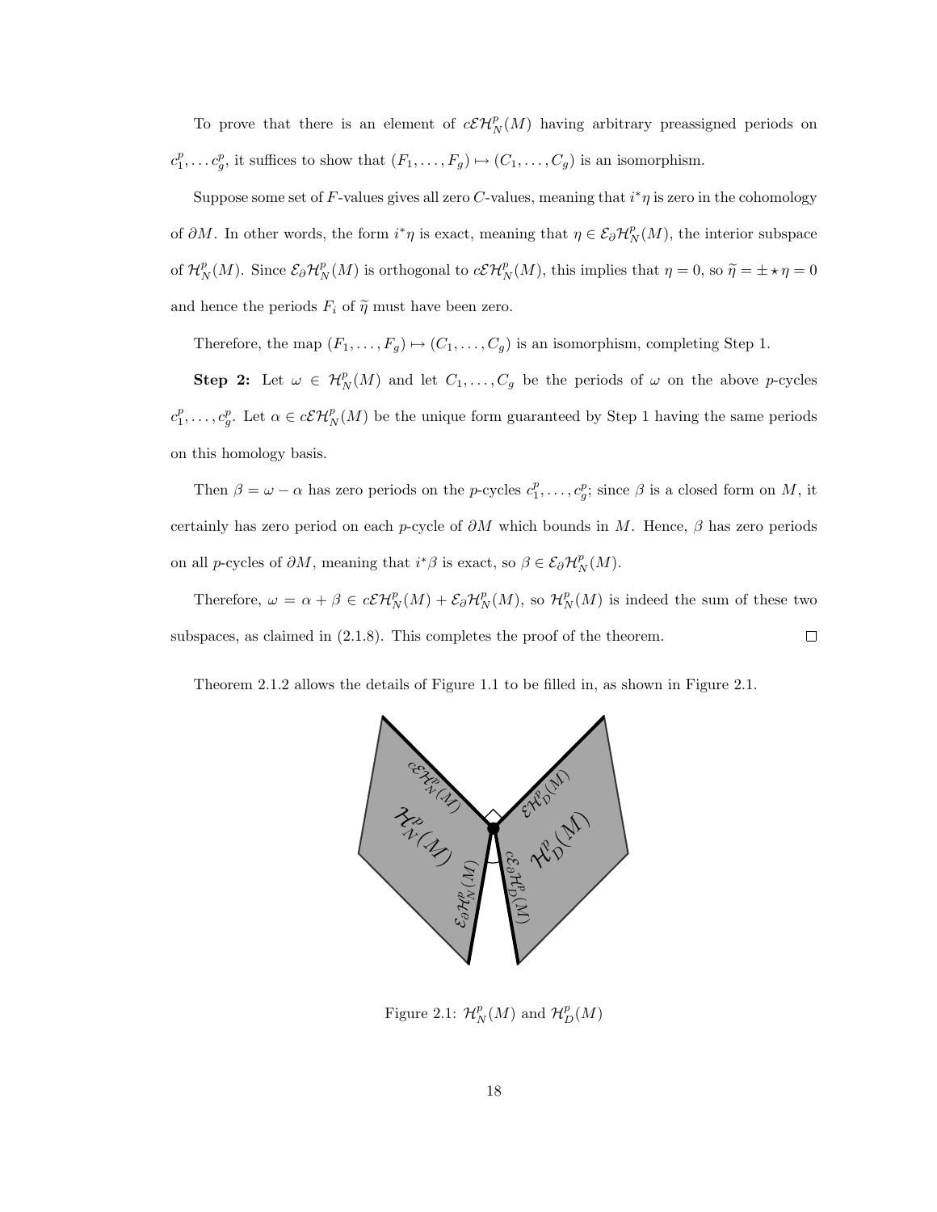To prove that there is an element of $c\mathcal{E}\mathcal{H}_N^p(M)$ having arbitrary preassigned periods on $c_1^p, \ldots c_g^p$, it suffices to show that $(F_1, \ldots, F_g) \mapsto (C_1, \ldots, C_g)$ is an isomorphism.

Suppose some set of $F$-values gives all zero $C$-values, meaning that $i^*\eta$ is zero in the cohomology of $\partial M$. In other words, the form $i^*\eta$ is exact, meaning that $\eta \in \mathcal{E}_\partial \mathcal{H}_N^p(M)$, the interior subspace of $\mathcal{H}_N^p(M)$. Since $\mathcal{E}_\partial \mathcal{H}_N^p(M)$ is orthogonal to $c\mathcal{E}\mathcal{H}_N^p(M)$, this implies that $\eta = 0$, so $\widetilde{\eta} = \pm \star \eta = 0$ and hence the periods $F_i$ of $\widetilde{\eta}$ must have been zero.

Therefore, the map $(F_1, \ldots, F_g) \mapsto (C_1, \ldots, C_g)$ is an isomorphism, completing Step 1.

**Step 2:** Let $\omega \in \mathcal{H}_N^p(M)$ and let $C_1, \ldots, C_g$ be the periods of $\omega$ on the above $p$-cycles $c_1^p, \ldots, c_g^p$. Let $\alpha \in c\mathcal{E}\mathcal{H}_N^p(M)$ be the unique form guaranteed by Step 1 having the same periods on this homology basis.

Then $\beta = \omega - \alpha$ has zero periods on the $p$-cycles $c_1^p, \ldots, c_g^p$; since $\beta$ is a closed form on $M$, it certainly has zero period on each $p$-cycle of $\partial M$ which bounds in $M$. Hence, $\beta$ has zero periods on all $p$-cycles of $\partial M$, meaning that $i^*\beta$ is exact, so $\beta \in \mathcal{E}_\partial \mathcal{H}_N^p(M)$.

Therefore, $\omega = \alpha + \beta \in c\mathcal{E}\mathcal{H}_N^p(M) + \mathcal{E}_\partial \mathcal{H}_N^p(M)$, so $\mathcal{H}_N^p(M)$ is indeed the sum of these two subspaces, as claimed in (2.1.8). This completes the proof of the theorem. $\square$

Theorem 2.1.2 allows the details of Figure 1.1 to be filled in, as shown in Figure 2.1.

Figure 2.1: $\mathcal{H}_N^p(M)$ and $\mathcal{H}_D^p(M)$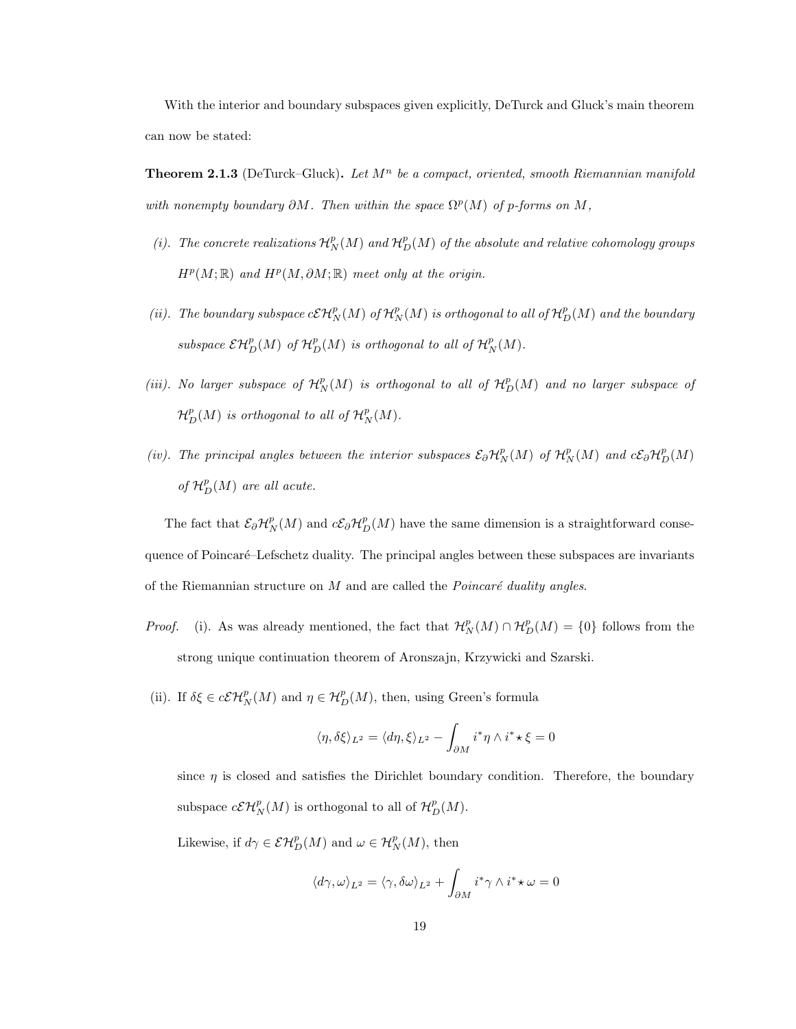With the interior and boundary subspaces given explicitly, DeTurck and Gluck's main theorem can now be stated:

**Theorem 2.1.3** (DeTurck–Gluck)**.** *Let $M^n$ be a compact, oriented, smooth Riemannian manifold with nonempty boundary $\partial M$. Then within the space $\Omega^p(M)$ of p-forms on $M$,*

*(i). The concrete realizations $\mathcal{H}^p_N(M)$ and $\mathcal{H}^p_D(M)$ of the absolute and relative cohomology groups $H^p(M;\mathbb{R})$ and $H^p(M,\partial M;\mathbb{R})$ meet only at the origin.*

*(ii). The boundary subspace $c\mathcal{E}\mathcal{H}^p_N(M)$ of $\mathcal{H}^p_N(M)$ is orthogonal to all of $\mathcal{H}^p_D(M)$ and the boundary subspace $\mathcal{E}\mathcal{H}^p_D(M)$ of $\mathcal{H}^p_D(M)$ is orthogonal to all of $\mathcal{H}^p_N(M)$.*

*(iii). No larger subspace of $\mathcal{H}^p_N(M)$ is orthogonal to all of $\mathcal{H}^p_D(M)$ and no larger subspace of $\mathcal{H}^p_D(M)$ is orthogonal to all of $\mathcal{H}^p_N(M)$.*

*(iv). The principal angles between the interior subspaces $\mathcal{E}_\partial\mathcal{H}^p_N(M)$ of $\mathcal{H}^p_N(M)$ and $c\mathcal{E}_\partial\mathcal{H}^p_D(M)$ of $\mathcal{H}^p_D(M)$ are all acute.*

The fact that $\mathcal{E}_\partial\mathcal{H}^p_N(M)$ and $c\mathcal{E}_\partial\mathcal{H}^p_D(M)$ have the same dimension is a straightforward consequence of Poincaré–Lefschetz duality. The principal angles between these subspaces are invariants of the Riemannian structure on $M$ and are called the *Poincaré duality angles*.

*Proof.* (i). As was already mentioned, the fact that $\mathcal{H}^p_N(M) \cap \mathcal{H}^p_D(M) = \{0\}$ follows from the strong unique continuation theorem of Aronszajn, Krzywicki and Szarski.

(ii). If $\delta\xi \in c\mathcal{E}\mathcal{H}^p_N(M)$ and $\eta \in \mathcal{H}^p_D(M)$, then, using Green's formula

$$\langle \eta, \delta\xi\rangle_{L^2} = \langle d\eta, \xi\rangle_{L^2} - \int_{\partial M} i^*\eta \wedge i^*\star\xi = 0$$

since $\eta$ is closed and satisfies the Dirichlet boundary condition. Therefore, the boundary subspace $c\mathcal{E}\mathcal{H}^p_N(M)$ is orthogonal to all of $\mathcal{H}^p_D(M)$.

Likewise, if $d\gamma \in \mathcal{E}\mathcal{H}^p_D(M)$ and $\omega \in \mathcal{H}^p_N(M)$, then

$$\langle d\gamma, \omega\rangle_{L^2} = \langle \gamma, \delta\omega\rangle_{L^2} + \int_{\partial M} i^*\gamma \wedge i^*\star\omega = 0$$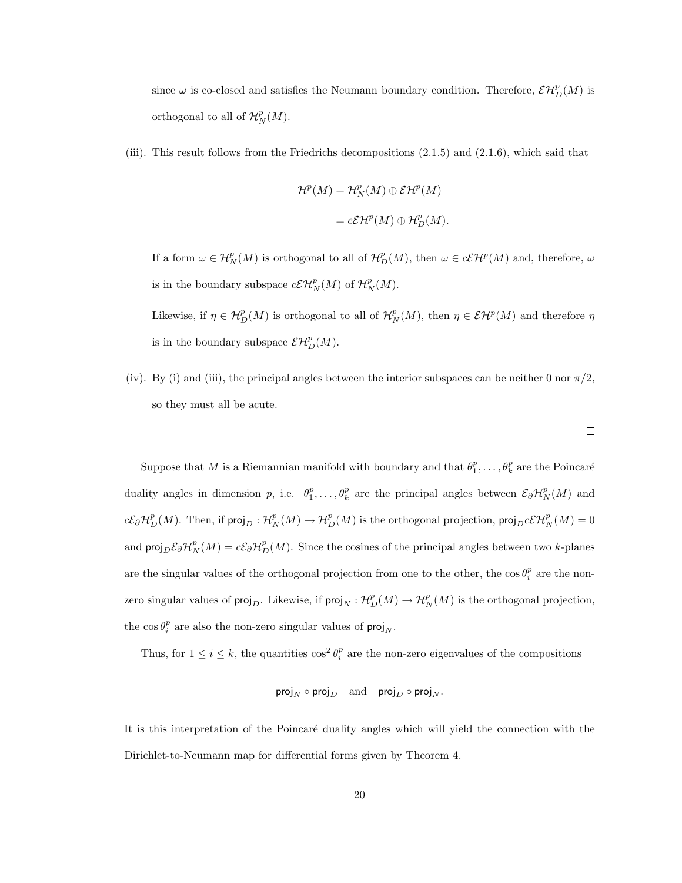since $\omega$ is co-closed and satisfies the Neumann boundary condition. Therefore, $\mathcal{EH}^p_D(M)$ is orthogonal to all of $\mathcal{H}^p_N(M)$.

(iii). This result follows from the Friedrichs decompositions (2.1.5) and (2.1.6), which said that

$$\begin{aligned}\mathcal{H}^p(M) &= \mathcal{H}^p_N(M) \oplus \mathcal{EH}^p(M) \\ &= c\mathcal{EH}^p(M) \oplus \mathcal{H}^p_D(M).\end{aligned}$$

If a form $\omega \in \mathcal{H}^p_N(M)$ is orthogonal to all of $\mathcal{H}^p_D(M)$, then $\omega \in c\mathcal{EH}^p(M)$ and, therefore, $\omega$ is in the boundary subspace $c\mathcal{EH}^p_N(M)$ of $\mathcal{H}^p_N(M)$.

Likewise, if $\eta \in \mathcal{H}^p_D(M)$ is orthogonal to all of $\mathcal{H}^p_N(M)$, then $\eta \in \mathcal{EH}^p(M)$ and therefore $\eta$ is in the boundary subspace $\mathcal{EH}^p_D(M)$.

(iv). By (i) and (iii), the principal angles between the interior subspaces can be neither 0 nor $\pi/2$, so they must all be acute.

□

Suppose that $M$ is a Riemannian manifold with boundary and that $\theta^p_1, \ldots, \theta^p_k$ are the Poincaré duality angles in dimension $p$, i.e. $\theta^p_1, \ldots, \theta^p_k$ are the principal angles between $\mathcal{E}\partial\mathcal{H}^p_N(M)$ and $c\mathcal{E}\partial\mathcal{H}^p_D(M)$. Then, if $\mathsf{proj}_D : \mathcal{H}^p_N(M) \to \mathcal{H}^p_D(M)$ is the orthogonal projection, $\mathsf{proj}_D c\mathcal{EH}^p_N(M) = 0$ and $\mathsf{proj}_D \mathcal{E}\partial\mathcal{H}^p_N(M) = c\mathcal{E}\partial\mathcal{H}^p_D(M)$. Since the cosines of the principal angles between two $k$-planes are the singular values of the orthogonal projection from one to the other, the $\cos\theta^p_i$ are the non-zero singular values of $\mathsf{proj}_D$. Likewise, if $\mathsf{proj}_N : \mathcal{H}^p_D(M) \to \mathcal{H}^p_N(M)$ is the orthogonal projection, the $\cos\theta^p_i$ are also the non-zero singular values of $\mathsf{proj}_N$.

Thus, for $1 \leq i \leq k$, the quantities $\cos^2\theta^p_i$ are the non-zero eigenvalues of the compositions

$$\mathsf{proj}_N \circ \mathsf{proj}_D \quad \text{and} \quad \mathsf{proj}_D \circ \mathsf{proj}_N.$$

It is this interpretation of the Poincaré duality angles which will yield the connection with the Dirichlet-to-Neumann map for differential forms given by Theorem 4.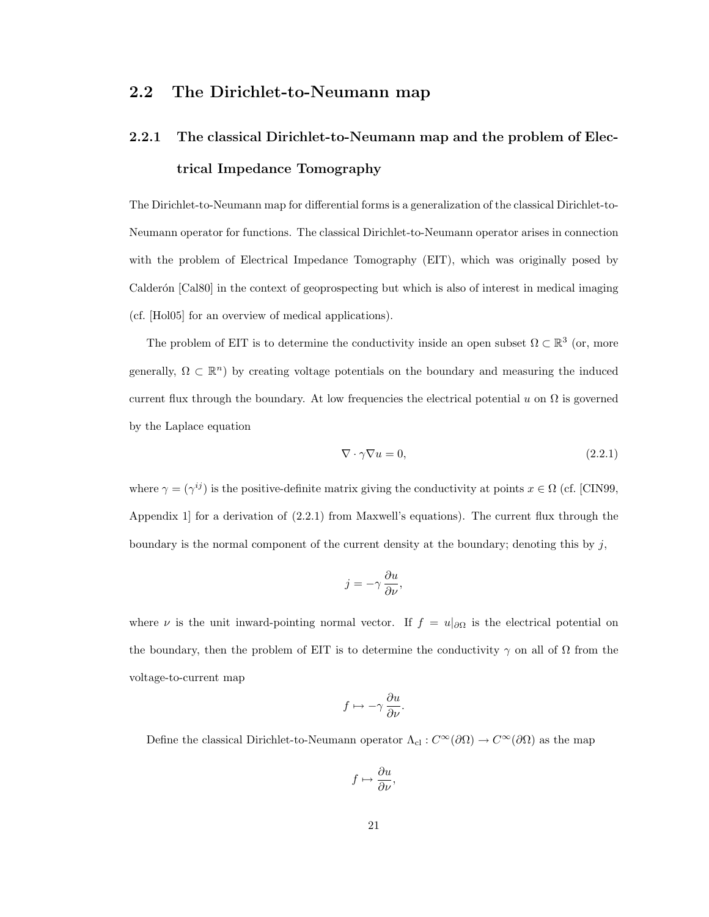## 2.2 The Dirichlet-to-Neumann map

### 2.2.1 The classical Dirichlet-to-Neumann map and the problem of Electrical Impedance Tomography

The Dirichlet-to-Neumann map for differential forms is a generalization of the classical Dirichlet-to-Neumann operator for functions. The classical Dirichlet-to-Neumann operator arises in connection with the problem of Electrical Impedance Tomography (EIT), which was originally posed by Calderón [Cal80] in the context of geoprospecting but which is also of interest in medical imaging (cf. [Hol05] for an overview of medical applications).

The problem of EIT is to determine the conductivity inside an open subset $\Omega \subset \mathbb{R}^3$ (or, more generally, $\Omega \subset \mathbb{R}^n$) by creating voltage potentials on the boundary and measuring the induced current flux through the boundary. At low frequencies the electrical potential $u$ on $\Omega$ is governed by the Laplace equation

$$\nabla \cdot \gamma \nabla u = 0, \tag{2.2.1}$$

where $\gamma = (\gamma^{ij})$ is the positive-definite matrix giving the conductivity at points $x \in \Omega$ (cf. [CIN99, Appendix 1] for a derivation of (2.2.1) from Maxwell's equations). The current flux through the boundary is the normal component of the current density at the boundary; denoting this by $j$,

$$j = -\gamma \frac{\partial u}{\partial \nu},$$

where $\nu$ is the unit inward-pointing normal vector. If $f = u|_{\partial\Omega}$ is the electrical potential on the boundary, then the problem of EIT is to determine the conductivity $\gamma$ on all of $\Omega$ from the voltage-to-current map

$$f \mapsto -\gamma \frac{\partial u}{\partial \nu}.$$

Define the classical Dirichlet-to-Neumann operator $\Lambda_{\mathrm{cl}} : C^\infty(\partial\Omega) \to C^\infty(\partial\Omega)$ as the map

$$f \mapsto \frac{\partial u}{\partial \nu},$$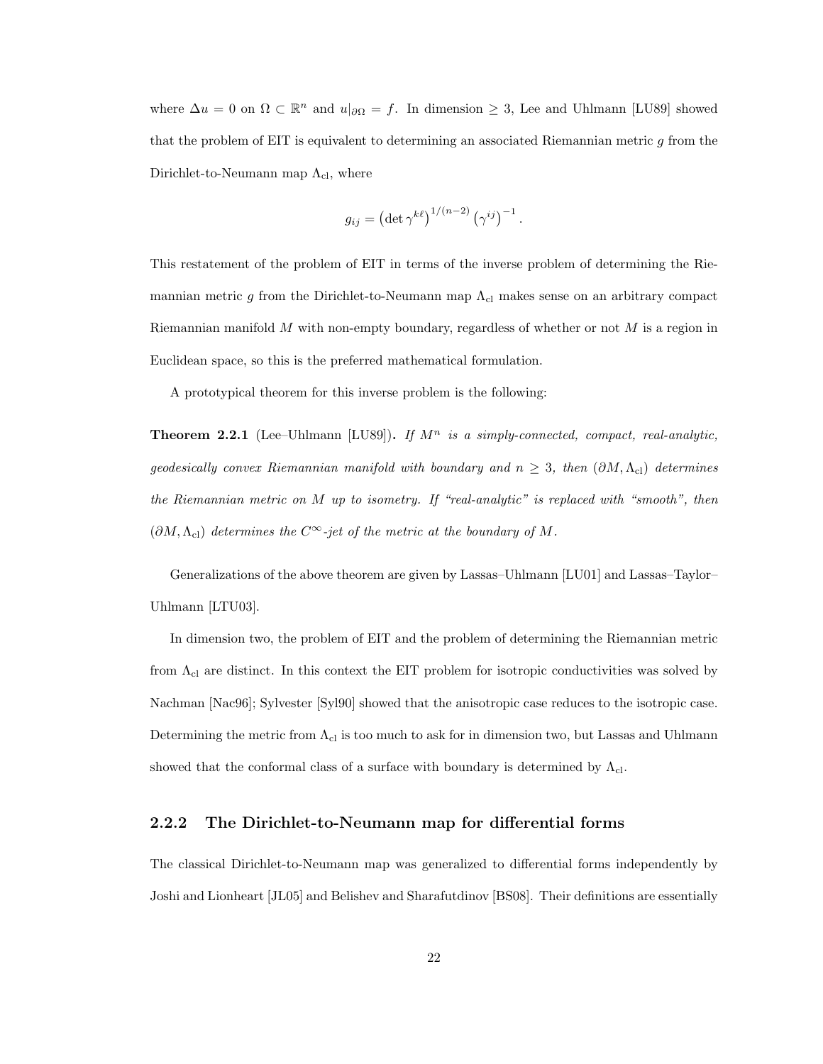where $\Delta u = 0$ on $\Omega \subset \mathbb{R}^n$ and $u|_{\partial\Omega} = f$. In dimension $\geq 3$, Lee and Uhlmann [LU89] showed that the problem of EIT is equivalent to determining an associated Riemannian metric $g$ from the Dirichlet-to-Neumann map $\Lambda_{\text{cl}}$, where

$$g_{ij} = \left(\det \gamma^{k\ell}\right)^{1/(n-2)} \left(\gamma^{ij}\right)^{-1}.$$

This restatement of the problem of EIT in terms of the inverse problem of determining the Riemannian metric $g$ from the Dirichlet-to-Neumann map $\Lambda_{\text{cl}}$ makes sense on an arbitrary compact Riemannian manifold $M$ with non-empty boundary, regardless of whether or not $M$ is a region in Euclidean space, so this is the preferred mathematical formulation.

A prototypical theorem for this inverse problem is the following:

**Theorem 2.2.1** (Lee–Uhlmann [LU89])**.** *If $M^n$ is a simply-connected, compact, real-analytic, geodesically convex Riemannian manifold with boundary and $n \geq 3$, then $(\partial M, \Lambda_{\text{cl}})$ determines the Riemannian metric on $M$ up to isometry. If "real-analytic" is replaced with "smooth", then $(\partial M, \Lambda_{\text{cl}})$ determines the $C^\infty$-jet of the metric at the boundary of $M$.*

Generalizations of the above theorem are given by Lassas–Uhlmann [LU01] and Lassas–Taylor–Uhlmann [LTU03].

In dimension two, the problem of EIT and the problem of determining the Riemannian metric from $\Lambda_{\text{cl}}$ are distinct. In this context the EIT problem for isotropic conductivities was solved by Nachman [Nac96]; Sylvester [Syl90] showed that the anisotropic case reduces to the isotropic case. Determining the metric from $\Lambda_{\text{cl}}$ is too much to ask for in dimension two, but Lassas and Uhlmann showed that the conformal class of a surface with boundary is determined by $\Lambda_{\text{cl}}$.

### 2.2.2 The Dirichlet-to-Neumann map for differential forms

The classical Dirichlet-to-Neumann map was generalized to differential forms independently by Joshi and Lionheart [JL05] and Belishev and Sharafutdinov [BS08]. Their definitions are essentially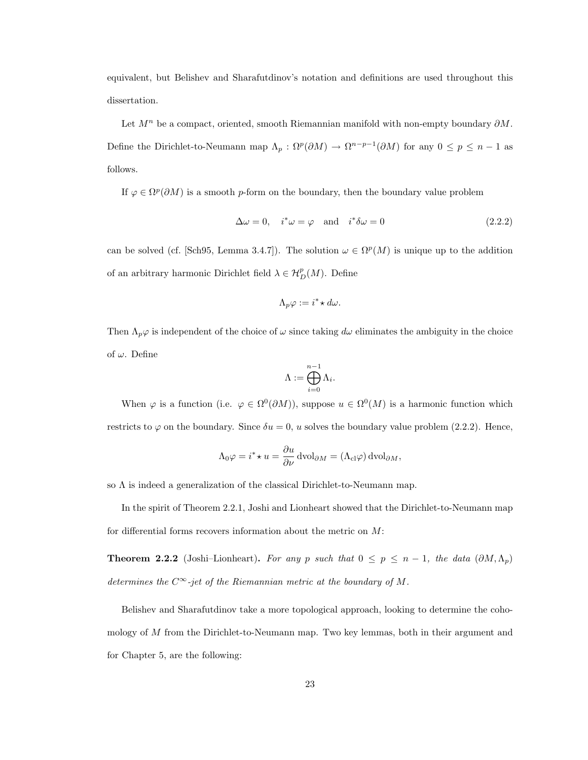equivalent, but Belishev and Sharafutdinov's notation and definitions are used throughout this dissertation.

Let $M^n$ be a compact, oriented, smooth Riemannian manifold with non-empty boundary $\partial M$. Define the Dirichlet-to-Neumann map $\Lambda_p : \Omega^p(\partial M) \to \Omega^{n-p-1}(\partial M)$ for any $0 \leq p \leq n-1$ as follows.

If $\varphi \in \Omega^p(\partial M)$ is a smooth $p$-form on the boundary, then the boundary value problem

$$\Delta \omega = 0, \quad i^*\omega = \varphi \quad \text{and} \quad i^*\delta\omega = 0 \tag{2.2.2}$$

can be solved (cf. [Sch95, Lemma 3.4.7]). The solution $\omega \in \Omega^p(M)$ is unique up to the addition of an arbitrary harmonic Dirichlet field $\lambda \in \mathcal{H}^p_D(M)$. Define

$$\Lambda_p \varphi := i^* \star d\omega.$$

Then $\Lambda_p\varphi$ is independent of the choice of $\omega$ since taking $d\omega$ eliminates the ambiguity in the choice of $\omega$. Define

$$\Lambda := \bigoplus_{i=0}^{n-1} \Lambda_i.$$

When $\varphi$ is a function (i.e. $\varphi \in \Omega^0(\partial M)$), suppose $u \in \Omega^0(M)$ is a harmonic function which restricts to $\varphi$ on the boundary. Since $\delta u = 0$, $u$ solves the boundary value problem (2.2.2). Hence,

$$\Lambda_0 \varphi = i^* \star u = \frac{\partial u}{\partial \nu} \, \mathrm{dvol}_{\partial M} = (\Lambda_{\mathrm{cl}}\varphi) \, \mathrm{dvol}_{\partial M},$$

so $\Lambda$ is indeed a generalization of the classical Dirichlet-to-Neumann map.

In the spirit of Theorem 2.2.1, Joshi and Lionheart showed that the Dirichlet-to-Neumann map for differential forms recovers information about the metric on $M$:

**Theorem 2.2.2** (Joshi–Lionheart)**.** *For any $p$ such that $0 \leq p \leq n-1$, the data $(\partial M, \Lambda_p)$ determines the $C^\infty$-jet of the Riemannian metric at the boundary of $M$.*

Belishev and Sharafutdinov take a more topological approach, looking to determine the cohomology of $M$ from the Dirichlet-to-Neumann map. Two key lemmas, both in their argument and for Chapter 5, are the following: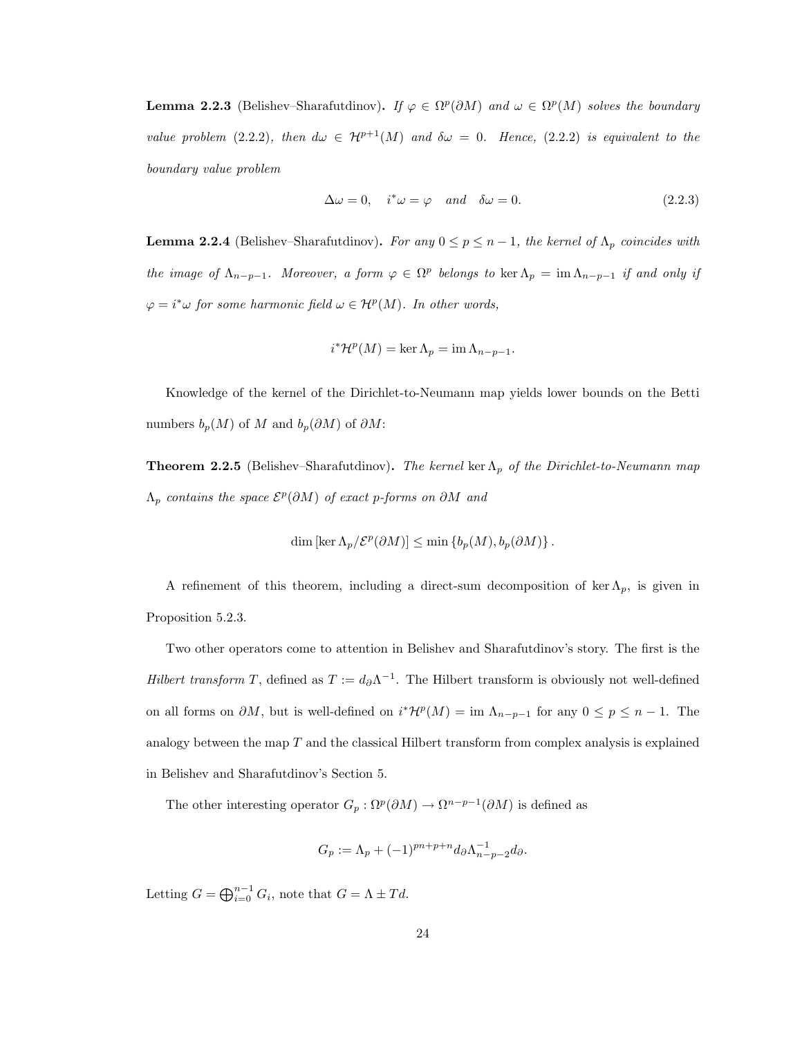**Lemma 2.2.3** (Belishev–Sharafutdinov)**.** *If $\varphi \in \Omega^p(\partial M)$ and $\omega \in \Omega^p(M)$ solves the boundary value problem (2.2.2), then $d\omega \in \mathcal{H}^{p+1}(M)$ and $\delta\omega = 0$. Hence, (2.2.2) is equivalent to the boundary value problem*

$$\Delta\omega = 0, \quad i^*\omega = \varphi \quad \textit{and} \quad \delta\omega = 0. \tag{2.2.3}$$

**Lemma 2.2.4** (Belishev–Sharafutdinov)**.** *For any $0 \leq p \leq n-1$, the kernel of $\Lambda_p$ coincides with the image of $\Lambda_{n-p-1}$. Moreover, a form $\varphi \in \Omega^p$ belongs to $\ker \Lambda_p = \operatorname{im} \Lambda_{n-p-1}$ if and only if $\varphi = i^*\omega$ for some harmonic field $\omega \in \mathcal{H}^p(M)$. In other words,*

$$i^*\mathcal{H}^p(M) = \ker \Lambda_p = \operatorname{im} \Lambda_{n-p-1}.$$

Knowledge of the kernel of the Dirichlet-to-Neumann map yields lower bounds on the Betti numbers $b_p(M)$ of $M$ and $b_p(\partial M)$ of $\partial M$:

**Theorem 2.2.5** (Belishev–Sharafutdinov)**.** *The kernel $\ker \Lambda_p$ of the Dirichlet-to-Neumann map $\Lambda_p$ contains the space $\mathcal{E}^p(\partial M)$ of exact $p$-forms on $\partial M$ and*

$$\dim \left[\ker \Lambda_p / \mathcal{E}^p(\partial M)\right] \leq \min \left\{b_p(M), b_p(\partial M)\right\}.$$

A refinement of this theorem, including a direct-sum decomposition of $\ker \Lambda_p$, is given in Proposition 5.2.3.

Two other operators come to attention in Belishev and Sharafutdinov's story. The first is the *Hilbert transform $T$*, defined as $T := d_\partial \Lambda^{-1}$. The Hilbert transform is obviously not well-defined on all forms on $\partial M$, but is well-defined on $i^*\mathcal{H}^p(M) = \operatorname{im} \Lambda_{n-p-1}$ for any $0 \leq p \leq n-1$. The analogy between the map $T$ and the classical Hilbert transform from complex analysis is explained in Belishev and Sharafutdinov's Section 5.

The other interesting operator $G_p : \Omega^p(\partial M) \to \Omega^{n-p-1}(\partial M)$ is defined as

$$G_p := \Lambda_p + (-1)^{pn+p+n} d_\partial \Lambda_{n-p-2}^{-1} d_\partial.$$

Letting $G = \bigoplus_{i=0}^{n-1} G_i$, note that $G = \Lambda \pm Td$.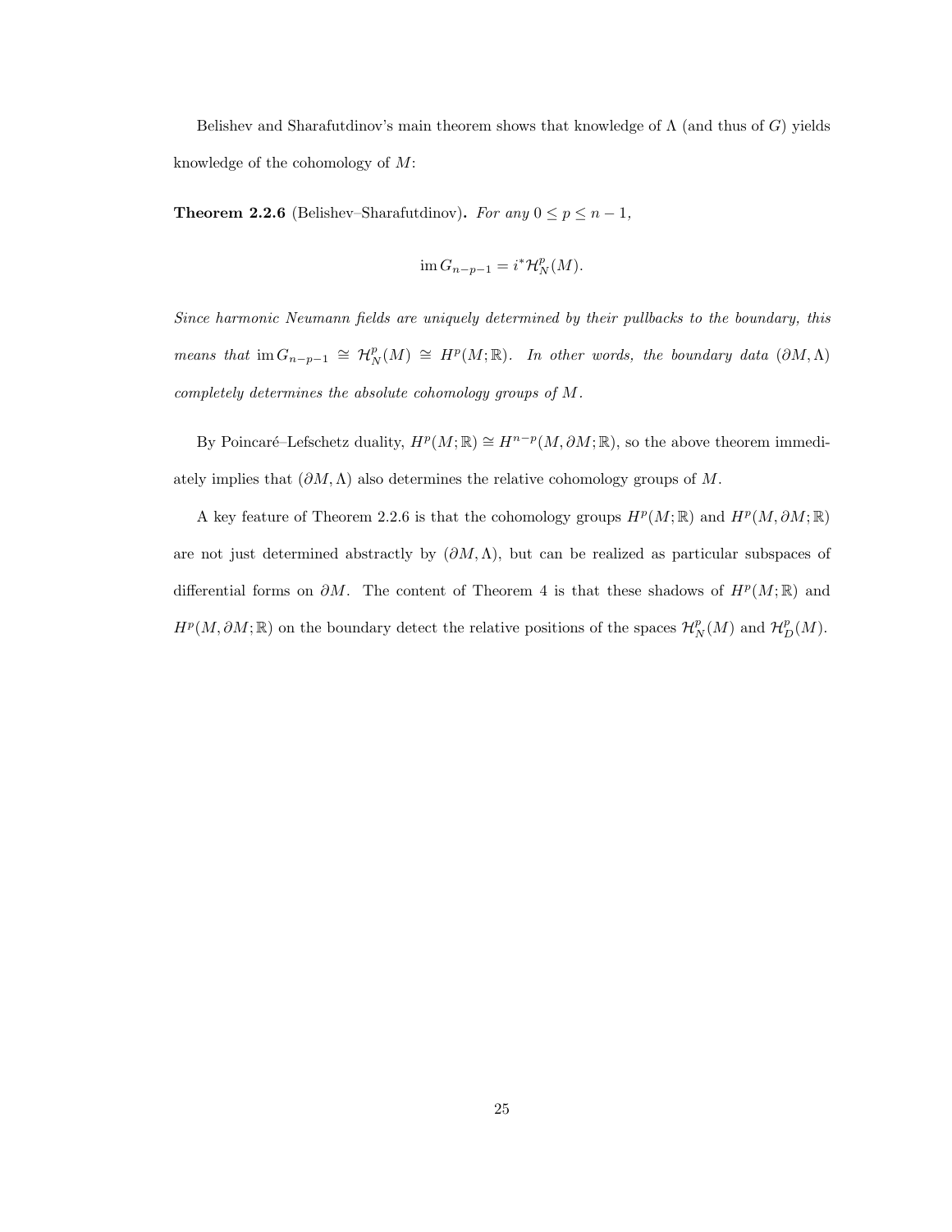Belishev and Sharafutdinov's main theorem shows that knowledge of $\Lambda$ (and thus of $G$) yields knowledge of the cohomology of $M$:

**Theorem 2.2.6** (Belishev–Sharafutdinov)**.** *For any $0 \leq p \leq n-1$,*

$$\operatorname{im} G_{n-p-1} = i^* \mathcal{H}_N^p(M).$$

*Since harmonic Neumann fields are uniquely determined by their pullbacks to the boundary, this means that $\operatorname{im} G_{n-p-1} \cong \mathcal{H}_N^p(M) \cong H^p(M; \mathbb{R})$. In other words, the boundary data $(\partial M, \Lambda)$ completely determines the absolute cohomology groups of $M$.*

By Poincaré–Lefschetz duality, $H^p(M; \mathbb{R}) \cong H^{n-p}(M, \partial M; \mathbb{R})$, so the above theorem immediately implies that $(\partial M, \Lambda)$ also determines the relative cohomology groups of $M$.

A key feature of Theorem 2.2.6 is that the cohomology groups $H^p(M; \mathbb{R})$ and $H^p(M, \partial M; \mathbb{R})$ are not just determined abstractly by $(\partial M, \Lambda)$, but can be realized as particular subspaces of differential forms on $\partial M$. The content of Theorem 4 is that these shadows of $H^p(M; \mathbb{R})$ and $H^p(M, \partial M; \mathbb{R})$ on the boundary detect the relative positions of the spaces $\mathcal{H}_N^p(M)$ and $\mathcal{H}_D^p(M)$.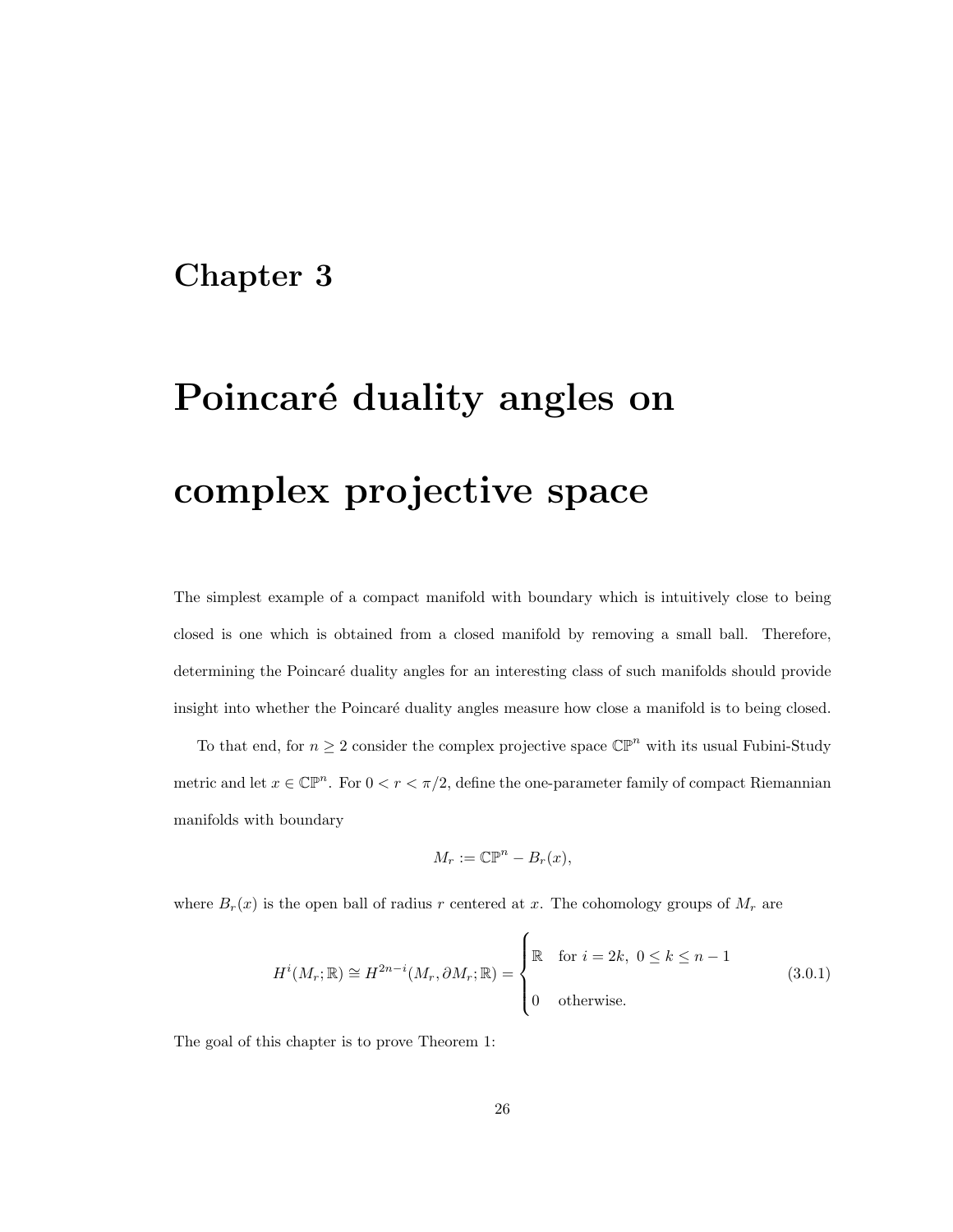# Chapter 3

# Poincaré duality angles on complex projective space

The simplest example of a compact manifold with boundary which is intuitively close to being closed is one which is obtained from a closed manifold by removing a small ball. Therefore, determining the Poincaré duality angles for an interesting class of such manifolds should provide insight into whether the Poincaré duality angles measure how close a manifold is to being closed.

To that end, for $n \geq 2$ consider the complex projective space $\mathbb{CP}^n$ with its usual Fubini-Study metric and let $x \in \mathbb{CP}^n$. For $0 < r < \pi/2$, define the one-parameter family of compact Riemannian manifolds with boundary

$$M_r := \mathbb{CP}^n - B_r(x),$$

where $B_r(x)$ is the open ball of radius $r$ centered at $x$. The cohomology groups of $M_r$ are

$$H^i(M_r; \mathbb{R}) \cong H^{2n-i}(M_r, \partial M_r; \mathbb{R}) = \begin{cases} \mathbb{R} & \text{for } i = 2k, \ 0 \leq k \leq n-1 \\ 0 & \text{otherwise.} \end{cases} \tag{3.0.1}$$

The goal of this chapter is to prove Theorem 1: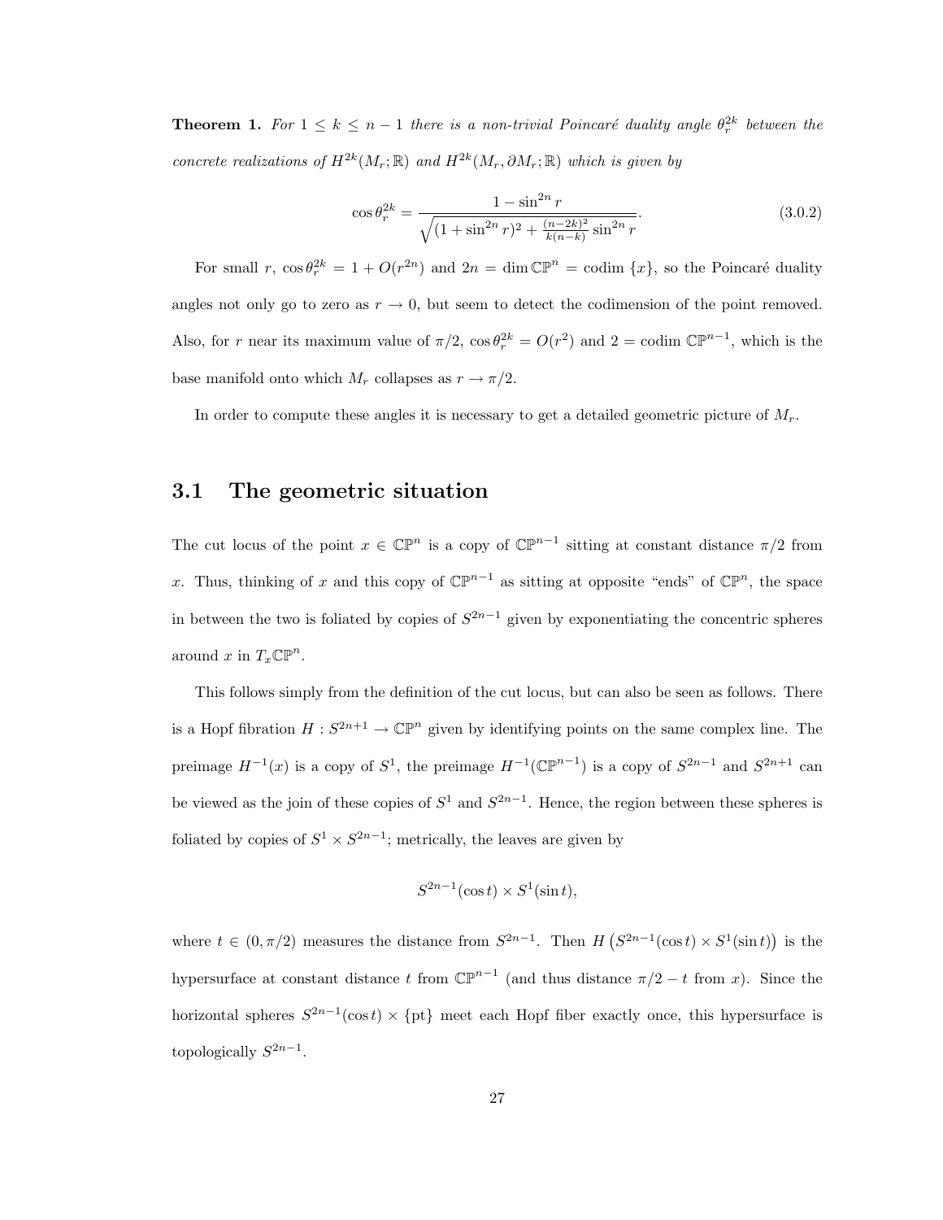**Theorem 1.** *For $1 \leq k \leq n-1$ there is a non-trivial Poincaré duality angle $\theta_r^{2k}$ between the concrete realizations of $H^{2k}(M_r;\mathbb{R})$ and $H^{2k}(M_r, \partial M_r;\mathbb{R})$ which is given by*

$$\cos\theta_r^{2k} = \frac{1-\sin^{2n} r}{\sqrt{(1+\sin^{2n} r)^2 + \frac{(n-2k)^2}{k(n-k)}\sin^{2n} r}}. \tag{3.0.2}$$

For small $r$, $\cos\theta_r^{2k} = 1 + O(r^{2n})$ and $2n = \dim \mathbb{CP}^n = \operatorname{codim}\{x\}$, so the Poincaré duality angles not only go to zero as $r \to 0$, but seem to detect the codimension of the point removed. Also, for $r$ near its maximum value of $\pi/2$, $\cos\theta_r^{2k} = O(r^2)$ and $2 = \operatorname{codim} \mathbb{CP}^{n-1}$, which is the base manifold onto which $M_r$ collapses as $r \to \pi/2$.

In order to compute these angles it is necessary to get a detailed geometric picture of $M_r$.

## 3.1 The geometric situation

The cut locus of the point $x \in \mathbb{CP}^n$ is a copy of $\mathbb{CP}^{n-1}$ sitting at constant distance $\pi/2$ from $x$. Thus, thinking of $x$ and this copy of $\mathbb{CP}^{n-1}$ as sitting at opposite "ends" of $\mathbb{CP}^n$, the space in between the two is foliated by copies of $S^{2n-1}$ given by exponentiating the concentric spheres around $x$ in $T_x\mathbb{CP}^n$.

This follows simply from the definition of the cut locus, but can also be seen as follows. There is a Hopf fibration $H : S^{2n+1} \to \mathbb{CP}^n$ given by identifying points on the same complex line. The preimage $H^{-1}(x)$ is a copy of $S^1$, the preimage $H^{-1}(\mathbb{CP}^{n-1})$ is a copy of $S^{2n-1}$ and $S^{2n+1}$ can be viewed as the join of these copies of $S^1$ and $S^{2n-1}$. Hence, the region between these spheres is foliated by copies of $S^1 \times S^{2n-1}$; metrically, the leaves are given by

$$S^{2n-1}(\cos t) \times S^1(\sin t),$$

where $t \in (0, \pi/2)$ measures the distance from $S^{2n-1}$. Then $H\left(S^{2n-1}(\cos t) \times S^1(\sin t)\right)$ is the hypersurface at constant distance $t$ from $\mathbb{CP}^{n-1}$ (and thus distance $\pi/2 - t$ from $x$). Since the horizontal spheres $S^{2n-1}(\cos t) \times \{\text{pt}\}$ meet each Hopf fiber exactly once, this hypersurface is topologically $S^{2n-1}$.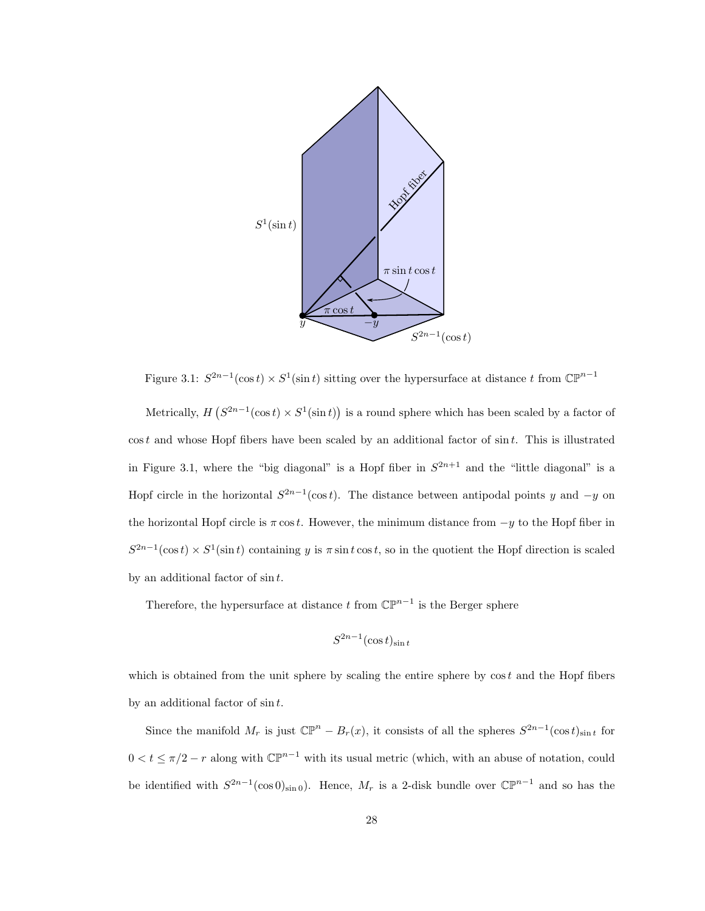Figure 3.1: $S^{2n-1}(\cos t) \times S^1(\sin t)$ sitting over the hypersurface at distance $t$ from $\mathbb{CP}^{n-1}$

Metrically, $H\left(S^{2n-1}(\cos t) \times S^1(\sin t)\right)$ is a round sphere which has been scaled by a factor of $\cos t$ and whose Hopf fibers have been scaled by an additional factor of $\sin t$. This is illustrated in Figure 3.1, where the "big diagonal" is a Hopf fiber in $S^{2n+1}$ and the "little diagonal" is a Hopf circle in the horizontal $S^{2n-1}(\cos t)$. The distance between antipodal points $y$ and $-y$ on the horizontal Hopf circle is $\pi \cos t$. However, the minimum distance from $-y$ to the Hopf fiber in $S^{2n-1}(\cos t) \times S^1(\sin t)$ containing $y$ is $\pi \sin t \cos t$, so in the quotient the Hopf direction is scaled by an additional factor of $\sin t$.

Therefore, the hypersurface at distance $t$ from $\mathbb{CP}^{n-1}$ is the Berger sphere

$$S^{2n-1}(\cos t)_{\sin t}$$

which is obtained from the unit sphere by scaling the entire sphere by $\cos t$ and the Hopf fibers by an additional factor of $\sin t$.

Since the manifold $M_r$ is just $\mathbb{CP}^n - B_r(x)$, it consists of all the spheres $S^{2n-1}(\cos t)_{\sin t}$ for $0 < t \leq \pi/2 - r$ along with $\mathbb{CP}^{n-1}$ with its usual metric (which, with an abuse of notation, could be identified with $S^{2n-1}(\cos 0)_{\sin 0}$). Hence, $M_r$ is a 2-disk bundle over $\mathbb{CP}^{n-1}$ and so has the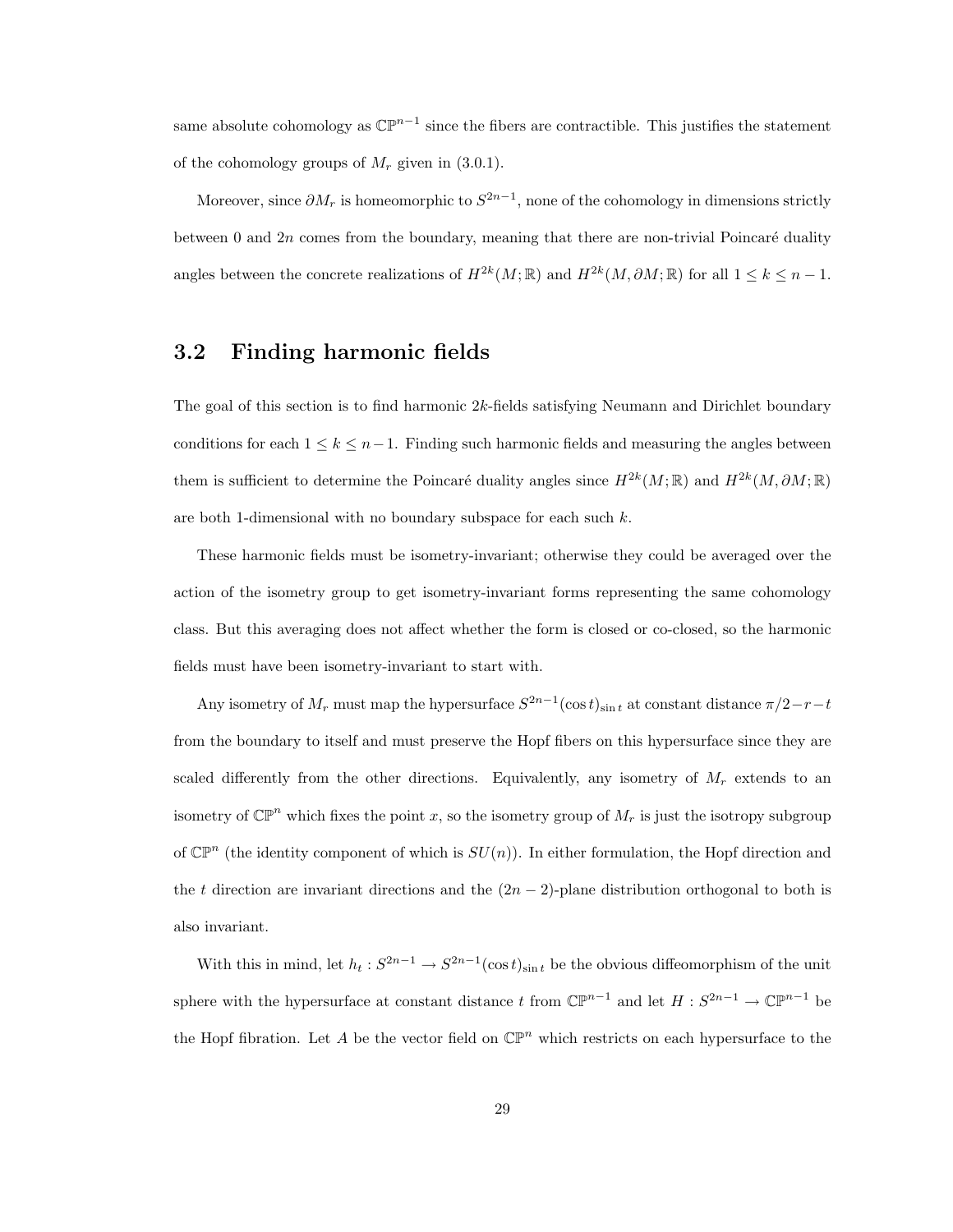same absolute cohomology as $\mathbb{CP}^{n-1}$ since the fibers are contractible. This justifies the statement of the cohomology groups of $M_r$ given in (3.0.1).

Moreover, since $\partial M_r$ is homeomorphic to $S^{2n-1}$, none of the cohomology in dimensions strictly between 0 and $2n$ comes from the boundary, meaning that there are non-trivial Poincaré duality angles between the concrete realizations of $H^{2k}(M;\mathbb{R})$ and $H^{2k}(M,\partial M;\mathbb{R})$ for all $1 \leq k \leq n-1$.

## 3.2 Finding harmonic fields

The goal of this section is to find harmonic $2k$-fields satisfying Neumann and Dirichlet boundary conditions for each $1 \leq k \leq n-1$. Finding such harmonic fields and measuring the angles between them is sufficient to determine the Poincaré duality angles since $H^{2k}(M;\mathbb{R})$ and $H^{2k}(M,\partial M;\mathbb{R})$ are both 1-dimensional with no boundary subspace for each such $k$.

These harmonic fields must be isometry-invariant; otherwise they could be averaged over the action of the isometry group to get isometry-invariant forms representing the same cohomology class. But this averaging does not affect whether the form is closed or co-closed, so the harmonic fields must have been isometry-invariant to start with.

Any isometry of $M_r$ must map the hypersurface $S^{2n-1}(\cos t)_{\sin t}$ at constant distance $\pi/2 - r - t$ from the boundary to itself and must preserve the Hopf fibers on this hypersurface since they are scaled differently from the other directions. Equivalently, any isometry of $M_r$ extends to an isometry of $\mathbb{CP}^n$ which fixes the point $x$, so the isometry group of $M_r$ is just the isotropy subgroup of $\mathbb{CP}^n$ (the identity component of which is $SU(n)$). In either formulation, the Hopf direction and the $t$ direction are invariant directions and the $(2n-2)$-plane distribution orthogonal to both is also invariant.

With this in mind, let $h_t : S^{2n-1} \to S^{2n-1}(\cos t)_{\sin t}$ be the obvious diffeomorphism of the unit sphere with the hypersurface at constant distance $t$ from $\mathbb{CP}^{n-1}$ and let $H : S^{2n-1} \to \mathbb{CP}^{n-1}$ be the Hopf fibration. Let $A$ be the vector field on $\mathbb{CP}^n$ which restricts on each hypersurface to the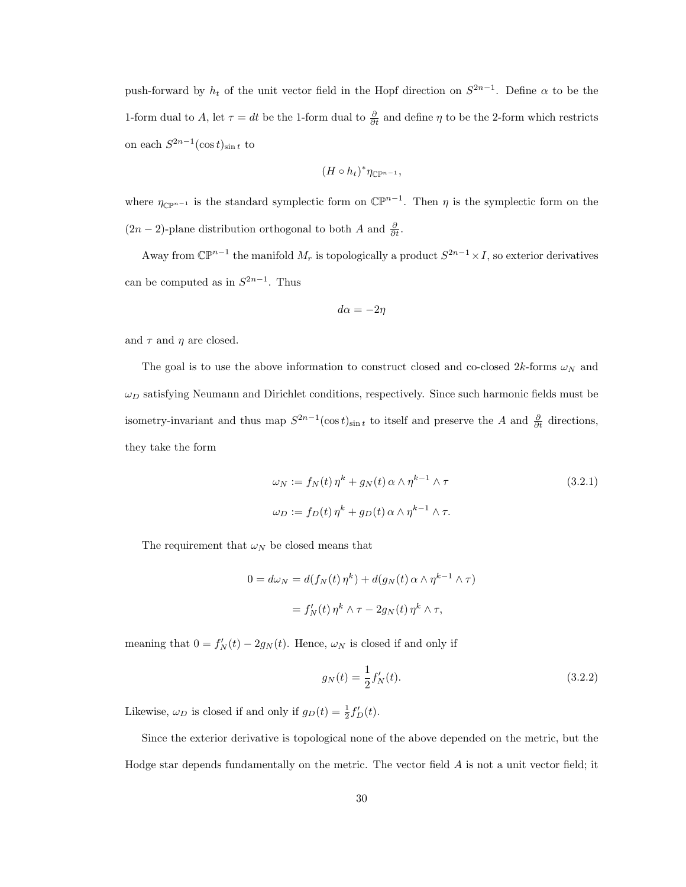push-forward by $h_t$ of the unit vector field in the Hopf direction on $S^{2n-1}$. Define $\alpha$ to be the 1-form dual to $A$, let $\tau = dt$ be the 1-form dual to $\frac{\partial}{\partial t}$ and define $\eta$ to be the 2-form which restricts on each $S^{2n-1}(\cos t)_{\sin t}$ to

$$(H \circ h_t)^* \eta_{\mathbb{CP}^{n-1}},$$

where $\eta_{\mathbb{CP}^{n-1}}$ is the standard symplectic form on $\mathbb{CP}^{n-1}$. Then $\eta$ is the symplectic form on the $(2n-2)$-plane distribution orthogonal to both $A$ and $\frac{\partial}{\partial t}$.

Away from $\mathbb{CP}^{n-1}$ the manifold $M_r$ is topologically a product $S^{2n-1} \times I$, so exterior derivatives can be computed as in $S^{2n-1}$. Thus

$$d\alpha = -2\eta$$

and $\tau$ and $\eta$ are closed.

The goal is to use the above information to construct closed and co-closed $2k$-forms $\omega_N$ and $\omega_D$ satisfying Neumann and Dirichlet conditions, respectively. Since such harmonic fields must be isometry-invariant and thus map $S^{2n-1}(\cos t)_{\sin t}$ to itself and preserve the $A$ and $\frac{\partial}{\partial t}$ directions, they take the form

$$\begin{aligned} \omega_N &:= f_N(t)\, \eta^k + g_N(t)\, \alpha \wedge \eta^{k-1} \wedge \tau \\ \omega_D &:= f_D(t)\, \eta^k + g_D(t)\, \alpha \wedge \eta^{k-1} \wedge \tau. \end{aligned} \tag{3.2.1}$$

The requirement that $\omega_N$ be closed means that

$$\begin{aligned} 0 = d\omega_N &= d(f_N(t)\, \eta^k) + d(g_N(t)\, \alpha \wedge \eta^{k-1} \wedge \tau) \\ &= f_N'(t)\, \eta^k \wedge \tau - 2g_N(t)\, \eta^k \wedge \tau, \end{aligned}$$

meaning that $0 = f_N'(t) - 2g_N(t)$. Hence, $\omega_N$ is closed if and only if

$$g_N(t) = \frac{1}{2} f_N'(t). \tag{3.2.2}$$

Likewise, $\omega_D$ is closed if and only if $g_D(t) = \frac{1}{2} f_D'(t)$.

Since the exterior derivative is topological none of the above depended on the metric, but the Hodge star depends fundamentally on the metric. The vector field $A$ is not a unit vector field; it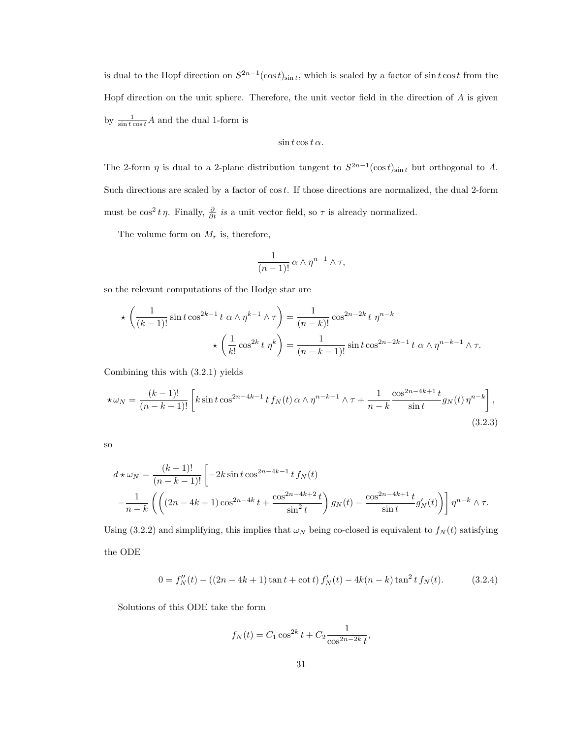is dual to the Hopf direction on $S^{2n-1}(\cos t)_{\sin t}$, which is scaled by a factor of $\sin t \cos t$ from the Hopf direction on the unit sphere. Therefore, the unit vector field in the direction of $A$ is given by $\frac{1}{\sin t \cos t} A$ and the dual 1-form is

$$\sin t \cos t \, \alpha.$$

The 2-form $\eta$ is dual to a 2-plane distribution tangent to $S^{2n-1}(\cos t)_{\sin t}$ but orthogonal to $A$. Such directions are scaled by a factor of $\cos t$. If those directions are normalized, the dual 2-form must be $\cos^2 t \, \eta$. Finally, $\frac{\partial}{\partial t}$ *is* a unit vector field, so $\tau$ is already normalized.

The volume form on $M_r$ is, therefore,

$$\frac{1}{(n-1)!} \, \alpha \wedge \eta^{n-1} \wedge \tau,$$

so the relevant computations of the Hodge star are

$$\star \left( \frac{1}{(k-1)!} \sin t \cos^{2k-1} t \; \alpha \wedge \eta^{k-1} \wedge \tau \right) = \frac{1}{(n-k)!} \cos^{2n-2k} t \; \eta^{n-k}$$

$$\star \left( \frac{1}{k!} \cos^{2k} t \; \eta^{k} \right) = \frac{1}{(n-k-1)!} \sin t \cos^{2n-2k-1} t \; \alpha \wedge \eta^{n-k-1} \wedge \tau.$$

Combining this with (3.2.1) yields

$$\star \, \omega_N = \frac{(k-1)!}{(n-k-1)!} \left[ k \sin t \cos^{2n-4k-1} t \, f_N(t) \, \alpha \wedge \eta^{n-k-1} \wedge \tau + \frac{1}{n-k} \frac{\cos^{2n-4k+1} t}{\sin t} g_N(t) \, \eta^{n-k} \right], \tag{3.2.3}$$

so

$$d \star \omega_N = \frac{(k-1)!}{(n-k-1)!} \left[ -2k \sin t \cos^{2n-4k-1} t \, f_N(t) \right.$$
$$\left. - \frac{1}{n-k} \left( \left( (2n-4k+1) \cos^{2n-4k} t + \frac{\cos^{2n-4k+2} t}{\sin^2 t} \right) g_N(t) - \frac{\cos^{2n-4k+1} t}{\sin t} g_N'(t) \right) \right] \eta^{n-k} \wedge \tau.$$

Using (3.2.2) and simplifying, this implies that $\omega_N$ being co-closed is equivalent to $f_N(t)$ satisfying the ODE

$$0 = f_N''(t) - ((2n-4k+1) \tan t + \cot t) \, f_N'(t) - 4k(n-k) \tan^2 t \, f_N(t). \tag{3.2.4}$$

Solutions of this ODE take the form

$$f_N(t) = C_1 \cos^{2k} t + C_2 \frac{1}{\cos^{2n-2k} t},$$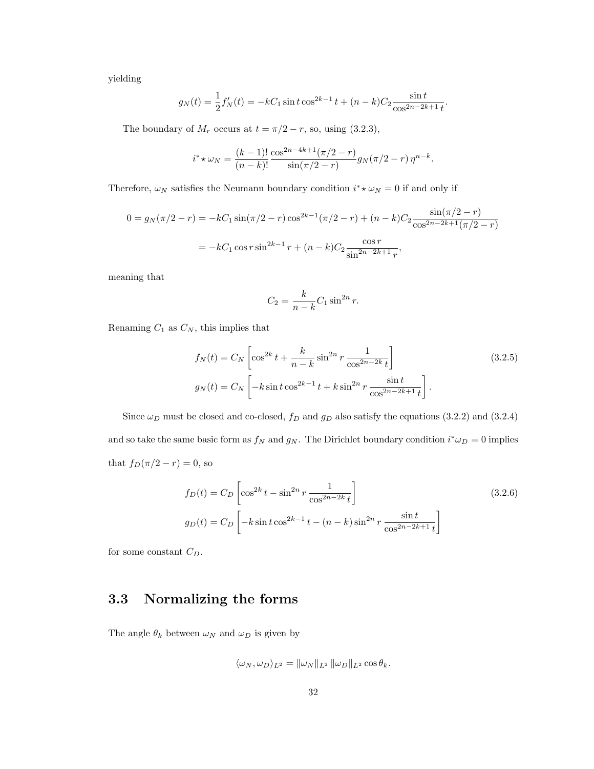yielding

$$g_N(t) = \frac{1}{2} f_N'(t) = -kC_1 \sin t \cos^{2k-1} t + (n-k) C_2 \frac{\sin t}{\cos^{2n-2k+1} t}.$$

The boundary of $M_r$ occurs at $t = \pi/2 - r$, so, using (3.2.3),

$$i^* \star \omega_N = \frac{(k-1)!}{(n-k)!} \frac{\cos^{2n-4k+1}(\pi/2 - r)}{\sin(\pi/2 - r)} g_N(\pi/2 - r)\, \eta^{n-k}.$$

Therefore, $\omega_N$ satisfies the Neumann boundary condition $i^* \star \omega_N = 0$ if and only if

$$\begin{aligned} 0 = g_N(\pi/2 - r) &= -kC_1 \sin(\pi/2 - r) \cos^{2k-1}(\pi/2 - r) + (n-k) C_2 \frac{\sin(\pi/2 - r)}{\cos^{2n-2k+1}(\pi/2 - r)} \\ &= -kC_1 \cos r \sin^{2k-1} r + (n-k) C_2 \frac{\cos r}{\sin^{2n-2k+1} r}, \end{aligned}$$

meaning that

$$C_2 = \frac{k}{n-k} C_1 \sin^{2n} r.$$

Renaming $C_1$ as $C_N$, this implies that

$$\begin{aligned} f_N(t) &= C_N \left[ \cos^{2k} t + \frac{k}{n-k} \sin^{2n} r \, \frac{1}{\cos^{2n-2k} t} \right] \\ g_N(t) &= C_N \left[ -k \sin t \cos^{2k-1} t + k \sin^{2n} r \, \frac{\sin t}{\cos^{2n-2k+1} t} \right]. \end{aligned} \tag{3.2.5}$$

Since $\omega_D$ must be closed and co-closed, $f_D$ and $g_D$ also satisfy the equations (3.2.2) and (3.2.4) and so take the same basic form as $f_N$ and $g_N$. The Dirichlet boundary condition $i^* \omega_D = 0$ implies that $f_D(\pi/2 - r) = 0$, so

$$\begin{aligned} f_D(t) &= C_D \left[ \cos^{2k} t - \sin^{2n} r \, \frac{1}{\cos^{2n-2k} t} \right] \\ g_D(t) &= C_D \left[ -k \sin t \cos^{2k-1} t - (n-k) \sin^{2n} r \, \frac{\sin t}{\cos^{2n-2k+1} t} \right] \end{aligned} \tag{3.2.6}$$

for some constant $C_D$.

## 3.3 Normalizing the forms

The angle $\theta_k$ between $\omega_N$ and $\omega_D$ is given by

$$\langle \omega_N, \omega_D \rangle_{L^2} = \|\omega_N\|_{L^2} \|\omega_D\|_{L^2} \cos \theta_k.$$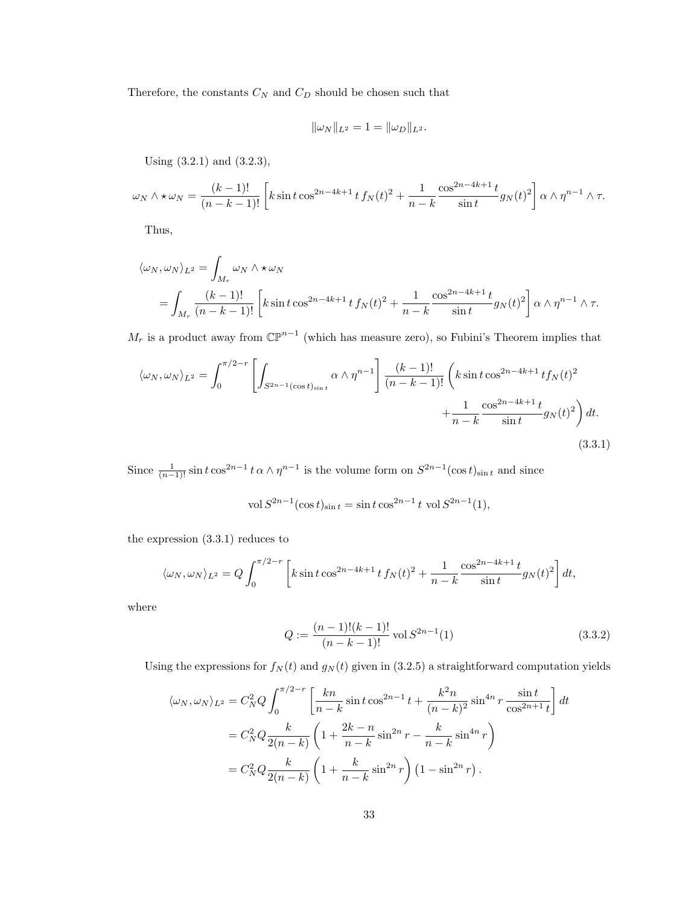Therefore, the constants $C_N$ and $C_D$ should be chosen such that

$$\|\omega_N\|_{L^2} = 1 = \|\omega_D\|_{L^2}.$$

Using (3.2.1) and (3.2.3),

$$\omega_N \wedge \star\, \omega_N = \frac{(k-1)!}{(n-k-1)!}\left[k \sin t \cos^{2n-4k+1} t\, f_N(t)^2 + \frac{1}{n-k}\frac{\cos^{2n-4k+1} t}{\sin t} g_N(t)^2\right] \alpha \wedge \eta^{n-1} \wedge \tau.$$

Thus,

$$\begin{aligned}
\langle \omega_N, \omega_N \rangle_{L^2} &= \int_{M_r} \omega_N \wedge \star\, \omega_N \\
&= \int_{M_r} \frac{(k-1)!}{(n-k-1)!}\left[k \sin t \cos^{2n-4k+1} t\, f_N(t)^2 + \frac{1}{n-k}\frac{\cos^{2n-4k+1} t}{\sin t} g_N(t)^2\right] \alpha \wedge \eta^{n-1} \wedge \tau.
\end{aligned}$$

$M_r$ is a product away from $\mathbb{CP}^{n-1}$ (which has measure zero), so Fubini's Theorem implies that

$$\begin{aligned}
\langle \omega_N, \omega_N \rangle_{L^2} = \int_0^{\pi/2-r} \left[\int_{S^{2n-1}(\cos t)_{\sin t}} \alpha \wedge \eta^{n-1}\right] \frac{(k-1)!}{(n-k-1)!}\bigg(& k \sin t \cos^{2n-4k+1} t f_N(t)^2 \\
&+ \frac{1}{n-k}\frac{\cos^{2n-4k+1} t}{\sin t} g_N(t)^2\bigg)\, dt.
\end{aligned} \tag{3.3.1}$$

Since $\frac{1}{(n-1)!}\sin t \cos^{2n-1} t\, \alpha \wedge \eta^{n-1}$ is the volume form on $S^{2n-1}(\cos t)_{\sin t}$ and since

$$\operatorname{vol} S^{2n-1}(\cos t)_{\sin t} = \sin t \cos^{2n-1} t \, \operatorname{vol} S^{2n-1}(1),$$

the expression (3.3.1) reduces to

$$\langle \omega_N, \omega_N \rangle_{L^2} = Q \int_0^{\pi/2-r} \left[k \sin t \cos^{2n-4k+1} t\, f_N(t)^2 + \frac{1}{n-k}\frac{\cos^{2n-4k+1} t}{\sin t} g_N(t)^2\right] dt,$$

where

$$Q := \frac{(n-1)!(k-1)!}{(n-k-1)!} \operatorname{vol} S^{2n-1}(1) \tag{3.3.2}$$

Using the expressions for $f_N(t)$ and $g_N(t)$ given in (3.2.5) a straightforward computation yields

$$\begin{aligned}
\langle \omega_N, \omega_N \rangle_{L^2} &= C_N^2 Q \int_0^{\pi/2-r} \left[\frac{kn}{n-k} \sin t \cos^{2n-1} t + \frac{k^2 n}{(n-k)^2} \sin^{4n} r \frac{\sin t}{\cos^{2n+1} t}\right] dt \\
&= C_N^2 Q \frac{k}{2(n-k)} \left(1 + \frac{2k-n}{n-k} \sin^{2n} r - \frac{k}{n-k}\sin^{4n} r\right) \\
&= C_N^2 Q \frac{k}{2(n-k)} \left(1 + \frac{k}{n-k} \sin^{2n} r\right)\left(1 - \sin^{2n} r\right).
\end{aligned}$$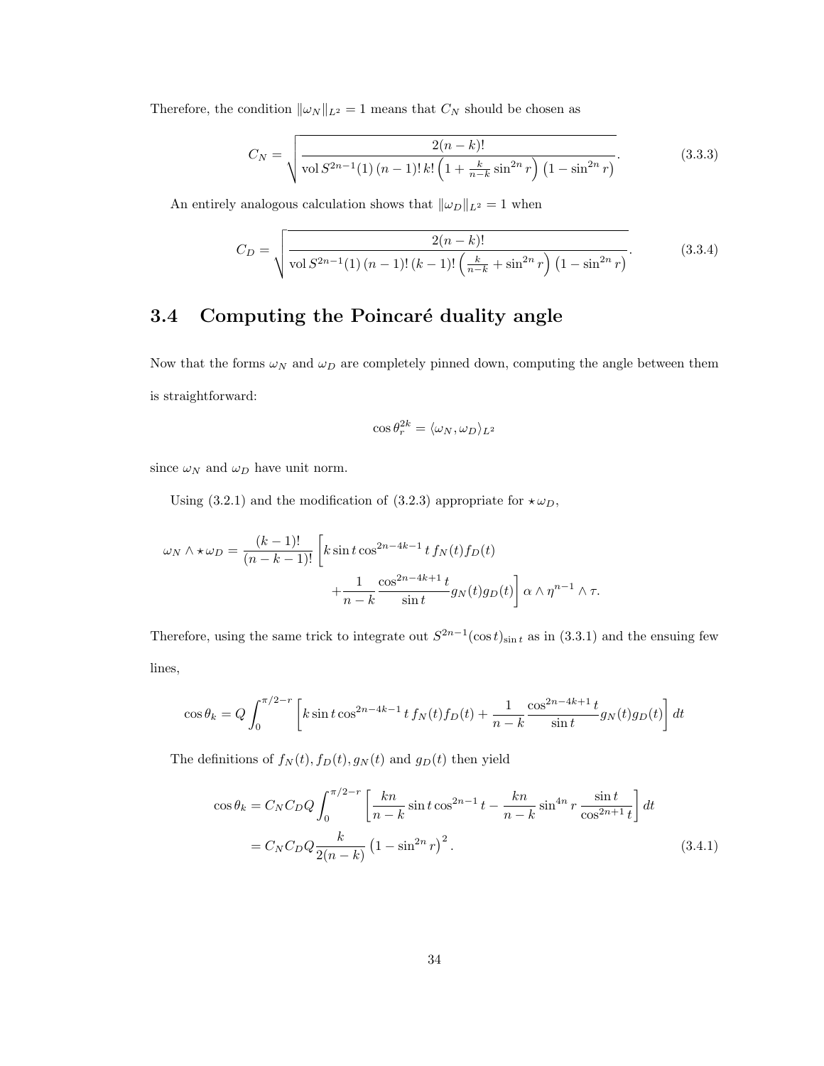Therefore, the condition $\|\omega_N\|_{L^2} = 1$ means that $C_N$ should be chosen as

$$C_N = \sqrt{\frac{2(n-k)!}{\operatorname{vol} S^{2n-1}(1)\,(n-1)!\,k!\left(1 + \frac{k}{n-k}\sin^{2n} r\right)\left(1 - \sin^{2n} r\right)}}. \tag{3.3.3}$$

An entirely analogous calculation shows that $\|\omega_D\|_{L^2} = 1$ when

$$C_D = \sqrt{\frac{2(n-k)!}{\operatorname{vol} S^{2n-1}(1)\,(n-1)!\,(k-1)!\left(\frac{k}{n-k} + \sin^{2n} r\right)\left(1 - \sin^{2n} r\right)}}. \tag{3.3.4}$$

## 3.4 Computing the Poincaré duality angle

Now that the forms $\omega_N$ and $\omega_D$ are completely pinned down, computing the angle between them is straightforward:

$$\cos\theta_r^{2k} = \langle \omega_N, \omega_D \rangle_{L^2}$$

since $\omega_N$ and $\omega_D$ have unit norm.

Using (3.2.1) and the modification of (3.2.3) appropriate for $\star\omega_D$,

$$\omega_N \wedge \star\omega_D = \frac{(k-1)!}{(n-k-1)!}\Bigg[k \sin t \cos^{2n-4k-1} t\, f_N(t) f_D(t) + \frac{1}{n-k}\frac{\cos^{2n-4k+1} t}{\sin t} g_N(t) g_D(t)\Bigg]\, \alpha \wedge \eta^{n-1} \wedge \tau.$$

Therefore, using the same trick to integrate out $S^{2n-1}(\cos t)_{\sin t}$ as in (3.3.1) and the ensuing few lines,

$$\cos\theta_k = Q \int_0^{\pi/2 - r} \left[k \sin t \cos^{2n-4k-1} t\, f_N(t) f_D(t) + \frac{1}{n-k}\frac{\cos^{2n-4k+1} t}{\sin t} g_N(t) g_D(t)\right] dt$$

The definitions of $f_N(t), f_D(t), g_N(t)$ and $g_D(t)$ then yield

$$\begin{aligned}
\cos\theta_k &= C_N C_D Q \int_0^{\pi/2 - r} \left[\frac{kn}{n-k} \sin t \cos^{2n-1} t - \frac{kn}{n-k} \sin^{4n} r \frac{\sin t}{\cos^{2n+1} t}\right] dt \\
&= C_N C_D Q \frac{k}{2(n-k)} \left(1 - \sin^{2n} r\right)^2.
\end{aligned} \tag{3.4.1}$$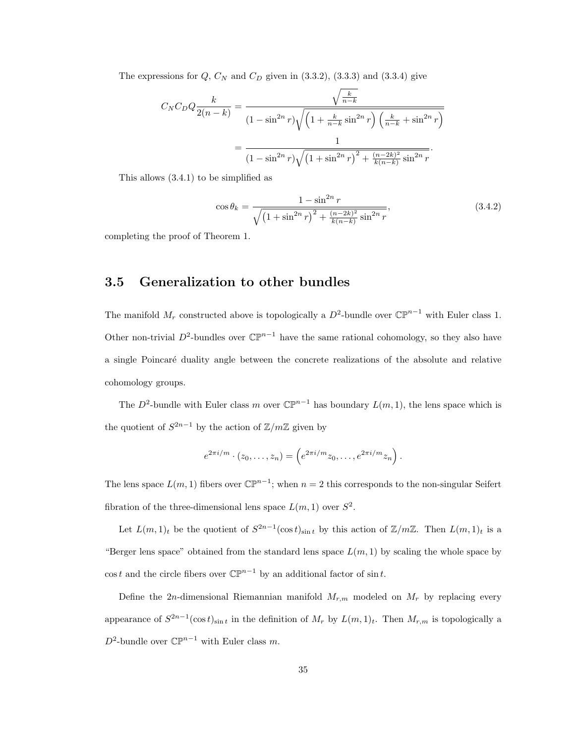The expressions for $Q$, $C_N$ and $C_D$ given in (3.3.2), (3.3.3) and (3.3.4) give

$$
\begin{aligned}
C_N C_D Q \frac{k}{2(n-k)} &= \frac{\sqrt{\frac{k}{n-k}}}{(1-\sin^{2n} r)\sqrt{\left(1+\frac{k}{n-k}\sin^{2n} r\right)\left(\frac{k}{n-k}+\sin^{2n} r\right)}} \\
&= \frac{1}{(1-\sin^{2n} r)\sqrt{\left(1+\sin^{2n} r\right)^2+\frac{(n-2k)^2}{k(n-k)}\sin^{2n} r}}.
\end{aligned}
$$

This allows (3.4.1) to be simplified as

$$
\cos\theta_k = \frac{1-\sin^{2n} r}{\sqrt{\left(1+\sin^{2n} r\right)^2+\frac{(n-2k)^2}{k(n-k)}\sin^{2n} r}}, \tag{3.4.2}
$$

completing the proof of Theorem 1.

## 3.5 Generalization to other bundles

The manifold $M_r$ constructed above is topologically a $D^2$-bundle over $\mathbb{CP}^{n-1}$ with Euler class 1. Other non-trivial $D^2$-bundles over $\mathbb{CP}^{n-1}$ have the same rational cohomology, so they also have a single Poincaré duality angle between the concrete realizations of the absolute and relative cohomology groups.

The $D^2$-bundle with Euler class $m$ over $\mathbb{CP}^{n-1}$ has boundary $L(m,1)$, the lens space which is the quotient of $S^{2n-1}$ by the action of $\mathbb{Z}/m\mathbb{Z}$ given by

$$
e^{2\pi i/m}\cdot(z_0,\ldots,z_n) = \left(e^{2\pi i/m}z_0,\ldots,e^{2\pi i/m}z_n\right).
$$

The lens space $L(m,1)$ fibers over $\mathbb{CP}^{n-1}$; when $n=2$ this corresponds to the non-singular Seifert fibration of the three-dimensional lens space $L(m,1)$ over $S^2$.

Let $L(m,1)_t$ be the quotient of $S^{2n-1}(\cos t)_{\sin t}$ by this action of $\mathbb{Z}/m\mathbb{Z}$. Then $L(m,1)_t$ is a "Berger lens space" obtained from the standard lens space $L(m,1)$ by scaling the whole space by $\cos t$ and the circle fibers over $\mathbb{CP}^{n-1}$ by an additional factor of $\sin t$.

Define the $2n$-dimensional Riemannian manifold $M_{r,m}$ modeled on $M_r$ by replacing every appearance of $S^{2n-1}(\cos t)_{\sin t}$ in the definition of $M_r$ by $L(m,1)_t$. Then $M_{r,m}$ is topologically a $D^2$-bundle over $\mathbb{CP}^{n-1}$ with Euler class $m$.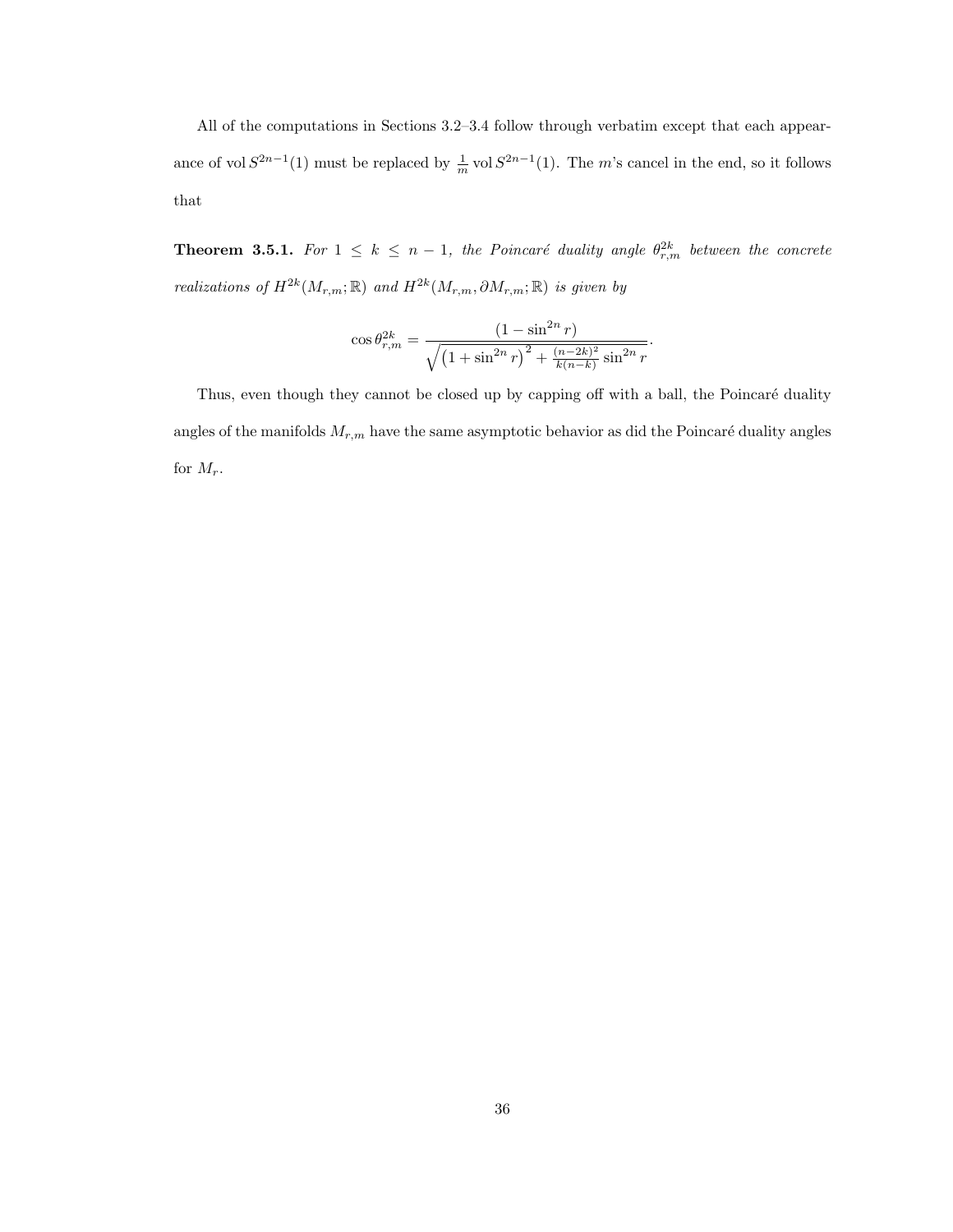All of the computations in Sections 3.2–3.4 follow through verbatim except that each appearance of $\operatorname{vol} S^{2n-1}(1)$ must be replaced by $\frac{1}{m} \operatorname{vol} S^{2n-1}(1)$. The $m$'s cancel in the end, so it follows that

**Theorem 3.5.1.** *For $1 \leq k \leq n-1$, the Poincaré duality angle $\theta^{2k}_{r,m}$ between the concrete realizations of $H^{2k}(M_{r,m};\mathbb{R})$ and $H^{2k}(M_{r,m}, \partial M_{r,m};\mathbb{R})$ is given by*

$$\cos \theta^{2k}_{r,m} = \frac{(1 - \sin^{2n} r)}{\sqrt{\left(1 + \sin^{2n} r\right)^2 + \frac{(n-2k)^2}{k(n-k)} \sin^{2n} r}}.$$

Thus, even though they cannot be closed up by capping off with a ball, the Poincaré duality angles of the manifolds $M_{r,m}$ have the same asymptotic behavior as did the Poincaré duality angles for $M_r$.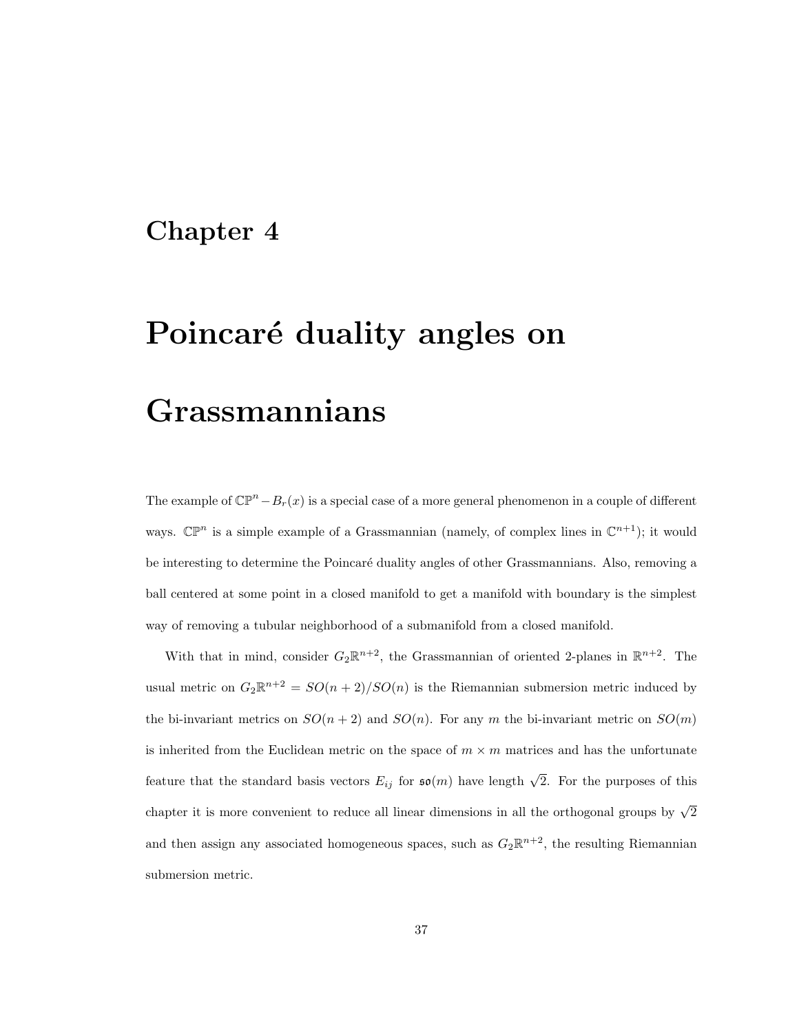# Chapter 4

# Poincaré duality angles on Grassmannians

The example of $\mathbb{CP}^n - B_r(x)$ is a special case of a more general phenomenon in a couple of different ways. $\mathbb{CP}^n$ is a simple example of a Grassmannian (namely, of complex lines in $\mathbb{C}^{n+1}$); it would be interesting to determine the Poincaré duality angles of other Grassmannians. Also, removing a ball centered at some point in a closed manifold to get a manifold with boundary is the simplest way of removing a tubular neighborhood of a submanifold from a closed manifold.

With that in mind, consider $G_2\mathbb{R}^{n+2}$, the Grassmannian of oriented 2-planes in $\mathbb{R}^{n+2}$. The usual metric on $G_2\mathbb{R}^{n+2} = SO(n+2)/SO(n)$ is the Riemannian submersion metric induced by the bi-invariant metrics on $SO(n+2)$ and $SO(n)$. For any $m$ the bi-invariant metric on $SO(m)$ is inherited from the Euclidean metric on the space of $m \times m$ matrices and has the unfortunate feature that the standard basis vectors $E_{ij}$ for $\mathfrak{so}(m)$ have length $\sqrt{2}$. For the purposes of this chapter it is more convenient to reduce all linear dimensions in all the orthogonal groups by $\sqrt{2}$ and then assign any associated homogeneous spaces, such as $G_2\mathbb{R}^{n+2}$, the resulting Riemannian submersion metric.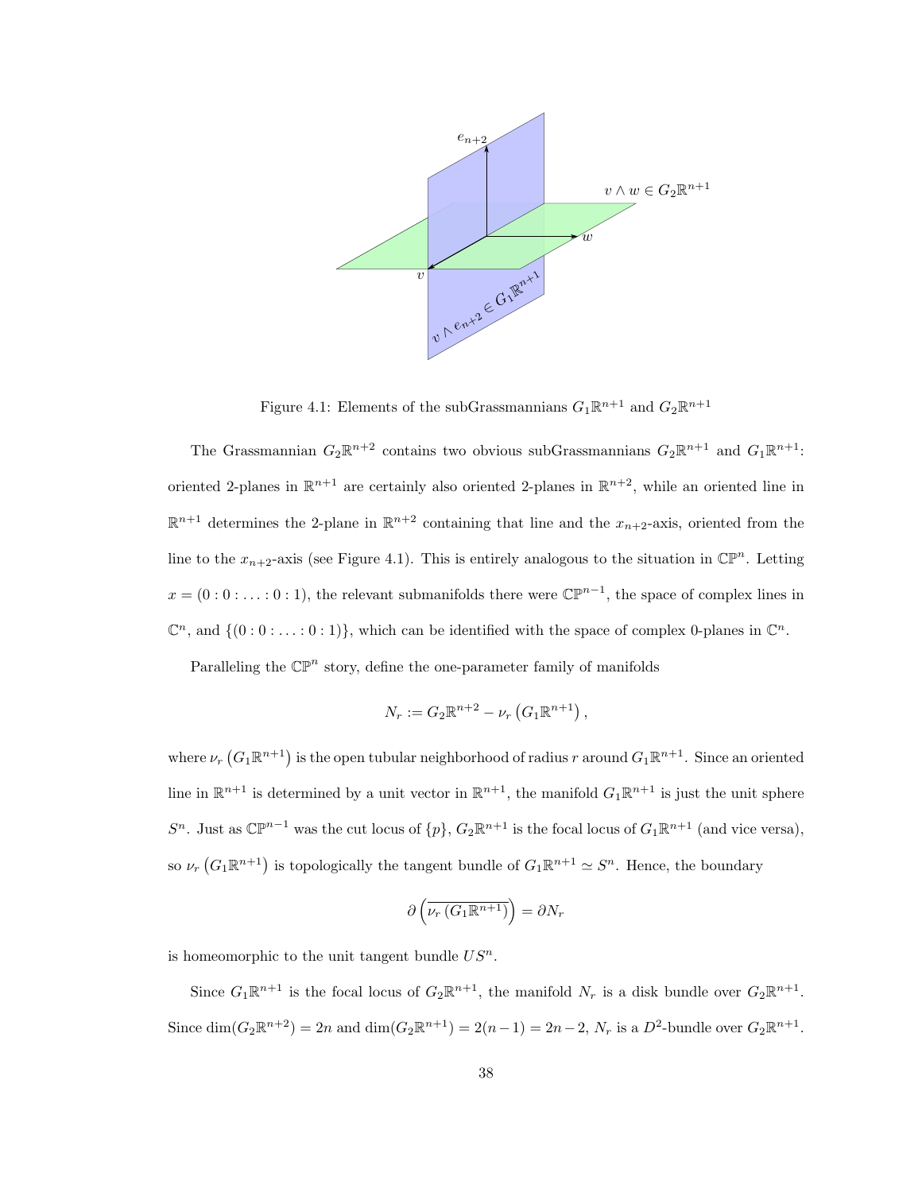Figure 4.1: Elements of the subGrassmannians $G_1\mathbb{R}^{n+1}$ and $G_2\mathbb{R}^{n+1}$

The Grassmannian $G_2\mathbb{R}^{n+2}$ contains two obvious subGrassmannians $G_2\mathbb{R}^{n+1}$ and $G_1\mathbb{R}^{n+1}$: oriented 2-planes in $\mathbb{R}^{n+1}$ are certainly also oriented 2-planes in $\mathbb{R}^{n+2}$, while an oriented line in $\mathbb{R}^{n+1}$ determines the 2-plane in $\mathbb{R}^{n+2}$ containing that line and the $x_{n+2}$-axis, oriented from the line to the $x_{n+2}$-axis (see Figure 4.1). This is entirely analogous to the situation in $\mathbb{CP}^n$. Letting $x = (0 : 0 : \ldots : 0 : 1)$, the relevant submanifolds there were $\mathbb{CP}^{n-1}$, the space of complex lines in $\mathbb{C}^n$, and $\{(0 : 0 : \ldots : 0 : 1)\}$, which can be identified with the space of complex 0-planes in $\mathbb{C}^n$.

Paralleling the $\mathbb{CP}^n$ story, define the one-parameter family of manifolds

$$N_r := G_2\mathbb{R}^{n+2} - \nu_r\left(G_1\mathbb{R}^{n+1}\right),$$

where $\nu_r\left(G_1\mathbb{R}^{n+1}\right)$ is the open tubular neighborhood of radius $r$ around $G_1\mathbb{R}^{n+1}$. Since an oriented line in $\mathbb{R}^{n+1}$ is determined by a unit vector in $\mathbb{R}^{n+1}$, the manifold $G_1\mathbb{R}^{n+1}$ is just the unit sphere $S^n$. Just as $\mathbb{CP}^{n-1}$ was the cut locus of $\{p\}$, $G_2\mathbb{R}^{n+1}$ is the focal locus of $G_1\mathbb{R}^{n+1}$ (and vice versa), so $\nu_r\left(G_1\mathbb{R}^{n+1}\right)$ is topologically the tangent bundle of $G_1\mathbb{R}^{n+1} \simeq S^n$. Hence, the boundary

$$\partial\left(\overline{\nu_r\left(G_1\mathbb{R}^{n+1}\right)}\right) = \partial N_r$$

is homeomorphic to the unit tangent bundle $US^n$.

Since $G_1\mathbb{R}^{n+1}$ is the focal locus of $G_2\mathbb{R}^{n+1}$, the manifold $N_r$ is a disk bundle over $G_2\mathbb{R}^{n+1}$. Since $\dim(G_2\mathbb{R}^{n+2}) = 2n$ and $\dim(G_2\mathbb{R}^{n+1}) = 2(n-1) = 2n-2$, $N_r$ is a $D^2$-bundle over $G_2\mathbb{R}^{n+1}$.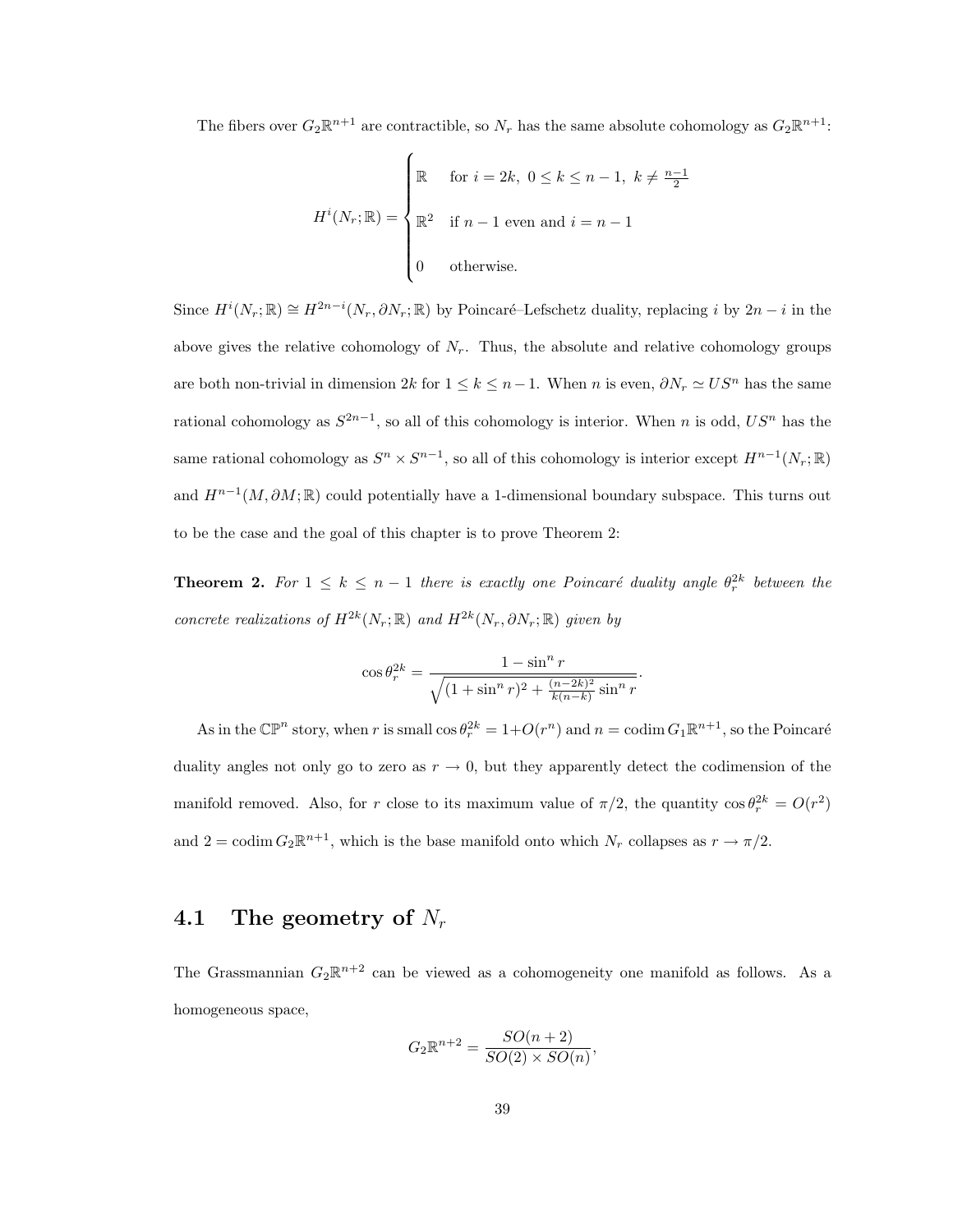The fibers over $G_2\mathbb{R}^{n+1}$ are contractible, so $N_r$ has the same absolute cohomology as $G_2\mathbb{R}^{n+1}$:

$$
H^i(N_r;\mathbb{R}) = \begin{cases} \mathbb{R} & \text{for } i = 2k,\ 0 \le k \le n-1,\ k \ne \frac{n-1}{2} \\ \mathbb{R}^2 & \text{if } n-1 \text{ even and } i = n-1 \\ 0 & \text{otherwise.} \end{cases}
$$

Since $H^i(N_r;\mathbb{R}) \cong H^{2n-i}(N_r, \partial N_r;\mathbb{R})$ by Poincaré–Lefschetz duality, replacing $i$ by $2n-i$ in the above gives the relative cohomology of $N_r$. Thus, the absolute and relative cohomology groups are both non-trivial in dimension $2k$ for $1 \le k \le n-1$. When $n$ is even, $\partial N_r \simeq US^n$ has the same rational cohomology as $S^{2n-1}$, so all of this cohomology is interior. When $n$ is odd, $US^n$ has the same rational cohomology as $S^n \times S^{n-1}$, so all of this cohomology is interior except $H^{n-1}(N_r;\mathbb{R})$ and $H^{n-1}(M, \partial M;\mathbb{R})$ could potentially have a 1-dimensional boundary subspace. This turns out to be the case and the goal of this chapter is to prove Theorem 2:

**Theorem 2.** *For $1 \le k \le n-1$ there is exactly one Poincaré duality angle $\theta_r^{2k}$ between the concrete realizations of $H^{2k}(N_r;\mathbb{R})$ and $H^{2k}(N_r, \partial N_r;\mathbb{R})$ given by*

$$
\cos\theta_r^{2k} = \frac{1 - \sin^n r}{\sqrt{(1+\sin^n r)^2 + \frac{(n-2k)^2}{k(n-k)}\sin^n r}}.
$$

As in the $\mathbb{CP}^n$ story, when $r$ is small $\cos\theta_r^{2k} = 1 + O(r^n)$ and $n = \operatorname{codim} G_1\mathbb{R}^{n+1}$, so the Poincaré duality angles not only go to zero as $r \to 0$, but they apparently detect the codimension of the manifold removed. Also, for $r$ close to its maximum value of $\pi/2$, the quantity $\cos\theta_r^{2k} = O(r^2)$ and $2 = \operatorname{codim} G_2\mathbb{R}^{n+1}$, which is the base manifold onto which $N_r$ collapses as $r \to \pi/2$.

## 4.1 The geometry of $N_r$

The Grassmannian $G_2\mathbb{R}^{n+2}$ can be viewed as a cohomogeneity one manifold as follows. As a homogeneous space,

$$
G_2\mathbb{R}^{n+2} = \frac{SO(n+2)}{SO(2) \times SO(n)},
$$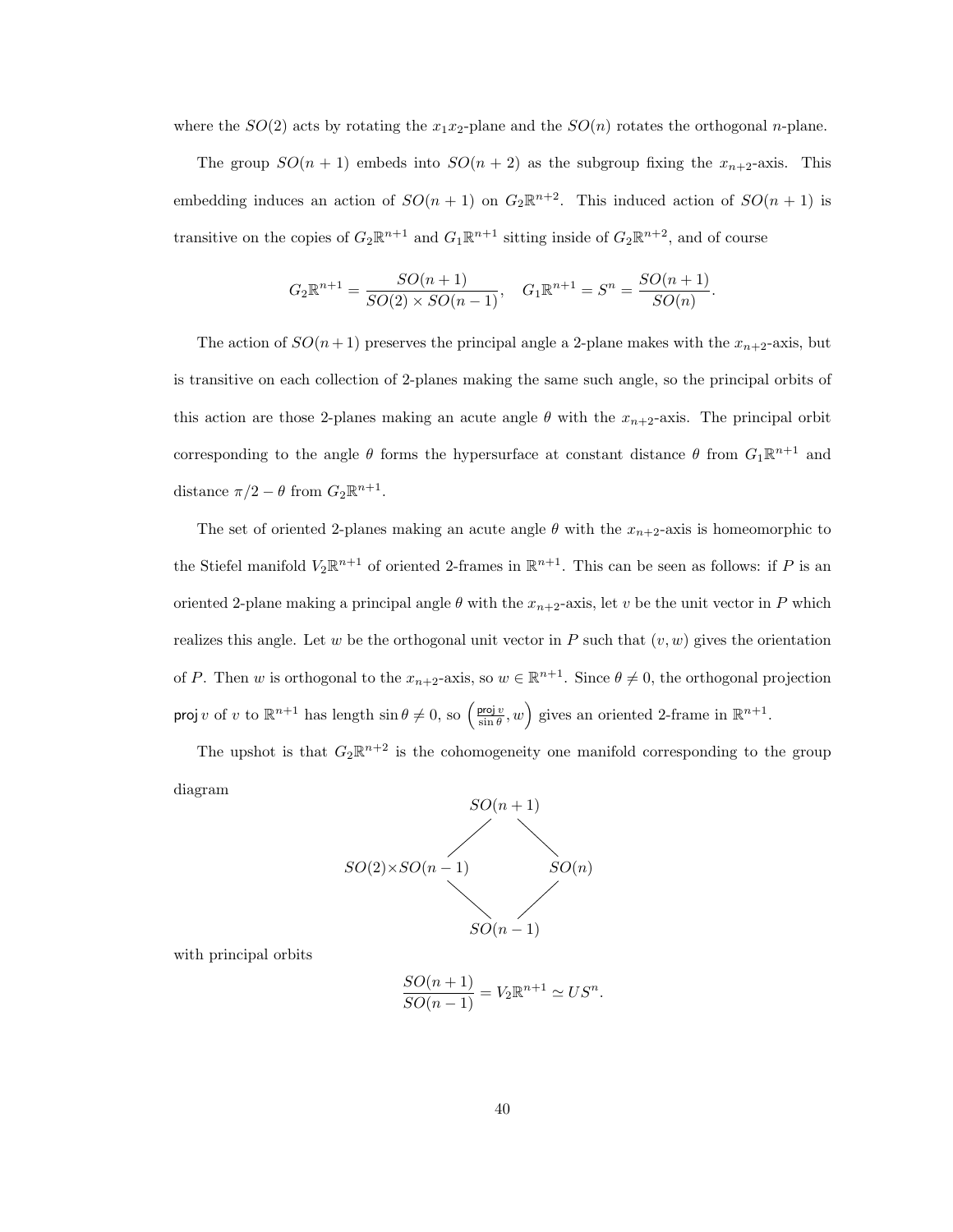where the $SO(2)$ acts by rotating the $x_1x_2$-plane and the $SO(n)$ rotates the orthogonal $n$-plane.

The group $SO(n+1)$ embeds into $SO(n+2)$ as the subgroup fixing the $x_{n+2}$-axis. This embedding induces an action of $SO(n+1)$ on $G_2\mathbb{R}^{n+2}$. This induced action of $SO(n+1)$ is transitive on the copies of $G_2\mathbb{R}^{n+1}$ and $G_1\mathbb{R}^{n+1}$ sitting inside of $G_2\mathbb{R}^{n+2}$, and of course

$$G_2\mathbb{R}^{n+1} = \frac{SO(n+1)}{SO(2) \times SO(n-1)}, \quad G_1\mathbb{R}^{n+1} = S^n = \frac{SO(n+1)}{SO(n)}.$$

The action of $SO(n+1)$ preserves the principal angle a 2-plane makes with the $x_{n+2}$-axis, but is transitive on each collection of 2-planes making the same such angle, so the principal orbits of this action are those 2-planes making an acute angle $\theta$ with the $x_{n+2}$-axis. The principal orbit corresponding to the angle $\theta$ forms the hypersurface at constant distance $\theta$ from $G_1\mathbb{R}^{n+1}$ and distance $\pi/2 - \theta$ from $G_2\mathbb{R}^{n+1}$.

The set of oriented 2-planes making an acute angle $\theta$ with the $x_{n+2}$-axis is homeomorphic to the Stiefel manifold $V_2\mathbb{R}^{n+1}$ of oriented 2-frames in $\mathbb{R}^{n+1}$. This can be seen as follows: if $P$ is an oriented 2-plane making a principal angle $\theta$ with the $x_{n+2}$-axis, let $v$ be the unit vector in $P$ which realizes this angle. Let $w$ be the orthogonal unit vector in $P$ such that $(v, w)$ gives the orientation of $P$. Then $w$ is orthogonal to the $x_{n+2}$-axis, so $w \in \mathbb{R}^{n+1}$. Since $\theta \neq 0$, the orthogonal projection $\mathsf{proj}\, v$ of $v$ to $\mathbb{R}^{n+1}$ has length $\sin\theta \neq 0$, so $\left(\frac{\mathsf{proj}\, v}{\sin\theta}, w\right)$ gives an oriented 2-frame in $\mathbb{R}^{n+1}$.

The upshot is that $G_2\mathbb{R}^{n+2}$ is the cohomogeneity one manifold corresponding to the group diagram

$$\begin{array}{ccccc} & & SO(n+1) & & \\ & \diagup & & \diagdown & \\ SO(2)\times SO(n-1) & & & & SO(n) \\ & \diagdown & & \diagup & \\ & & SO(n-1) & & \end{array}$$

with principal orbits

$$\frac{SO(n+1)}{SO(n-1)} = V_2\mathbb{R}^{n+1} \simeq US^n.$$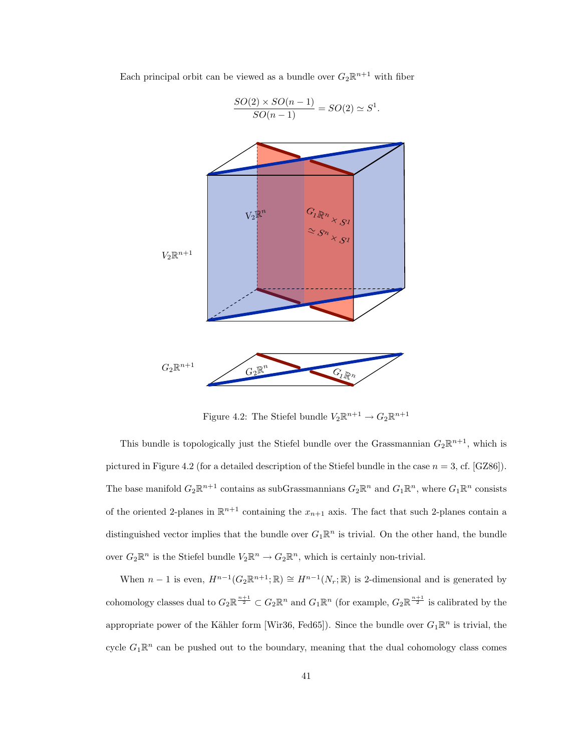Each principal orbit can be viewed as a bundle over $G_2\mathbb{R}^{n+1}$ with fiber

$$\frac{SO(2) \times SO(n-1)}{SO(n-1)} = SO(2) \simeq S^1.$$

Figure 4.2: The Stiefel bundle $V_2\mathbb{R}^{n+1} \to G_2\mathbb{R}^{n+1}$

This bundle is topologically just the Stiefel bundle over the Grassmannian $G_2\mathbb{R}^{n+1}$, which is pictured in Figure 4.2 (for a detailed description of the Stiefel bundle in the case $n = 3$, cf. [GZ86]). The base manifold $G_2\mathbb{R}^{n+1}$ contains as subGrassmannians $G_2\mathbb{R}^n$ and $G_1\mathbb{R}^n$, where $G_1\mathbb{R}^n$ consists of the oriented 2-planes in $\mathbb{R}^{n+1}$ containing the $x_{n+1}$ axis. The fact that such 2-planes contain a distinguished vector implies that the bundle over $G_1\mathbb{R}^n$ is trivial. On the other hand, the bundle over $G_2\mathbb{R}^n$ is the Stiefel bundle $V_2\mathbb{R}^n \to G_2\mathbb{R}^n$, which is certainly non-trivial.

When $n-1$ is even, $H^{n-1}(G_2\mathbb{R}^{n+1}; \mathbb{R}) \cong H^{n-1}(N_r; \mathbb{R})$ is 2-dimensional and is generated by cohomology classes dual to $G_2\mathbb{R}^{\frac{n+1}{2}} \subset G_2\mathbb{R}^n$ and $G_1\mathbb{R}^n$ (for example, $G_2\mathbb{R}^{\frac{n+1}{2}}$ is calibrated by the appropriate power of the Kähler form [Wir36, Fed65]). Since the bundle over $G_1\mathbb{R}^n$ is trivial, the cycle $G_1\mathbb{R}^n$ can be pushed out to the boundary, meaning that the dual cohomology class comes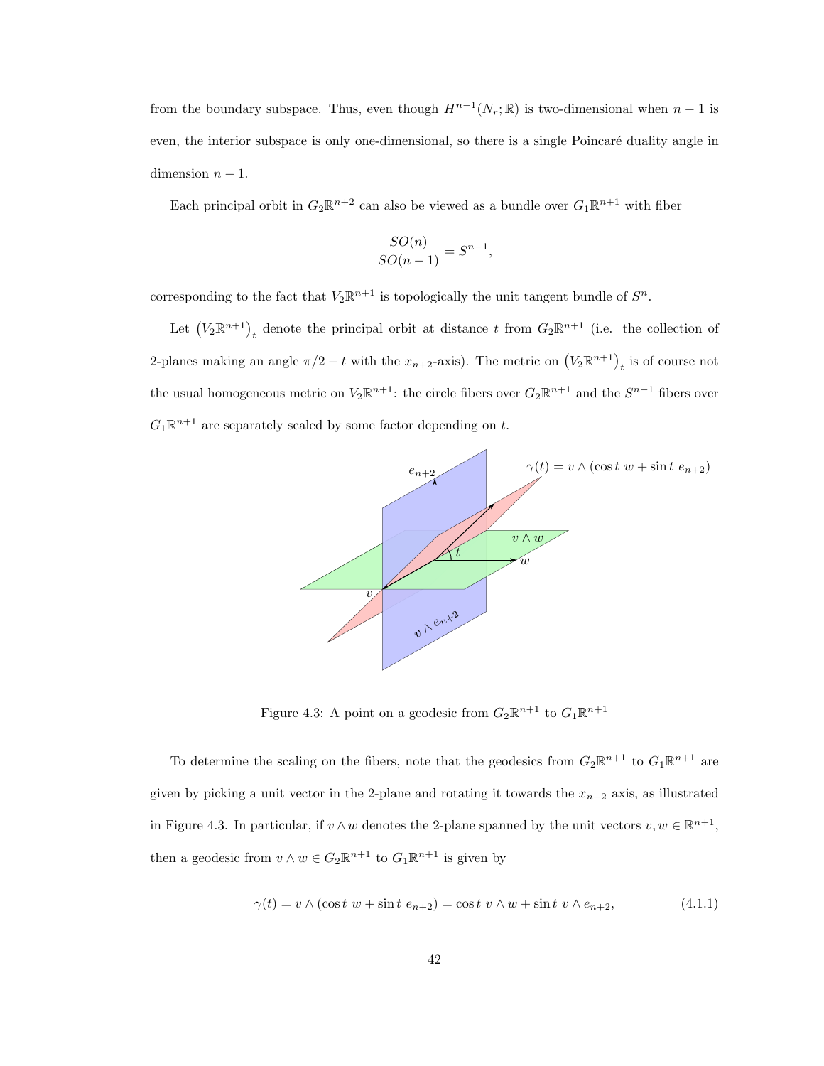from the boundary subspace. Thus, even though $H^{n-1}(N_r; \mathbb{R})$ is two-dimensional when $n-1$ is even, the interior subspace is only one-dimensional, so there is a single Poincaré duality angle in dimension $n-1$.

Each principal orbit in $G_2\mathbb{R}^{n+2}$ can also be viewed as a bundle over $G_1\mathbb{R}^{n+1}$ with fiber

$$\frac{SO(n)}{SO(n-1)} = S^{n-1},$$

corresponding to the fact that $V_2\mathbb{R}^{n+1}$ is topologically the unit tangent bundle of $S^n$.

Let $\left(V_2\mathbb{R}^{n+1}\right)_t$ denote the principal orbit at distance $t$ from $G_2\mathbb{R}^{n+1}$ (i.e. the collection of 2-planes making an angle $\pi/2 - t$ with the $x_{n+2}$-axis). The metric on $\left(V_2\mathbb{R}^{n+1}\right)_t$ is of course not the usual homogeneous metric on $V_2\mathbb{R}^{n+1}$: the circle fibers over $G_2\mathbb{R}^{n+1}$ and the $S^{n-1}$ fibers over $G_1\mathbb{R}^{n+1}$ are separately scaled by some factor depending on $t$.

Figure 4.3: A point on a geodesic from $G_2\mathbb{R}^{n+1}$ to $G_1\mathbb{R}^{n+1}$

To determine the scaling on the fibers, note that the geodesics from $G_2\mathbb{R}^{n+1}$ to $G_1\mathbb{R}^{n+1}$ are given by picking a unit vector in the 2-plane and rotating it towards the $x_{n+2}$ axis, as illustrated in Figure 4.3. In particular, if $v \wedge w$ denotes the 2-plane spanned by the unit vectors $v, w \in \mathbb{R}^{n+1}$, then a geodesic from $v \wedge w \in G_2\mathbb{R}^{n+1}$ to $G_1\mathbb{R}^{n+1}$ is given by

$$\gamma(t) = v \wedge (\cos t \; w + \sin t \; e_{n+2}) = \cos t \; v \wedge w + \sin t \; v \wedge e_{n+2}, \tag{4.1.1}$$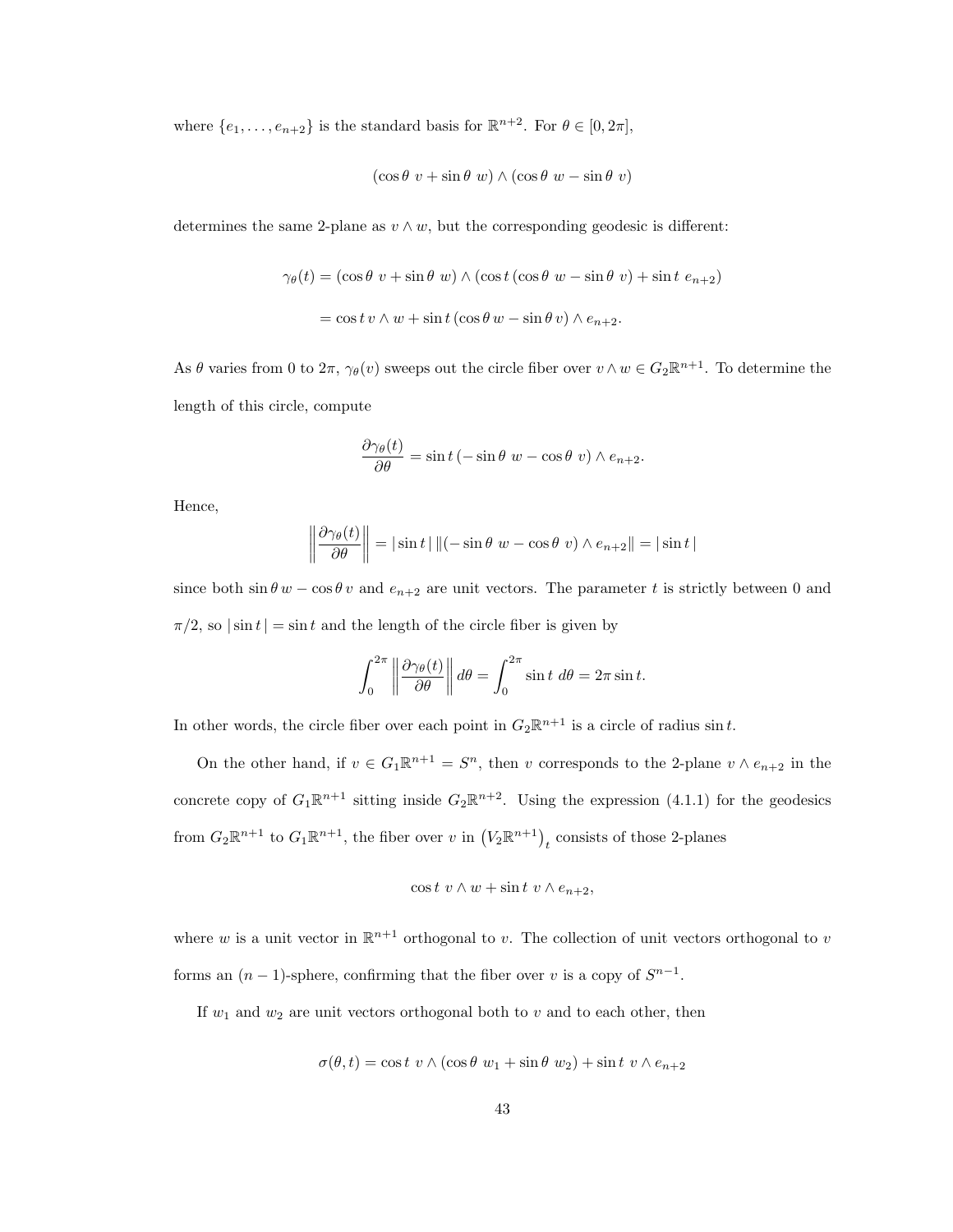where $\{e_1, \ldots, e_{n+2}\}$ is the standard basis for $\mathbb{R}^{n+2}$. For $\theta \in [0, 2\pi]$,

$$(\cos\theta\ v + \sin\theta\ w) \wedge (\cos\theta\ w - \sin\theta\ v)$$

determines the same 2-plane as $v \wedge w$, but the corresponding geodesic is different:

$$\gamma_\theta(t) = (\cos\theta\ v + \sin\theta\ w) \wedge (\cos t\,(\cos\theta\ w - \sin\theta\ v) + \sin t\ e_{n+2})$$

$$= \cos t\, v \wedge w + \sin t\,(\cos\theta\, w - \sin\theta\, v) \wedge e_{n+2}.$$

As $\theta$ varies from 0 to $2\pi$, $\gamma_\theta(v)$ sweeps out the circle fiber over $v \wedge w \in G_2\mathbb{R}^{n+1}$. To determine the length of this circle, compute

$$\frac{\partial \gamma_\theta(t)}{\partial \theta} = \sin t\,(-\sin\theta\ w - \cos\theta\ v) \wedge e_{n+2}.$$

Hence,

$$\left\| \frac{\partial \gamma_\theta(t)}{\partial \theta} \right\| = |\sin t\,|\, \|(-\sin\theta\ w - \cos\theta\ v) \wedge e_{n+2}\| = |\sin t\,|$$

since both $\sin\theta\, w - \cos\theta\, v$ and $e_{n+2}$ are unit vectors. The parameter $t$ is strictly between 0 and $\pi/2$, so $|\sin t\,| = \sin t$ and the length of the circle fiber is given by

$$\int_0^{2\pi} \left\| \frac{\partial \gamma_\theta(t)}{\partial \theta} \right\| d\theta = \int_0^{2\pi} \sin t\ d\theta = 2\pi \sin t.$$

In other words, the circle fiber over each point in $G_2\mathbb{R}^{n+1}$ is a circle of radius $\sin t$.

On the other hand, if $v \in G_1\mathbb{R}^{n+1} = S^n$, then $v$ corresponds to the 2-plane $v \wedge e_{n+2}$ in the concrete copy of $G_1\mathbb{R}^{n+1}$ sitting inside $G_2\mathbb{R}^{n+2}$. Using the expression (4.1.1) for the geodesics from $G_2\mathbb{R}^{n+1}$ to $G_1\mathbb{R}^{n+1}$, the fiber over $v$ in $\left(V_2\mathbb{R}^{n+1}\right)_t$ consists of those 2-planes

$$\cos t\ v \wedge w + \sin t\ v \wedge e_{n+2},$$

where $w$ is a unit vector in $\mathbb{R}^{n+1}$ orthogonal to $v$. The collection of unit vectors orthogonal to $v$ forms an $(n-1)$-sphere, confirming that the fiber over $v$ is a copy of $S^{n-1}$.

If $w_1$ and $w_2$ are unit vectors orthogonal both to $v$ and to each other, then

$$\sigma(\theta, t) = \cos t\ v \wedge (\cos\theta\ w_1 + \sin\theta\ w_2) + \sin t\ v \wedge e_{n+2}$$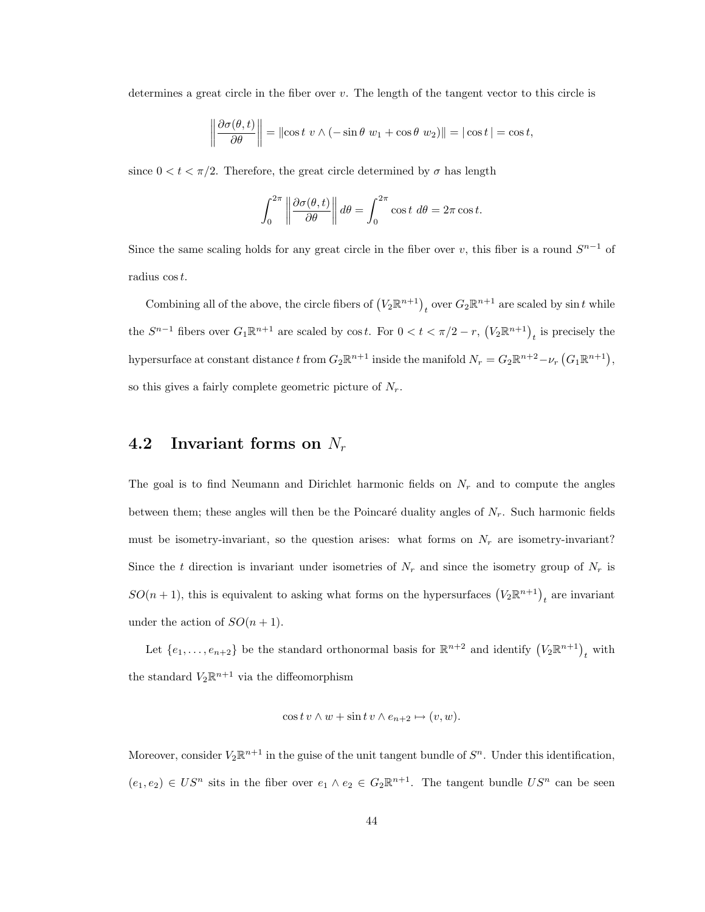determines a great circle in the fiber over $v$. The length of the tangent vector to this circle is

$$\left\| \frac{\partial \sigma(\theta, t)}{\partial \theta} \right\| = \| \cos t \; v \wedge (-\sin \theta \; w_1 + \cos \theta \; w_2) \| = | \cos t \, | = \cos t,$$

since $0 < t < \pi/2$. Therefore, the great circle determined by $\sigma$ has length

$$\int_0^{2\pi} \left\| \frac{\partial \sigma(\theta, t)}{\partial \theta} \right\| d\theta = \int_0^{2\pi} \cos t \; d\theta = 2\pi \cos t.$$

Since the same scaling holds for any great circle in the fiber over $v$, this fiber is a round $S^{n-1}$ of radius $\cos t$.

Combining all of the above, the circle fibers of $\left(V_2\mathbb{R}^{n+1}\right)_t$ over $G_2\mathbb{R}^{n+1}$ are scaled by $\sin t$ while the $S^{n-1}$ fibers over $G_1\mathbb{R}^{n+1}$ are scaled by $\cos t$. For $0 < t < \pi/2 - r$, $\left(V_2\mathbb{R}^{n+1}\right)_t$ is precisely the hypersurface at constant distance $t$ from $G_2\mathbb{R}^{n+1}$ inside the manifold $N_r = G_2\mathbb{R}^{n+2} - \nu_r\left(G_1\mathbb{R}^{n+1}\right)$, so this gives a fairly complete geometric picture of $N_r$.

## 4.2 Invariant forms on $N_r$

The goal is to find Neumann and Dirichlet harmonic fields on $N_r$ and to compute the angles between them; these angles will then be the Poincaré duality angles of $N_r$. Such harmonic fields must be isometry-invariant, so the question arises: what forms on $N_r$ are isometry-invariant? Since the $t$ direction is invariant under isometries of $N_r$ and since the isometry group of $N_r$ is $SO(n+1)$, this is equivalent to asking what forms on the hypersurfaces $\left(V_2\mathbb{R}^{n+1}\right)_t$ are invariant under the action of $SO(n+1)$.

Let $\{e_1, \ldots, e_{n+2}\}$ be the standard orthonormal basis for $\mathbb{R}^{n+2}$ and identify $\left(V_2\mathbb{R}^{n+1}\right)_t$ with the standard $V_2\mathbb{R}^{n+1}$ via the diffeomorphism

$$\cos t \, v \wedge w + \sin t \, v \wedge e_{n+2} \mapsto (v, w).$$

Moreover, consider $V_2\mathbb{R}^{n+1}$ in the guise of the unit tangent bundle of $S^n$. Under this identification, $(e_1, e_2) \in US^n$ sits in the fiber over $e_1 \wedge e_2 \in G_2\mathbb{R}^{n+1}$. The tangent bundle $US^n$ can be seen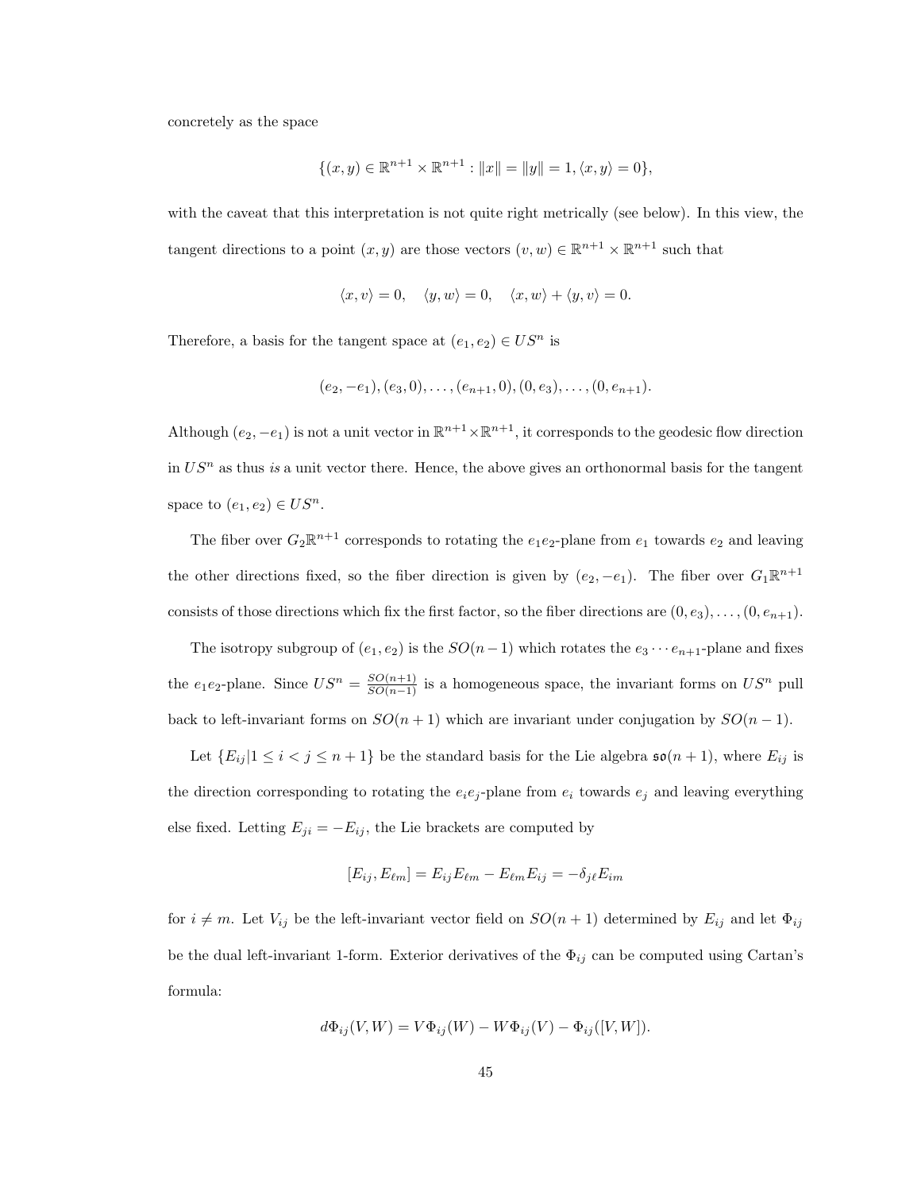concretely as the space

$$\{(x, y) \in \mathbb{R}^{n+1} \times \mathbb{R}^{n+1} : \|x\| = \|y\| = 1, \langle x, y\rangle = 0\},$$

with the caveat that this interpretation is not quite right metrically (see below). In this view, the tangent directions to a point $(x, y)$ are those vectors $(v, w) \in \mathbb{R}^{n+1} \times \mathbb{R}^{n+1}$ such that

$$\langle x, v\rangle = 0, \quad \langle y, w\rangle = 0, \quad \langle x, w\rangle + \langle y, v\rangle = 0.$$

Therefore, a basis for the tangent space at $(e_1, e_2) \in US^n$ is

$$(e_2, -e_1), (e_3, 0), \ldots, (e_{n+1}, 0), (0, e_3), \ldots, (0, e_{n+1}).$$

Although $(e_2, -e_1)$ is not a unit vector in $\mathbb{R}^{n+1} \times \mathbb{R}^{n+1}$, it corresponds to the geodesic flow direction in $US^n$ as thus *is* a unit vector there. Hence, the above gives an orthonormal basis for the tangent space to $(e_1, e_2) \in US^n$.

The fiber over $G_2\mathbb{R}^{n+1}$ corresponds to rotating the $e_1e_2$-plane from $e_1$ towards $e_2$ and leaving the other directions fixed, so the fiber direction is given by $(e_2, -e_1)$. The fiber over $G_1\mathbb{R}^{n+1}$ consists of those directions which fix the first factor, so the fiber directions are $(0, e_3), \ldots, (0, e_{n+1})$.

The isotropy subgroup of $(e_1, e_2)$ is the $SO(n-1)$ which rotates the $e_3 \cdots e_{n+1}$-plane and fixes the $e_1e_2$-plane. Since $US^n = \frac{SO(n+1)}{SO(n-1)}$ is a homogeneous space, the invariant forms on $US^n$ pull back to left-invariant forms on $SO(n+1)$ which are invariant under conjugation by $SO(n-1)$.

Let $\{E_{ij} | 1 \leq i < j \leq n+1\}$ be the standard basis for the Lie algebra $\mathfrak{so}(n+1)$, where $E_{ij}$ is the direction corresponding to rotating the $e_ie_j$-plane from $e_i$ towards $e_j$ and leaving everything else fixed. Letting $E_{ji} = -E_{ij}$, the Lie brackets are computed by

$$[E_{ij}, E_{\ell m}] = E_{ij}E_{\ell m} - E_{\ell m}E_{ij} = -\delta_{j\ell}E_{im}$$

for $i \neq m$. Let $V_{ij}$ be the left-invariant vector field on $SO(n+1)$ determined by $E_{ij}$ and let $\Phi_{ij}$ be the dual left-invariant 1-form. Exterior derivatives of the $\Phi_{ij}$ can be computed using Cartan's formula:

$$d\Phi_{ij}(V, W) = V\Phi_{ij}(W) - W\Phi_{ij}(V) - \Phi_{ij}([V, W]).$$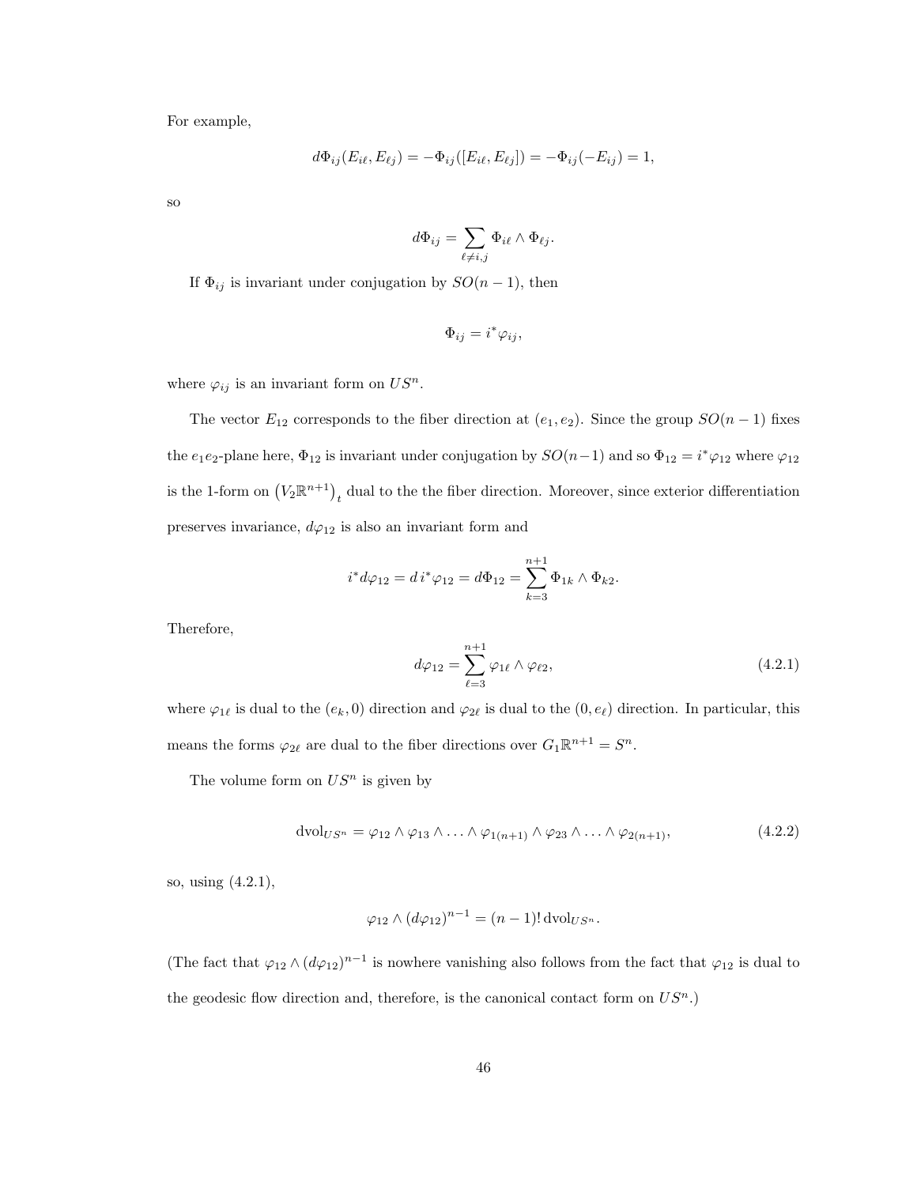For example,

$$d\Phi_{ij}(E_{i\ell}, E_{\ell j}) = -\Phi_{ij}([E_{i\ell}, E_{\ell j}]) = -\Phi_{ij}(-E_{ij}) = 1,$$

so

$$d\Phi_{ij} = \sum_{\ell \neq i,j} \Phi_{i\ell} \wedge \Phi_{\ell j}.$$

If $\Phi_{ij}$ is invariant under conjugation by $SO(n-1)$, then

$$\Phi_{ij} = i^*\varphi_{ij},$$

where $\varphi_{ij}$ is an invariant form on $US^n$.

The vector $E_{12}$ corresponds to the fiber direction at $(e_1, e_2)$. Since the group $SO(n-1)$ fixes the $e_1e_2$-plane here, $\Phi_{12}$ is invariant under conjugation by $SO(n-1)$ and so $\Phi_{12} = i^*\varphi_{12}$ where $\varphi_{12}$ is the 1-form on $\left(V_2\mathbb{R}^{n+1}\right)_t$ dual to the the fiber direction. Moreover, since exterior differentiation preserves invariance, $d\varphi_{12}$ is also an invariant form and

$$i^*d\varphi_{12} = d\, i^*\varphi_{12} = d\Phi_{12} = \sum_{k=3}^{n+1} \Phi_{1k} \wedge \Phi_{k2}.$$

Therefore,

$$d\varphi_{12} = \sum_{\ell=3}^{n+1} \varphi_{1\ell} \wedge \varphi_{\ell 2}, \tag{4.2.1}$$

where $\varphi_{1\ell}$ is dual to the $(e_k, 0)$ direction and $\varphi_{2\ell}$ is dual to the $(0, e_\ell)$ direction. In particular, this means the forms $\varphi_{2\ell}$ are dual to the fiber directions over $G_1\mathbb{R}^{n+1} = S^n$.

The volume form on $US^n$ is given by

$$\mathrm{dvol}_{US^n} = \varphi_{12} \wedge \varphi_{13} \wedge \ldots \wedge \varphi_{1(n+1)} \wedge \varphi_{23} \wedge \ldots \wedge \varphi_{2(n+1)}, \tag{4.2.2}$$

so, using (4.2.1),

$$\varphi_{12} \wedge (d\varphi_{12})^{n-1} = (n-1)!\, \mathrm{dvol}_{US^n}.$$

(The fact that $\varphi_{12} \wedge (d\varphi_{12})^{n-1}$ is nowhere vanishing also follows from the fact that $\varphi_{12}$ is dual to the geodesic flow direction and, therefore, is the canonical contact form on $US^n$.)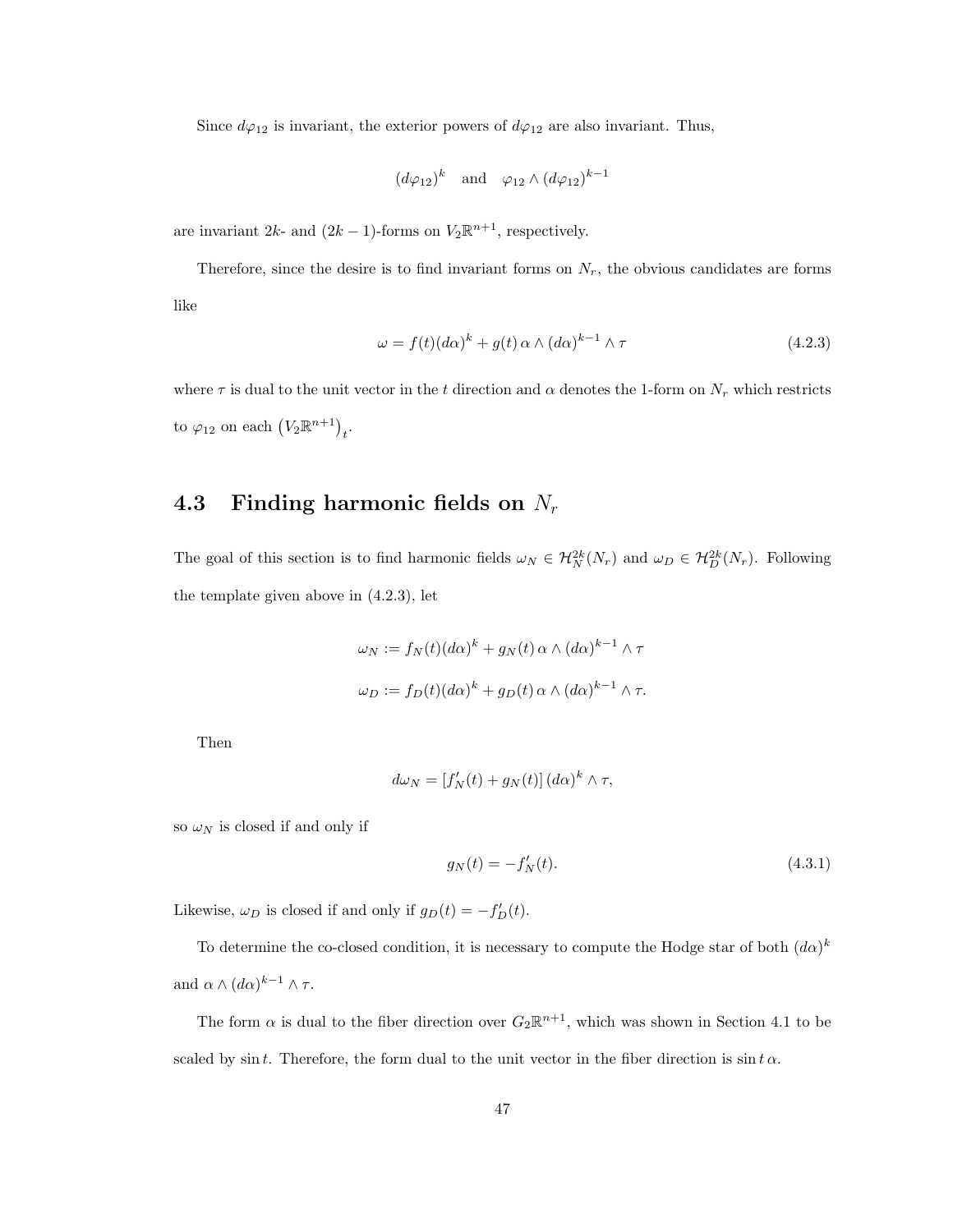Since $d\varphi_{12}$ is invariant, the exterior powers of $d\varphi_{12}$ are also invariant. Thus,

$$(d\varphi_{12})^k \quad \text{and} \quad \varphi_{12} \wedge (d\varphi_{12})^{k-1}$$

are invariant $2k$- and $(2k-1)$-forms on $V_2\mathbb{R}^{n+1}$, respectively.

Therefore, since the desire is to find invariant forms on $N_r$, the obvious candidates are forms like

$$\omega = f(t)(d\alpha)^k + g(t)\,\alpha \wedge (d\alpha)^{k-1} \wedge \tau \tag{4.2.3}$$

where $\tau$ is dual to the unit vector in the $t$ direction and $\alpha$ denotes the 1-form on $N_r$ which restricts to $\varphi_{12}$ on each $\left(V_2\mathbb{R}^{n+1}\right)_t$.

## 4.3 Finding harmonic fields on $N_r$

The goal of this section is to find harmonic fields $\omega_N \in \mathcal{H}^{2k}_N(N_r)$ and $\omega_D \in \mathcal{H}^{2k}_D(N_r)$. Following the template given above in (4.2.3), let

$$\omega_N := f_N(t)(d\alpha)^k + g_N(t)\,\alpha \wedge (d\alpha)^{k-1} \wedge \tau$$

$$\omega_D := f_D(t)(d\alpha)^k + g_D(t)\,\alpha \wedge (d\alpha)^{k-1} \wedge \tau.$$

Then

$$d\omega_N = \left[f_N'(t) + g_N(t)\right](d\alpha)^k \wedge \tau,$$

so $\omega_N$ is closed if and only if

$$g_N(t) = -f_N'(t). \tag{4.3.1}$$

Likewise, $\omega_D$ is closed if and only if $g_D(t) = -f_D'(t)$.

To determine the co-closed condition, it is necessary to compute the Hodge star of both $(d\alpha)^k$ and $\alpha \wedge (d\alpha)^{k-1} \wedge \tau$.

The form $\alpha$ is dual to the fiber direction over $G_2\mathbb{R}^{n+1}$, which was shown in Section 4.1 to be scaled by $\sin t$. Therefore, the form dual to the unit vector in the fiber direction is $\sin t\,\alpha$.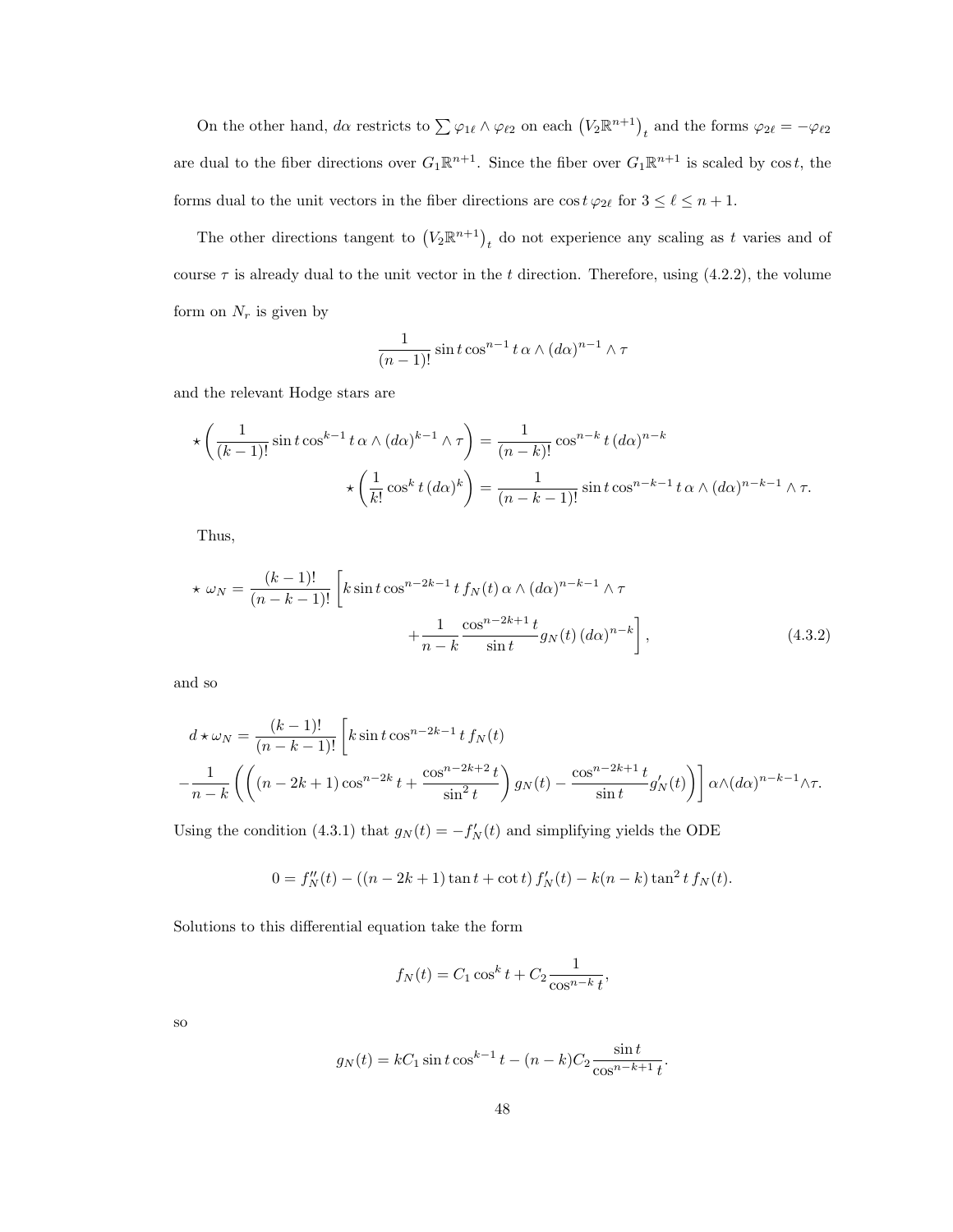On the other hand, $d\alpha$ restricts to $\sum \varphi_{1\ell} \wedge \varphi_{\ell 2}$ on each $\left(V_2\mathbb{R}^{n+1}\right)_t$ and the forms $\varphi_{2\ell} = -\varphi_{\ell 2}$ are dual to the fiber directions over $G_1\mathbb{R}^{n+1}$. Since the fiber over $G_1\mathbb{R}^{n+1}$ is scaled by $\cos t$, the forms dual to the unit vectors in the fiber directions are $\cos t\, \varphi_{2\ell}$ for $3 \leq \ell \leq n+1$.

The other directions tangent to $\left(V_2\mathbb{R}^{n+1}\right)_t$ do not experience any scaling as $t$ varies and of course $\tau$ is already dual to the unit vector in the $t$ direction. Therefore, using (4.2.2), the volume form on $N_r$ is given by

$$\frac{1}{(n-1)!} \sin t \cos^{n-1} t\, \alpha \wedge (d\alpha)^{n-1} \wedge \tau$$

and the relevant Hodge stars are

$$\star\left(\frac{1}{(k-1)!} \sin t \cos^{k-1} t\, \alpha \wedge (d\alpha)^{k-1} \wedge \tau\right) = \frac{1}{(n-k)!} \cos^{n-k} t\, (d\alpha)^{n-k}$$

$$\star\left(\frac{1}{k!} \cos^k t\, (d\alpha)^k\right) = \frac{1}{(n-k-1)!} \sin t \cos^{n-k-1} t\, \alpha \wedge (d\alpha)^{n-k-1} \wedge \tau.$$

Thus,

$$\star\, \omega_N = \frac{(k-1)!}{(n-k-1)!}\left[k \sin t \cos^{n-2k-1} t\, f_N(t)\, \alpha \wedge (d\alpha)^{n-k-1} \wedge \tau \right.$$
$$\left. + \frac{1}{n-k} \frac{\cos^{n-2k+1} t}{\sin t} g_N(t)\, (d\alpha)^{n-k}\right], \tag{4.3.2}$$

and so

$$d \star \omega_N = \frac{(k-1)!}{(n-k-1)!}\left[k \sin t \cos^{n-2k-1} t\, f_N(t)\right.$$
$$\left. - \frac{1}{n-k}\left(\left((n-2k+1)\cos^{n-2k} t + \frac{\cos^{n-2k+2} t}{\sin^2 t}\right) g_N(t) - \frac{\cos^{n-2k+1} t}{\sin t} g_N'(t)\right)\right] \alpha \wedge (d\alpha)^{n-k-1} \wedge \tau.$$

Using the condition (4.3.1) that $g_N(t) = -f_N'(t)$ and simplifying yields the ODE

$$0 = f_N''(t) - \left((n-2k+1)\tan t + \cot t\right) f_N'(t) - k(n-k)\tan^2 t\, f_N(t).$$

Solutions to this differential equation take the form

$$f_N(t) = C_1 \cos^k t + C_2 \frac{1}{\cos^{n-k} t},$$

so

$$g_N(t) = kC_1 \sin t \cos^{k-1} t - (n-k) C_2 \frac{\sin t}{\cos^{n-k+1} t}.$$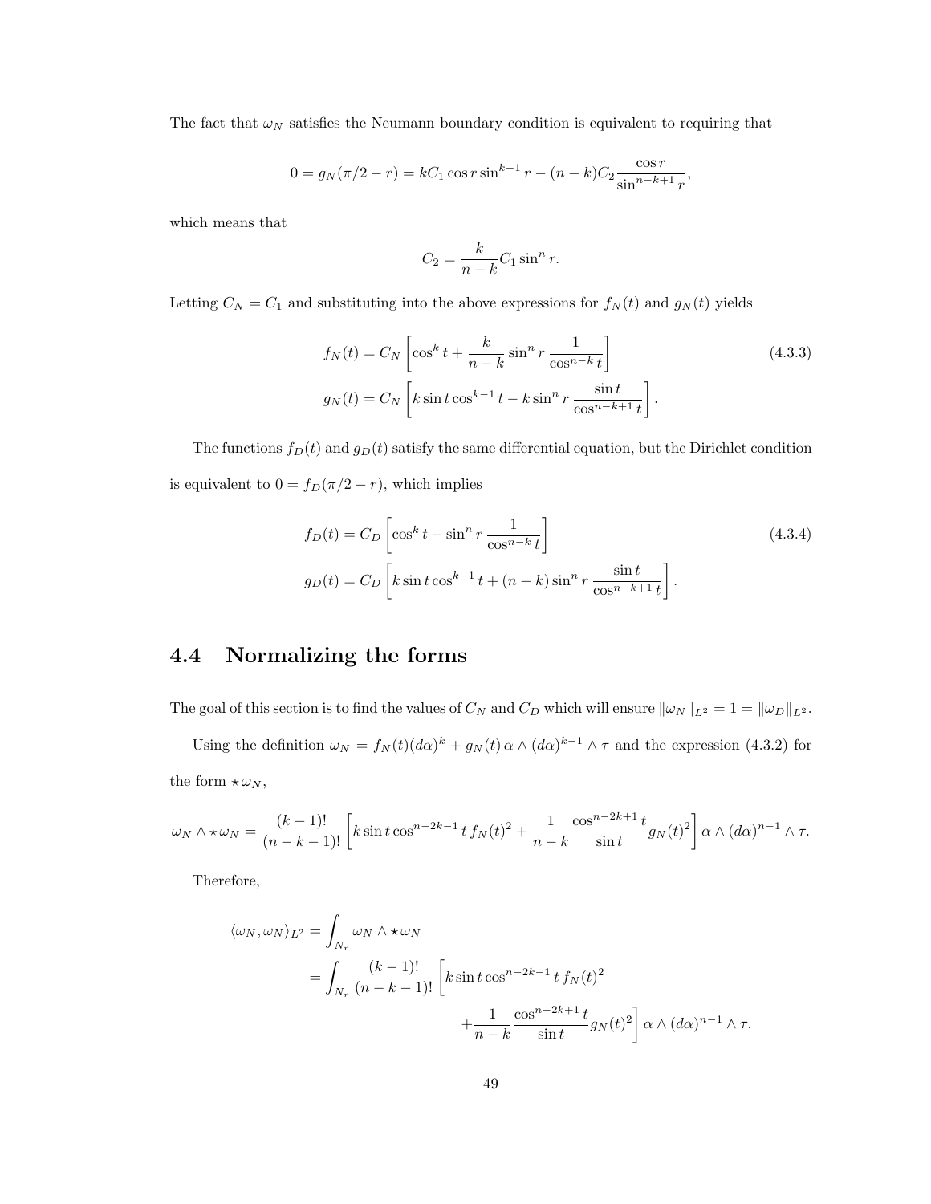The fact that $\omega_N$ satisfies the Neumann boundary condition is equivalent to requiring that

$$0 = g_N(\pi/2 - r) = kC_1 \cos r \sin^{k-1} r - (n-k)C_2 \frac{\cos r}{\sin^{n-k+1} r},$$

which means that

$$C_2 = \frac{k}{n-k} C_1 \sin^n r.$$

Letting $C_N = C_1$ and substituting into the above expressions for $f_N(t)$ and $g_N(t)$ yields

$$\begin{aligned} f_N(t) &= C_N \left[ \cos^k t + \frac{k}{n-k} \sin^n r \, \frac{1}{\cos^{n-k} t} \right] \\ g_N(t) &= C_N \left[ k \sin t \cos^{k-1} t - k \sin^n r \, \frac{\sin t}{\cos^{n-k+1} t} \right]. \end{aligned} \tag{4.3.3}$$

The functions $f_D(t)$ and $g_D(t)$ satisfy the same differential equation, but the Dirichlet condition is equivalent to $0 = f_D(\pi/2 - r)$, which implies

$$\begin{aligned} f_D(t) &= C_D \left[ \cos^k t - \sin^n r \, \frac{1}{\cos^{n-k} t} \right] \\ g_D(t) &= C_D \left[ k \sin t \cos^{k-1} t + (n-k) \sin^n r \, \frac{\sin t}{\cos^{n-k+1} t} \right]. \end{aligned} \tag{4.3.4}$$

## 4.4 Normalizing the forms

The goal of this section is to find the values of $C_N$ and $C_D$ which will ensure $\|\omega_N\|_{L^2} = 1 = \|\omega_D\|_{L^2}$.

Using the definition $\omega_N = f_N(t)(d\alpha)^k + g_N(t)\, \alpha \wedge (d\alpha)^{k-1} \wedge \tau$ and the expression (4.3.2) for the form $\star\omega_N$,

$$\omega_N \wedge \star\omega_N = \frac{(k-1)!}{(n-k-1)!} \left[ k \sin t \cos^{n-2k-1} t \, f_N(t)^2 + \frac{1}{n-k} \frac{\cos^{n-2k+1} t}{\sin t} g_N(t)^2 \right] \alpha \wedge (d\alpha)^{n-1} \wedge \tau.$$

Therefore,

$$\begin{aligned} \langle \omega_N, \omega_N \rangle_{L^2} &= \int_{N_r} \omega_N \wedge \star\omega_N \\ &= \int_{N_r} \frac{(k-1)!}{(n-k-1)!} \left[ k \sin t \cos^{n-2k-1} t \, f_N(t)^2 \right. \\ &\qquad\qquad \left. + \frac{1}{n-k} \frac{\cos^{n-2k+1} t}{\sin t} g_N(t)^2 \right] \alpha \wedge (d\alpha)^{n-1} \wedge \tau. \end{aligned}$$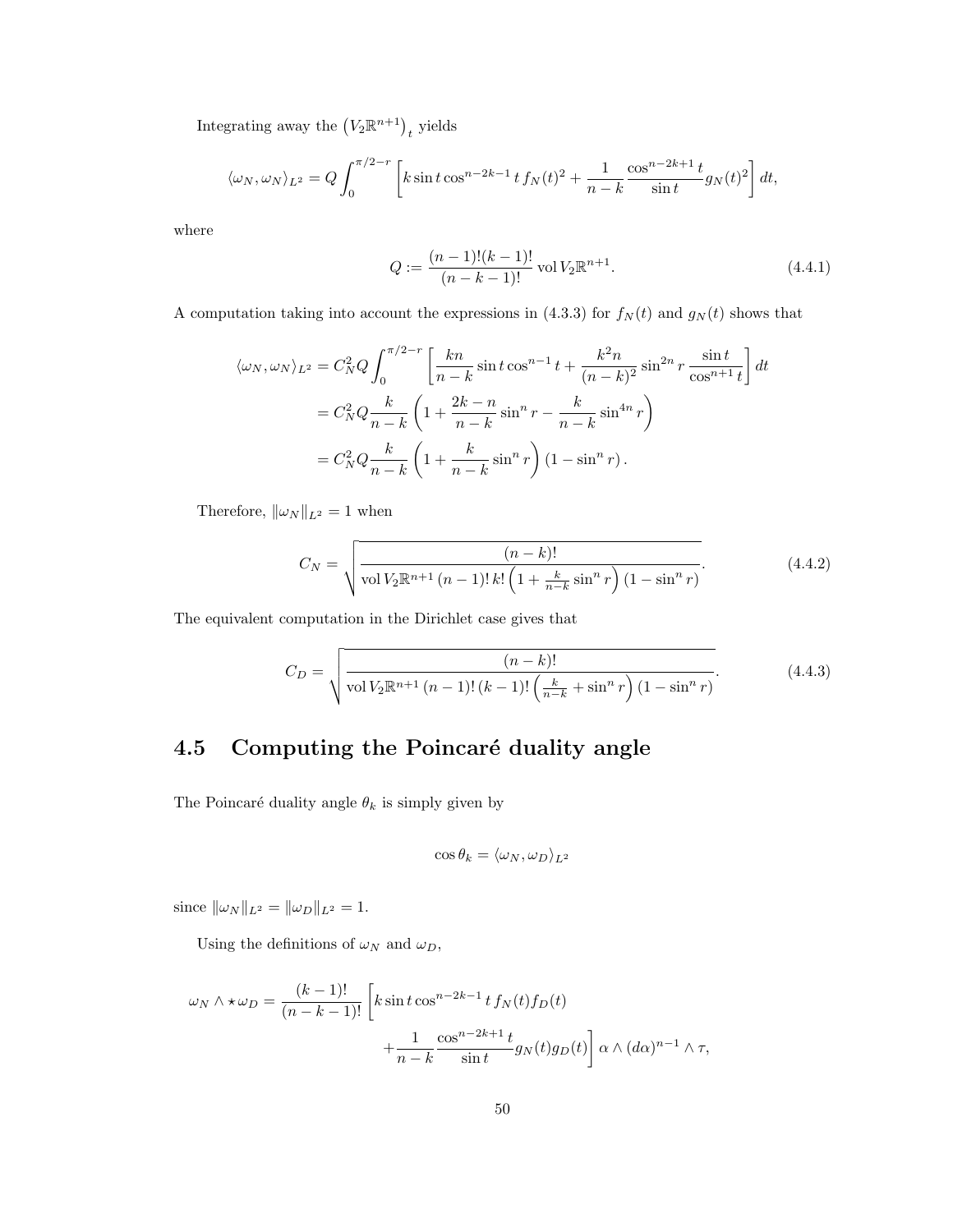Integrating away the $\left(V_2\mathbb{R}^{n+1}\right)_t$ yields

$$\langle \omega_N, \omega_N \rangle_{L^2} = Q \int_0^{\pi/2-r} \left[ k \sin t \cos^{n-2k-1} t \, f_N(t)^2 + \frac{1}{n-k} \frac{\cos^{n-2k+1} t}{\sin t} g_N(t)^2 \right] dt,$$

where

$$Q := \frac{(n-1)!(k-1)!}{(n-k-1)!} \operatorname{vol} V_2\mathbb{R}^{n+1}. \tag{4.4.1}$$

A computation taking into account the expressions in (4.3.3) for $f_N(t)$ and $g_N(t)$ shows that

$$\begin{aligned}
\langle \omega_N, \omega_N \rangle_{L^2} &= C_N^2 Q \int_0^{\pi/2-r} \left[ \frac{kn}{n-k} \sin t \cos^{n-1} t + \frac{k^2 n}{(n-k)^2} \sin^{2n} r \, \frac{\sin t}{\cos^{n+1} t} \right] dt \\
&= C_N^2 Q \frac{k}{n-k} \left( 1 + \frac{2k-n}{n-k} \sin^n r - \frac{k}{n-k} \sin^{4n} r \right) \\
&= C_N^2 Q \frac{k}{n-k} \left( 1 + \frac{k}{n-k} \sin^n r \right) (1 - \sin^n r).
\end{aligned}$$

Therefore, $\|\omega_N\|_{L^2} = 1$ when

$$C_N = \sqrt{\frac{(n-k)!}{\operatorname{vol} V_2\mathbb{R}^{n+1} \, (n-1)! \, k! \left(1 + \frac{k}{n-k} \sin^n r\right) (1 - \sin^n r)}}. \tag{4.4.2}$$

The equivalent computation in the Dirichlet case gives that

$$C_D = \sqrt{\frac{(n-k)!}{\operatorname{vol} V_2\mathbb{R}^{n+1} \, (n-1)! \, (k-1)! \left(\frac{k}{n-k} + \sin^n r\right) (1 - \sin^n r)}}. \tag{4.4.3}$$

## 4.5 Computing the Poincaré duality angle

The Poincaré duality angle $\theta_k$ is simply given by

$$\cos \theta_k = \langle \omega_N, \omega_D \rangle_{L^2}$$

since $\|\omega_N\|_{L^2} = \|\omega_D\|_{L^2} = 1$.

Using the definitions of $\omega_N$ and $\omega_D$,

$$\begin{aligned}
\omega_N \wedge \star \omega_D = \frac{(k-1)!}{(n-k-1)!} \Bigg[ & k \sin t \cos^{n-2k-1} t \, f_N(t) f_D(t) \\
& + \frac{1}{n-k} \frac{\cos^{n-2k+1} t}{\sin t} g_N(t) g_D(t) \Bigg] \alpha \wedge (d\alpha)^{n-1} \wedge \tau,
\end{aligned}$$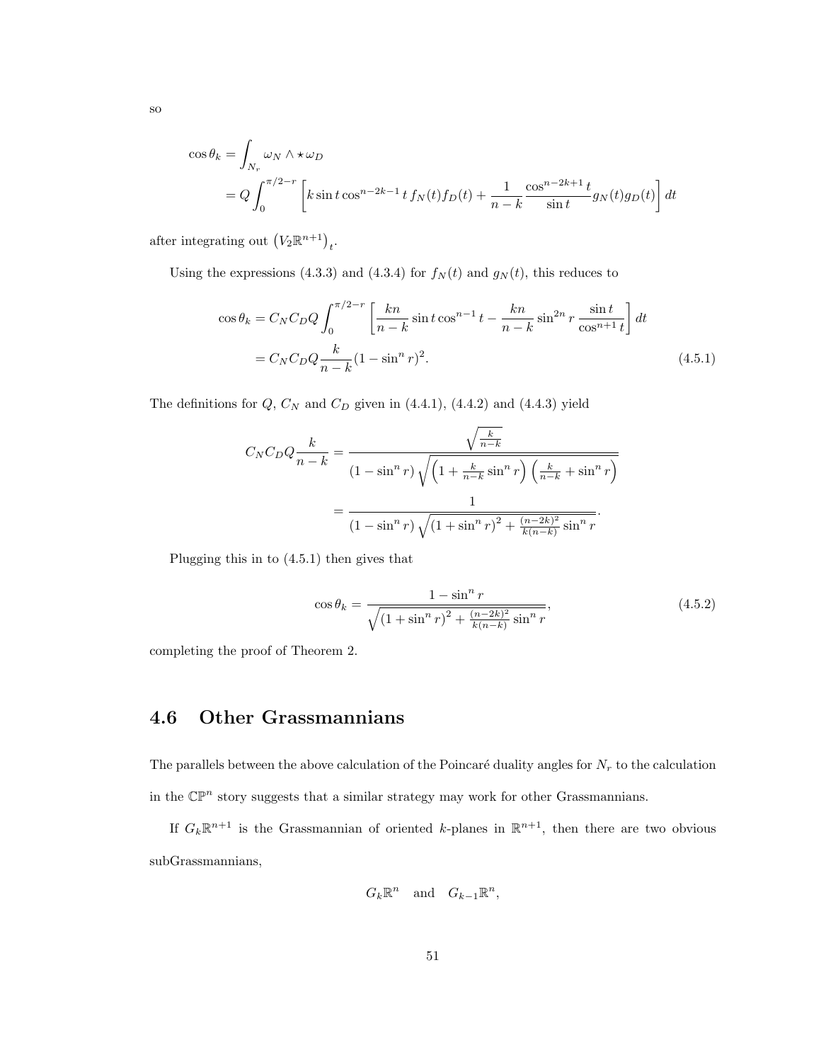so

$$
\begin{aligned}
\cos\theta_k &= \int_{N_r} \omega_N \wedge \star\, \omega_D \\
&= Q \int_0^{\pi/2-r} \left[ k \sin t \cos^{n-2k-1} t\, f_N(t) f_D(t) + \frac{1}{n-k} \frac{\cos^{n-2k+1} t}{\sin t} g_N(t) g_D(t) \right] dt
\end{aligned}
$$

after integrating out $\left(V_2\mathbb{R}^{n+1}\right)_t$.

Using the expressions (4.3.3) and (4.3.4) for $f_N(t)$ and $g_N(t)$, this reduces to

$$
\begin{aligned}
\cos\theta_k &= C_N C_D Q \int_0^{\pi/2-r} \left[ \frac{kn}{n-k} \sin t \cos^{n-1} t - \frac{kn}{n-k} \sin^{2n} r\, \frac{\sin t}{\cos^{n+1} t} \right] dt \\
&= C_N C_D Q \frac{k}{n-k} (1 - \sin^n r)^2. 
\end{aligned}
\tag{4.5.1}
$$

The definitions for $Q$, $C_N$ and $C_D$ given in (4.4.1), (4.4.2) and (4.4.3) yield

$$
\begin{aligned}
C_N C_D Q \frac{k}{n-k} &= \frac{\sqrt{\frac{k}{n-k}}}{(1-\sin^n r)\sqrt{\left(1 + \frac{k}{n-k}\sin^n r\right)\left(\frac{k}{n-k} + \sin^n r\right)}} \\
&= \frac{1}{(1-\sin^n r)\sqrt{\left(1+\sin^n r\right)^2 + \frac{(n-2k)^2}{k(n-k)}\sin^n r}}.
\end{aligned}
$$

Plugging this in to (4.5.1) then gives that

$$
\cos\theta_k = \frac{1-\sin^n r}{\sqrt{\left(1+\sin^n r\right)^2 + \frac{(n-2k)^2}{k(n-k)}\sin^n r}}, \tag{4.5.2}
$$

completing the proof of Theorem 2.

## 4.6 Other Grassmannians

The parallels between the above calculation of the Poincaré duality angles for $N_r$ to the calculation in the $\mathbb{CP}^n$ story suggests that a similar strategy may work for other Grassmannians.

If $G_k\mathbb{R}^{n+1}$ is the Grassmannian of oriented $k$-planes in $\mathbb{R}^{n+1}$, then there are two obvious subGrassmannians,

$$
G_k\mathbb{R}^n \quad \text{and} \quad G_{k-1}\mathbb{R}^n,
$$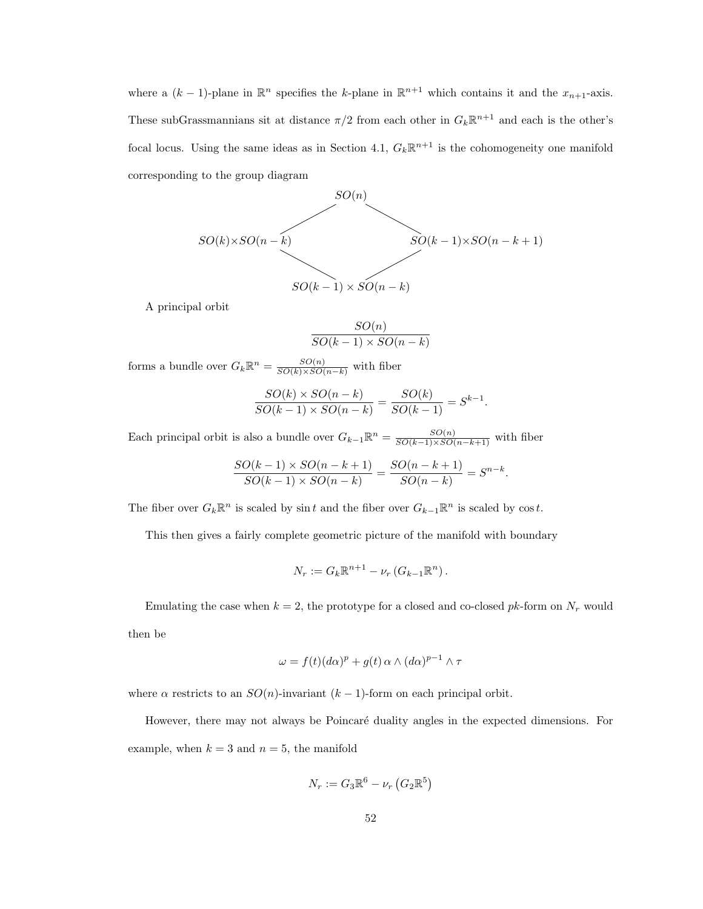where a $(k-1)$-plane in $\mathbb{R}^n$ specifies the $k$-plane in $\mathbb{R}^{n+1}$ which contains it and the $x_{n+1}$-axis. These subGrassmannians sit at distance $\pi/2$ from each other in $G_k\mathbb{R}^{n+1}$ and each is the other's focal locus. Using the same ideas as in Section 4.1, $G_k\mathbb{R}^{n+1}$ is the cohomogeneity one manifold corresponding to the group diagram

$$
\begin{array}{ccc}
 & SO(n) & \\
 \diagup & & \diagdown \\
SO(k)\times SO(n-k) & & SO(k-1)\times SO(n-k+1) \\
 \diagdown & & \diagup \\
 & SO(k-1)\times SO(n-k) &
\end{array}
$$

A principal orbit

$$\frac{SO(n)}{SO(k-1)\times SO(n-k)}$$

forms a bundle over $G_k\mathbb{R}^n = \frac{SO(n)}{SO(k)\times SO(n-k)}$ with fiber

$$\frac{SO(k)\times SO(n-k)}{SO(k-1)\times SO(n-k)} = \frac{SO(k)}{SO(k-1)} = S^{k-1}.$$

Each principal orbit is also a bundle over $G_{k-1}\mathbb{R}^n = \frac{SO(n)}{SO(k-1)\times SO(n-k+1)}$ with fiber

$$\frac{SO(k-1)\times SO(n-k+1)}{SO(k-1)\times SO(n-k)} = \frac{SO(n-k+1)}{SO(n-k)} = S^{n-k}.$$

The fiber over $G_k\mathbb{R}^n$ is scaled by $\sin t$ and the fiber over $G_{k-1}\mathbb{R}^n$ is scaled by $\cos t$.

This then gives a fairly complete geometric picture of the manifold with boundary

$$N_r := G_k\mathbb{R}^{n+1} - \nu_r\left(G_{k-1}\mathbb{R}^n\right).$$

Emulating the case when $k=2$, the prototype for a closed and co-closed $pk$-form on $N_r$ would then be

$$\omega = f(t)(d\alpha)^p + g(t)\,\alpha\wedge(d\alpha)^{p-1}\wedge\tau$$

where $\alpha$ restricts to an $SO(n)$-invariant $(k-1)$-form on each principal orbit.

However, there may not always be Poincaré duality angles in the expected dimensions. For example, when $k=3$ and $n=5$, the manifold

$$N_r := G_3\mathbb{R}^6 - \nu_r\left(G_2\mathbb{R}^5\right)$$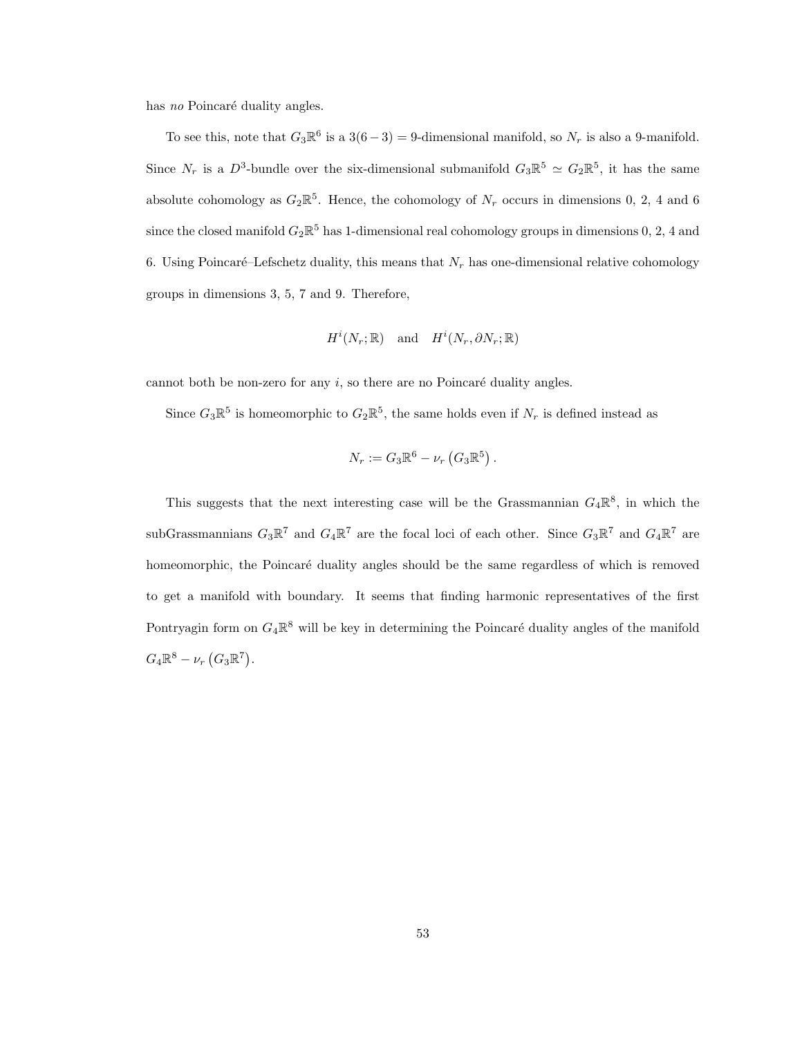has *no* Poincaré duality angles.

To see this, note that $G_3\mathbb{R}^6$ is a $3(6-3) = 9$-dimensional manifold, so $N_r$ is also a 9-manifold. Since $N_r$ is a $D^3$-bundle over the six-dimensional submanifold $G_3\mathbb{R}^5 \simeq G_2\mathbb{R}^5$, it has the same absolute cohomology as $G_2\mathbb{R}^5$. Hence, the cohomology of $N_r$ occurs in dimensions 0, 2, 4 and 6 since the closed manifold $G_2\mathbb{R}^5$ has 1-dimensional real cohomology groups in dimensions 0, 2, 4 and 6. Using Poincaré–Lefschetz duality, this means that $N_r$ has one-dimensional relative cohomology groups in dimensions 3, 5, 7 and 9. Therefore,

$$H^i(N_r;\mathbb{R}) \quad \text{and} \quad H^i(N_r, \partial N_r;\mathbb{R})$$

cannot both be non-zero for any $i$, so there are no Poincaré duality angles.

Since $G_3\mathbb{R}^5$ is homeomorphic to $G_2\mathbb{R}^5$, the same holds even if $N_r$ is defined instead as

$$N_r := G_3\mathbb{R}^6 - \nu_r\left(G_3\mathbb{R}^5\right).$$

This suggests that the next interesting case will be the Grassmannian $G_4\mathbb{R}^8$, in which the subGrassmannians $G_3\mathbb{R}^7$ and $G_4\mathbb{R}^7$ are the focal loci of each other. Since $G_3\mathbb{R}^7$ and $G_4\mathbb{R}^7$ are homeomorphic, the Poincaré duality angles should be the same regardless of which is removed to get a manifold with boundary. It seems that finding harmonic representatives of the first Pontryagin form on $G_4\mathbb{R}^8$ will be key in determining the Poincaré duality angles of the manifold $G_4\mathbb{R}^8 - \nu_r\left(G_3\mathbb{R}^7\right)$.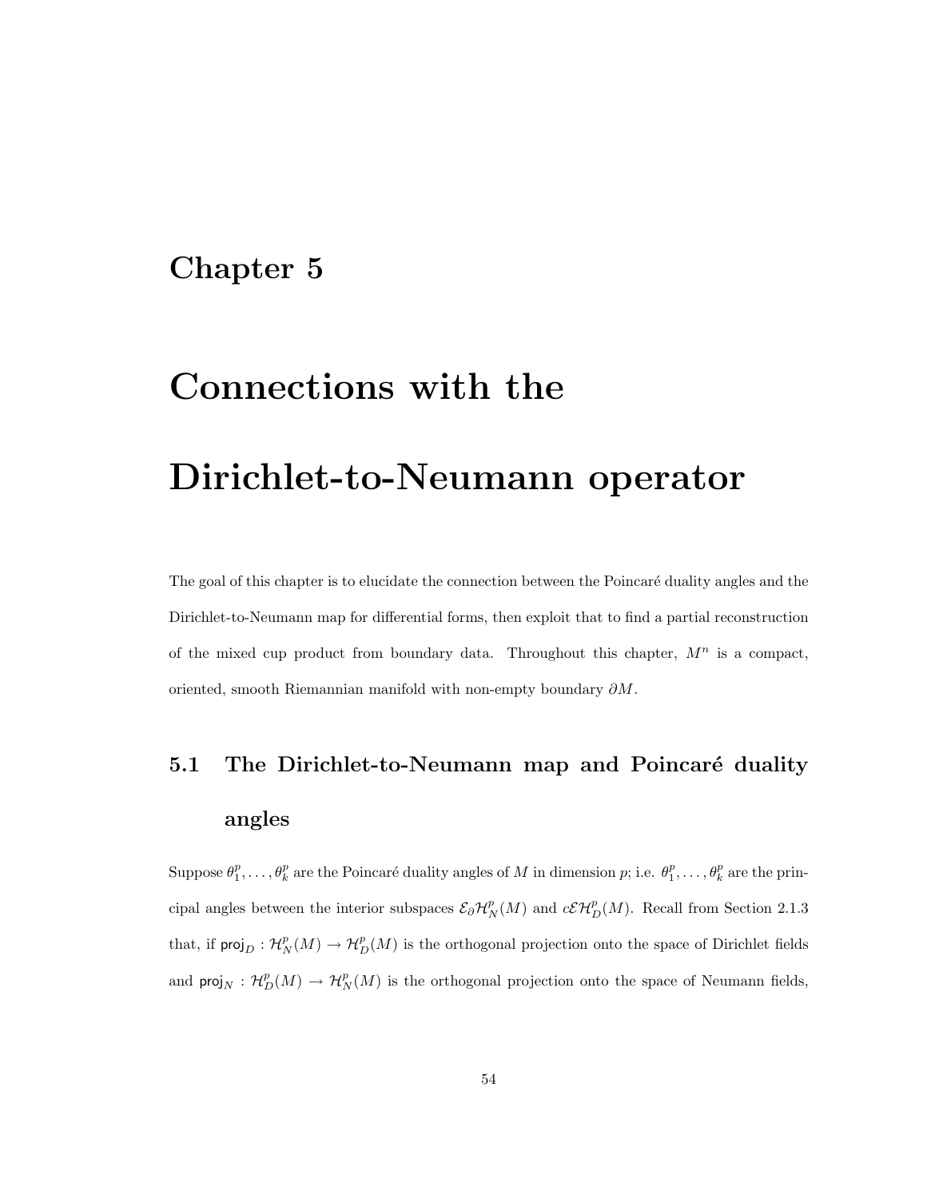# Chapter 5

# Connections with the Dirichlet-to-Neumann operator

The goal of this chapter is to elucidate the connection between the Poincaré duality angles and the Dirichlet-to-Neumann map for differential forms, then exploit that to find a partial reconstruction of the mixed cup product from boundary data. Throughout this chapter, $M^n$ is a compact, oriented, smooth Riemannian manifold with non-empty boundary $\partial M$.

## 5.1 The Dirichlet-to-Neumann map and Poincaré duality angles

Suppose $\theta_1^p, \ldots, \theta_k^p$ are the Poincaré duality angles of $M$ in dimension $p$; i.e. $\theta_1^p, \ldots, \theta_k^p$ are the principal angles between the interior subspaces $\mathcal{E}\partial\mathcal{H}_N^p(M)$ and $c\mathcal{E}\mathcal{H}_D^p(M)$. Recall from Section 2.1.3 that, if $\mathsf{proj}_D : \mathcal{H}_N^p(M) \to \mathcal{H}_D^p(M)$ is the orthogonal projection onto the space of Dirichlet fields and $\mathsf{proj}_N : \mathcal{H}_D^p(M) \to \mathcal{H}_N^p(M)$ is the orthogonal projection onto the space of Neumann fields,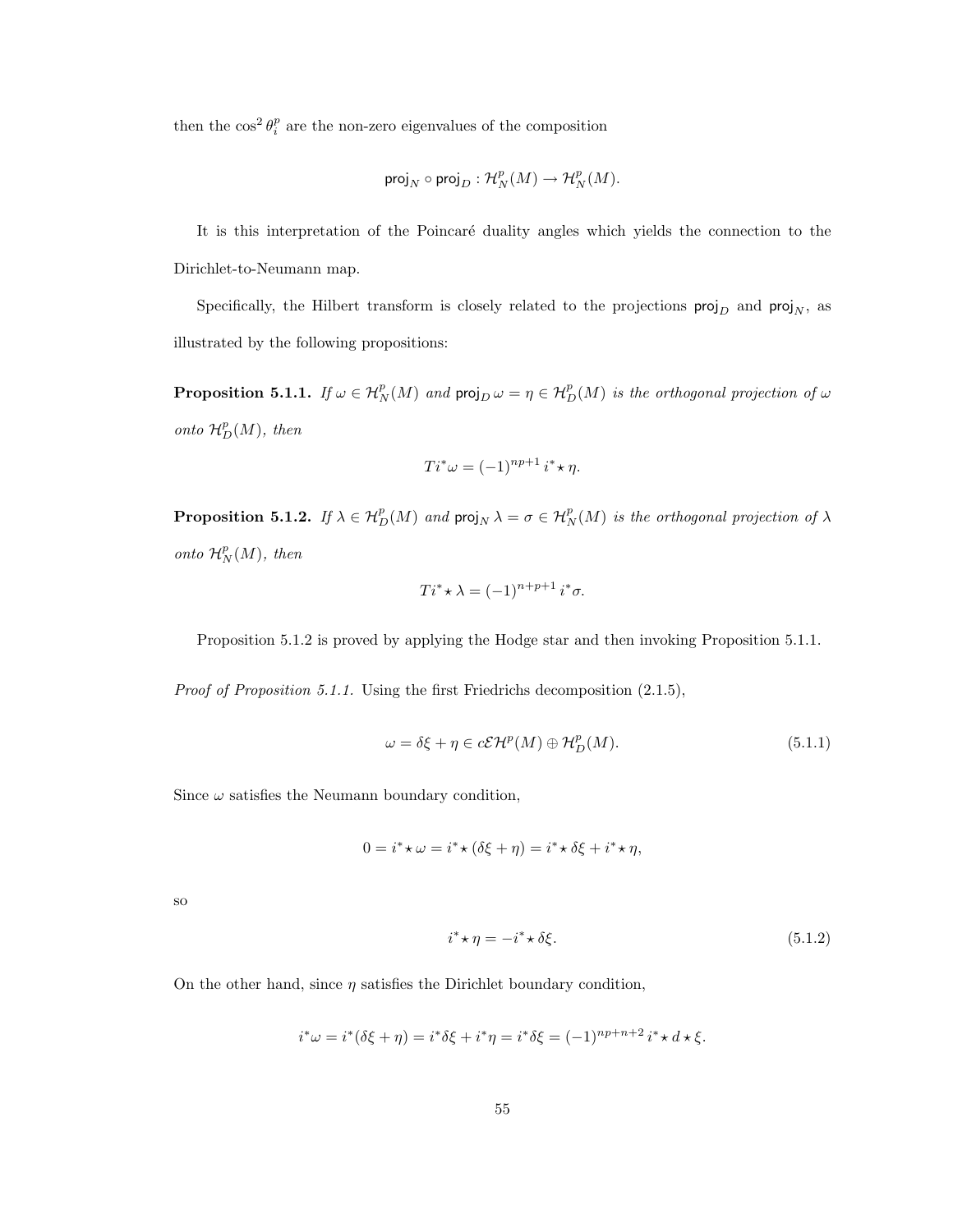then the $\cos^2 \theta_i^p$ are the non-zero eigenvalues of the composition

$$\mathsf{proj}_N \circ \mathsf{proj}_D : \mathcal{H}_N^p(M) \to \mathcal{H}_N^p(M).$$

It is this interpretation of the Poincaré duality angles which yields the connection to the Dirichlet-to-Neumann map.

Specifically, the Hilbert transform is closely related to the projections $\mathsf{proj}_D$ and $\mathsf{proj}_N$, as illustrated by the following propositions:

**Proposition 5.1.1.** *If $\omega \in \mathcal{H}_N^p(M)$ and $\mathsf{proj}_D \, \omega = \eta \in \mathcal{H}_D^p(M)$ is the orthogonal projection of $\omega$ onto $\mathcal{H}_D^p(M)$, then*

$$T i^* \omega = (-1)^{np+1} \, i^* \star \eta.$$

**Proposition 5.1.2.** *If $\lambda \in \mathcal{H}_D^p(M)$ and $\mathsf{proj}_N \, \lambda = \sigma \in \mathcal{H}_N^p(M)$ is the orthogonal projection of $\lambda$ onto $\mathcal{H}_N^p(M)$, then*

$$T i^* \star \lambda = (-1)^{n+p+1} \, i^* \sigma.$$

Proposition 5.1.2 is proved by applying the Hodge star and then invoking Proposition 5.1.1.

*Proof of Proposition 5.1.1.* Using the first Friedrichs decomposition (2.1.5),

$$\omega = \delta \xi + \eta \in c\mathcal{E}\mathcal{H}^p(M) \oplus \mathcal{H}_D^p(M). \tag{5.1.1}$$

Since $\omega$ satisfies the Neumann boundary condition,

$$0 = i^* \star \omega = i^* \star (\delta \xi + \eta) = i^* \star \delta \xi + i^* \star \eta,$$

so

$$i^* \star \eta = -i^* \star \delta \xi. \tag{5.1.2}$$

On the other hand, since $\eta$ satisfies the Dirichlet boundary condition,

$$i^* \omega = i^* (\delta \xi + \eta) = i^* \delta \xi + i^* \eta = i^* \delta \xi = (-1)^{np+n+2} \, i^* \star d \star \xi.$$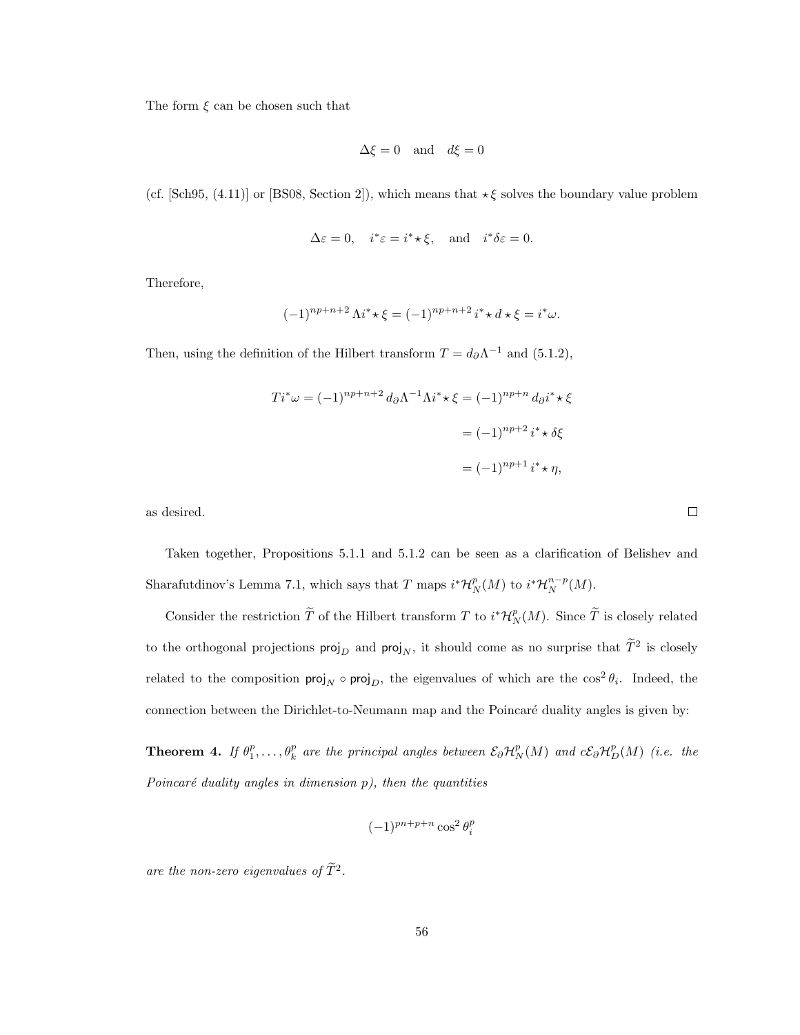The form $\xi$ can be chosen such that

$$\Delta\xi = 0 \quad \text{and} \quad d\xi = 0$$

(cf. [Sch95, (4.11)] or [BS08, Section 2]), which means that $\star\xi$ solves the boundary value problem

$$\Delta\varepsilon = 0, \quad i^*\varepsilon = i^*\star\xi, \quad \text{and} \quad i^*\delta\varepsilon = 0.$$

Therefore,

$$(-1)^{np+n+2}\,\Lambda i^*\star\xi = (-1)^{np+n+2}\,i^*\star d\star\xi = i^*\omega.$$

Then, using the definition of the Hilbert transform $T = d_\partial\Lambda^{-1}$ and (5.1.2),

$$\begin{aligned} Ti^*\omega = (-1)^{np+n+2}\,d_\partial\Lambda^{-1}\Lambda i^*\star\xi &= (-1)^{np+n}\,d_\partial i^*\star\xi \\ &= (-1)^{np+2}\,i^*\star\delta\xi \\ &= (-1)^{np+1}\,i^*\star\eta, \end{aligned}$$

as desired. □

Taken together, Propositions 5.1.1 and 5.1.2 can be seen as a clarification of Belishev and Sharafutdinov's Lemma 7.1, which says that $T$ maps $i^*\mathcal{H}_N^p(M)$ to $i^*\mathcal{H}_N^{n-p}(M)$.

Consider the restriction $\widetilde{T}$ of the Hilbert transform $T$ to $i^*\mathcal{H}_N^p(M)$. Since $\widetilde{T}$ is closely related to the orthogonal projections $\mathsf{proj}_D$ and $\mathsf{proj}_N$, it should come as no surprise that $\widetilde{T}^2$ is closely related to the composition $\mathsf{proj}_N \circ \mathsf{proj}_D$, the eigenvalues of which are the $\cos^2\theta_i$. Indeed, the connection between the Dirichlet-to-Neumann map and the Poincaré duality angles is given by:

**Theorem 4.** *If $\theta_1^p, \ldots, \theta_k^p$ are the principal angles between $\mathcal{E}_\partial\mathcal{H}_N^p(M)$ and $c\mathcal{E}_\partial\mathcal{H}_D^p(M)$ (i.e. the Poincaré duality angles in dimension $p$), then the quantities*

$$(-1)^{pn+p+n}\cos^2\theta_i^p$$

*are the non-zero eigenvalues of $\widetilde{T}^2$.*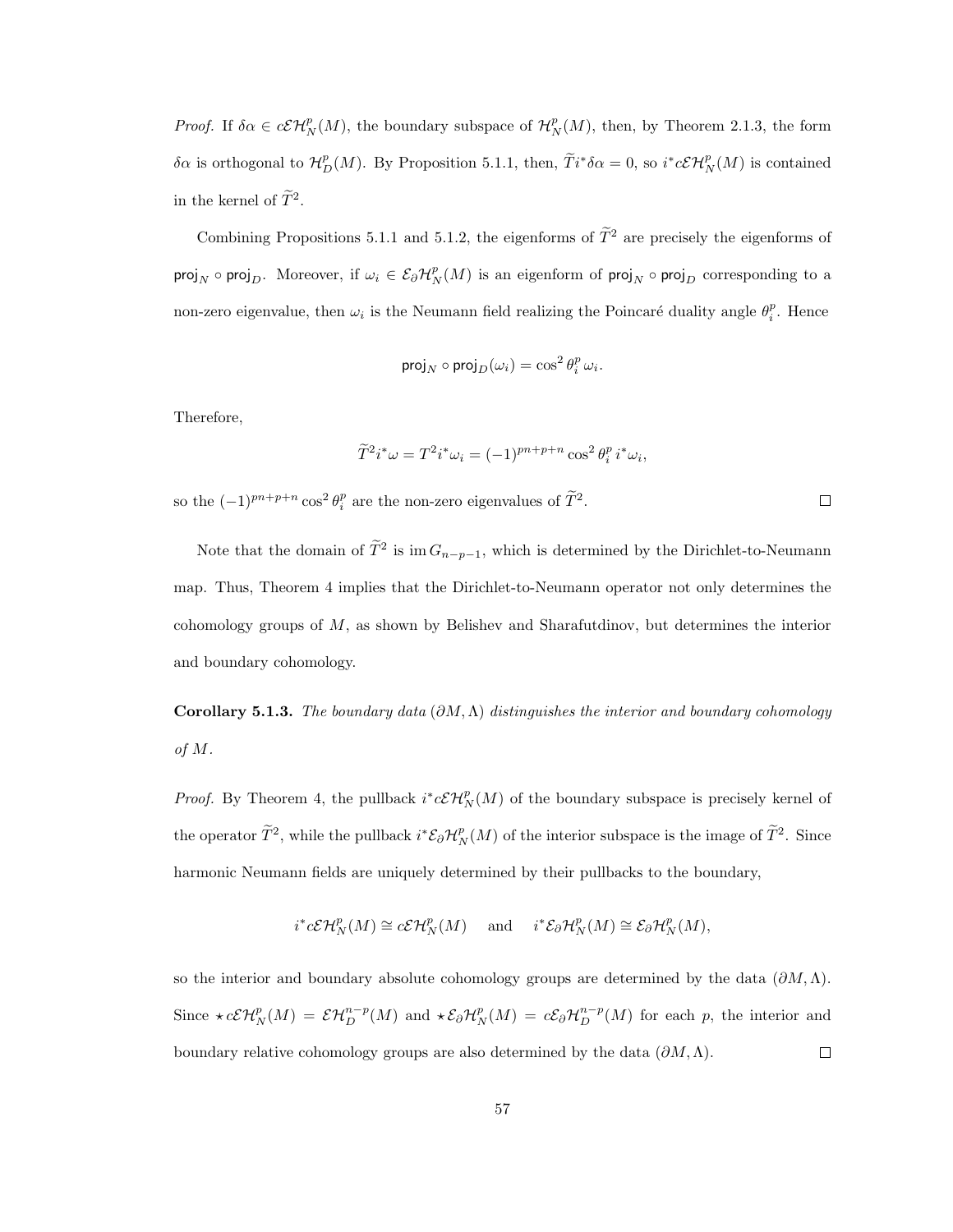*Proof.* If $\delta\alpha \in c\mathcal{E}\mathcal{H}^p_N(M)$, the boundary subspace of $\mathcal{H}^p_N(M)$, then, by Theorem 2.1.3, the form $\delta\alpha$ is orthogonal to $\mathcal{H}^p_D(M)$. By Proposition 5.1.1, then, $\widetilde{T} i^* \delta\alpha = 0$, so $i^* c\mathcal{E}\mathcal{H}^p_N(M)$ is contained in the kernel of $\widetilde{T}^2$.

Combining Propositions 5.1.1 and 5.1.2, the eigenforms of $\widetilde{T}^2$ are precisely the eigenforms of $\mathsf{proj}_N \circ \mathsf{proj}_D$. Moreover, if $\omega_i \in \mathcal{E}_\partial\mathcal{H}^p_N(M)$ is an eigenform of $\mathsf{proj}_N \circ \mathsf{proj}_D$ corresponding to a non-zero eigenvalue, then $\omega_i$ is the Neumann field realizing the Poincaré duality angle $\theta^p_i$. Hence

$$\mathsf{proj}_N \circ \mathsf{proj}_D(\omega_i) = \cos^2\theta^p_i \, \omega_i.$$

Therefore,

$$\widetilde{T}^2 i^* \omega = T^2 i^* \omega_i = (-1)^{pn+p+n} \cos^2\theta^p_i \, i^*\omega_i,$$

so the $(-1)^{pn+p+n} \cos^2\theta^p_i$ are the non-zero eigenvalues of $\widetilde{T}^2$. $\square$

Note that the domain of $\widetilde{T}^2$ is $\operatorname{im} G_{n-p-1}$, which is determined by the Dirichlet-to-Neumann map. Thus, Theorem 4 implies that the Dirichlet-to-Neumann operator not only determines the cohomology groups of $M$, as shown by Belishev and Sharafutdinov, but determines the interior and boundary cohomology.

**Corollary 5.1.3.** *The boundary data $(\partial M, \Lambda)$ distinguishes the interior and boundary cohomology of $M$.*

*Proof.* By Theorem 4, the pullback $i^* c\mathcal{E}\mathcal{H}^p_N(M)$ of the boundary subspace is precisely kernel of the operator $\widetilde{T}^2$, while the pullback $i^*\mathcal{E}_\partial\mathcal{H}^p_N(M)$ of the interior subspace is the image of $\widetilde{T}^2$. Since harmonic Neumann fields are uniquely determined by their pullbacks to the boundary,

$$i^* c\mathcal{E}\mathcal{H}^p_N(M) \cong c\mathcal{E}\mathcal{H}^p_N(M) \quad \text{and} \quad i^*\mathcal{E}_\partial\mathcal{H}^p_N(M) \cong \mathcal{E}_\partial\mathcal{H}^p_N(M),$$

so the interior and boundary absolute cohomology groups are determined by the data $(\partial M, \Lambda)$. Since $\star c\mathcal{E}\mathcal{H}^p_N(M) = \mathcal{E}\mathcal{H}^{n-p}_D(M)$ and $\star\mathcal{E}_\partial\mathcal{H}^p_N(M) = c\mathcal{E}_\partial\mathcal{H}^{n-p}_D(M)$ for each $p$, the interior and boundary relative cohomology groups are also determined by the data $(\partial M, \Lambda)$. $\square$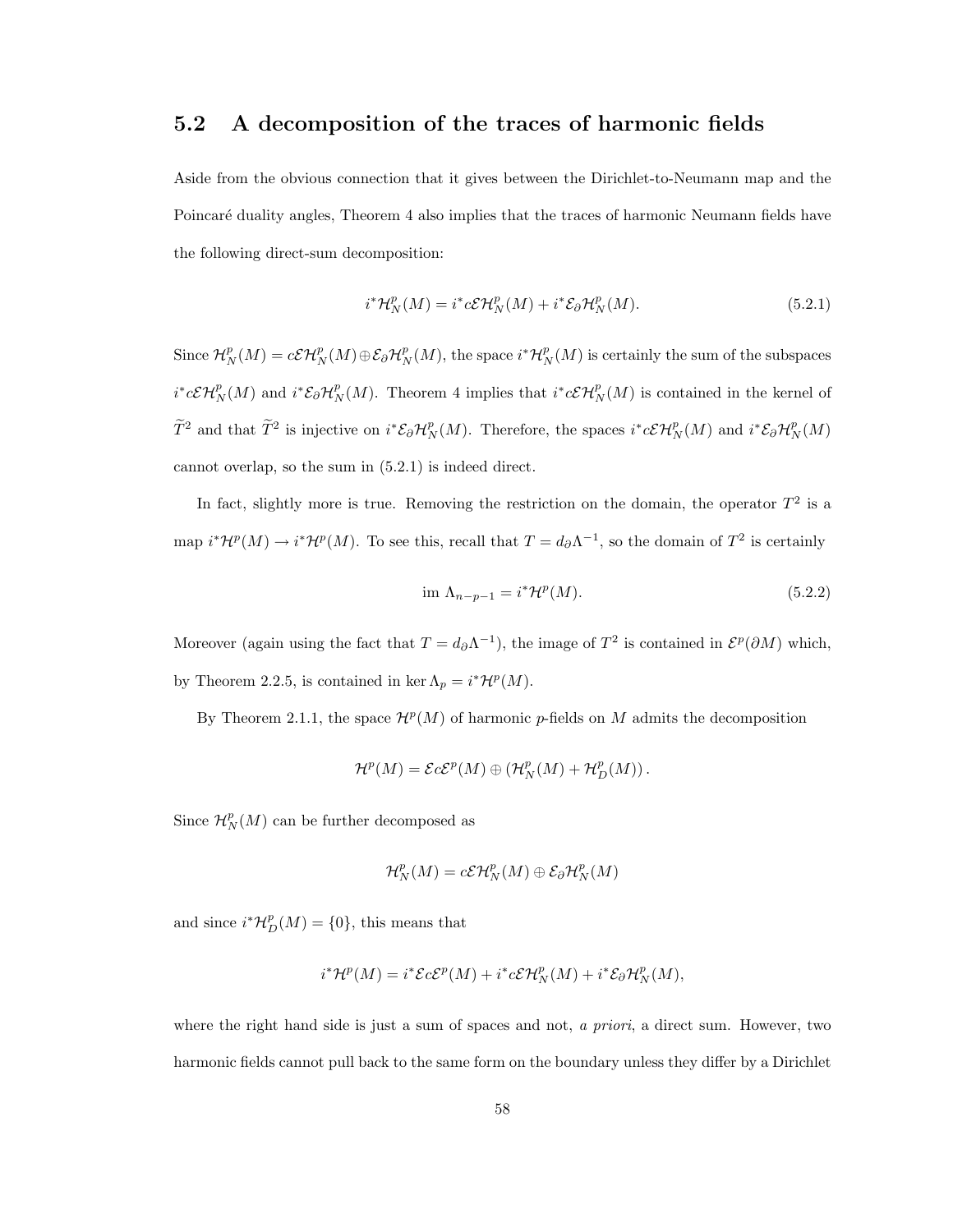## 5.2 A decomposition of the traces of harmonic fields

Aside from the obvious connection that it gives between the Dirichlet-to-Neumann map and the Poincaré duality angles, Theorem 4 also implies that the traces of harmonic Neumann fields have the following direct-sum decomposition:

$$i^*\mathcal{H}_N^p(M) = i^*c\mathcal{E}\mathcal{H}_N^p(M) + i^*\mathcal{E}_\partial\mathcal{H}_N^p(M). \tag{5.2.1}$$

Since $\mathcal{H}_N^p(M) = c\mathcal{E}\mathcal{H}_N^p(M) \oplus \mathcal{E}_\partial\mathcal{H}_N^p(M)$, the space $i^*\mathcal{H}_N^p(M)$ is certainly the sum of the subspaces $i^*c\mathcal{E}\mathcal{H}_N^p(M)$ and $i^*\mathcal{E}_\partial\mathcal{H}_N^p(M)$. Theorem 4 implies that $i^*c\mathcal{E}\mathcal{H}_N^p(M)$ is contained in the kernel of $\widetilde{T}^2$ and that $\widetilde{T}^2$ is injective on $i^*\mathcal{E}_\partial\mathcal{H}_N^p(M)$. Therefore, the spaces $i^*c\mathcal{E}\mathcal{H}_N^p(M)$ and $i^*\mathcal{E}_\partial\mathcal{H}_N^p(M)$ cannot overlap, so the sum in (5.2.1) is indeed direct.

In fact, slightly more is true. Removing the restriction on the domain, the operator $T^2$ is a map $i^*\mathcal{H}^p(M) \to i^*\mathcal{H}^p(M)$. To see this, recall that $T = d_\partial\Lambda^{-1}$, so the domain of $T^2$ is certainly

$$\text{im } \Lambda_{n-p-1} = i^*\mathcal{H}^p(M). \tag{5.2.2}$$

Moreover (again using the fact that $T = d_\partial\Lambda^{-1}$), the image of $T^2$ is contained in $\mathcal{E}^p(\partial M)$ which, by Theorem 2.2.5, is contained in $\ker \Lambda_p = i^*\mathcal{H}^p(M)$.

By Theorem 2.1.1, the space $\mathcal{H}^p(M)$ of harmonic $p$-fields on $M$ admits the decomposition

$$\mathcal{H}^p(M) = \mathcal{E}c\mathcal{E}^p(M) \oplus \left(\mathcal{H}_N^p(M) + \mathcal{H}_D^p(M)\right).$$

Since $\mathcal{H}_N^p(M)$ can be further decomposed as

$$\mathcal{H}_N^p(M) = c\mathcal{E}\mathcal{H}_N^p(M) \oplus \mathcal{E}_\partial\mathcal{H}_N^p(M)$$

and since $i^*\mathcal{H}_D^p(M) = \{0\}$, this means that

$$i^*\mathcal{H}^p(M) = i^*\mathcal{E}c\mathcal{E}^p(M) + i^*c\mathcal{E}\mathcal{H}_N^p(M) + i^*\mathcal{E}_\partial\mathcal{H}_N^p(M),$$

where the right hand side is just a sum of spaces and not, *a priori*, a direct sum. However, two harmonic fields cannot pull back to the same form on the boundary unless they differ by a Dirichlet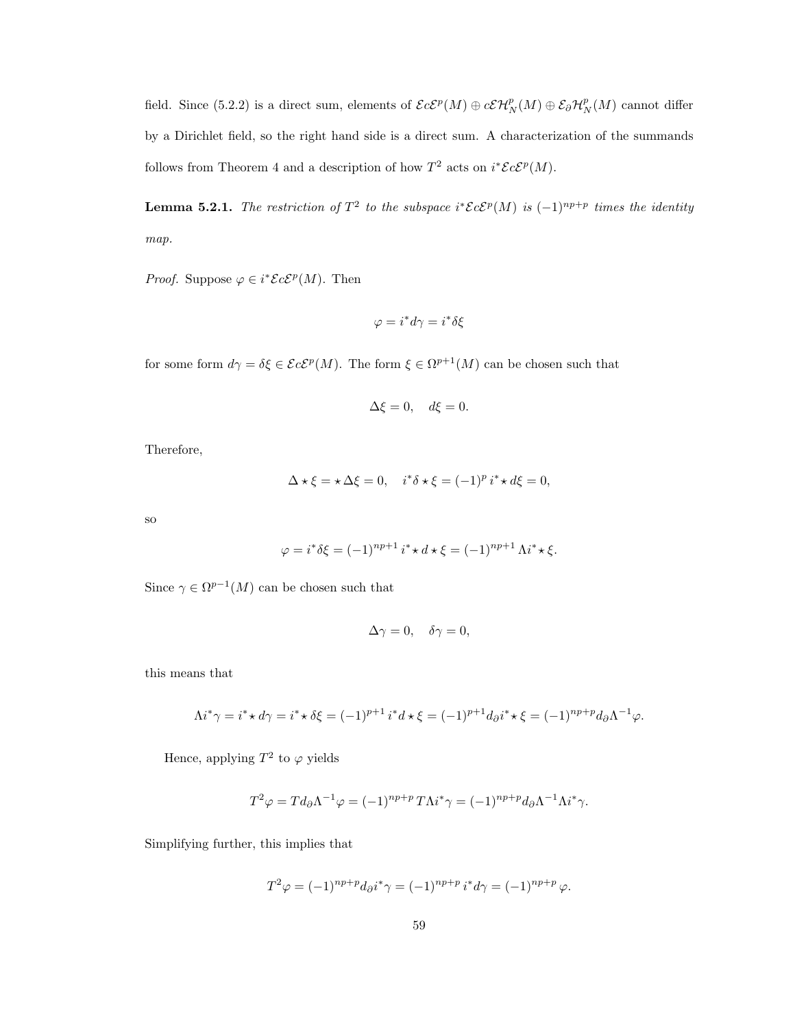field. Since (5.2.2) is a direct sum, elements of $\mathcal{E}c\mathcal{E}^p(M) \oplus c\mathcal{E}\mathcal{H}^p_N(M) \oplus \mathcal{E}_\partial\mathcal{H}^p_N(M)$ cannot differ by a Dirichlet field, so the right hand side is a direct sum. A characterization of the summands follows from Theorem 4 and a description of how $T^2$ acts on $i^*\mathcal{E}c\mathcal{E}^p(M)$.

**Lemma 5.2.1.** *The restriction of $T^2$ to the subspace $i^*\mathcal{E}c\mathcal{E}^p(M)$ is $(-1)^{np+p}$ times the identity map.*

*Proof.* Suppose $\varphi \in i^*\mathcal{E}c\mathcal{E}^p(M)$. Then

$$\varphi = i^*d\gamma = i^*\delta\xi$$

for some form $d\gamma = \delta\xi \in \mathcal{E}c\mathcal{E}^p(M)$. The form $\xi \in \Omega^{p+1}(M)$ can be chosen such that

$$\Delta\xi = 0, \quad d\xi = 0.$$

Therefore,

$$\Delta \star \xi = \star\Delta\xi = 0, \quad i^*\delta \star \xi = (-1)^p \, i^*\star d\xi = 0,$$

so

$$\varphi = i^*\delta\xi = (-1)^{np+1}\, i^*\star d\star\xi = (-1)^{np+1}\,\Lambda i^*\star\xi.$$

Since $\gamma \in \Omega^{p-1}(M)$ can be chosen such that

$$\Delta\gamma = 0, \quad \delta\gamma = 0,$$

this means that

$$\Lambda i^*\gamma = i^*\star d\gamma = i^*\star\delta\xi = (-1)^{p+1}\, i^*d\star\xi = (-1)^{p+1} d_\partial i^*\star\xi = (-1)^{np+p} d_\partial\Lambda^{-1}\varphi.$$

Hence, applying $T^2$ to $\varphi$ yields

$$T^2\varphi = Td_\partial\Lambda^{-1}\varphi = (-1)^{np+p}\, T\Lambda i^*\gamma = (-1)^{np+p} d_\partial\Lambda^{-1}\Lambda i^*\gamma.$$

Simplifying further, this implies that

$$T^2\varphi = (-1)^{np+p} d_\partial i^*\gamma = (-1)^{np+p}\, i^*d\gamma = (-1)^{np+p}\,\varphi.$$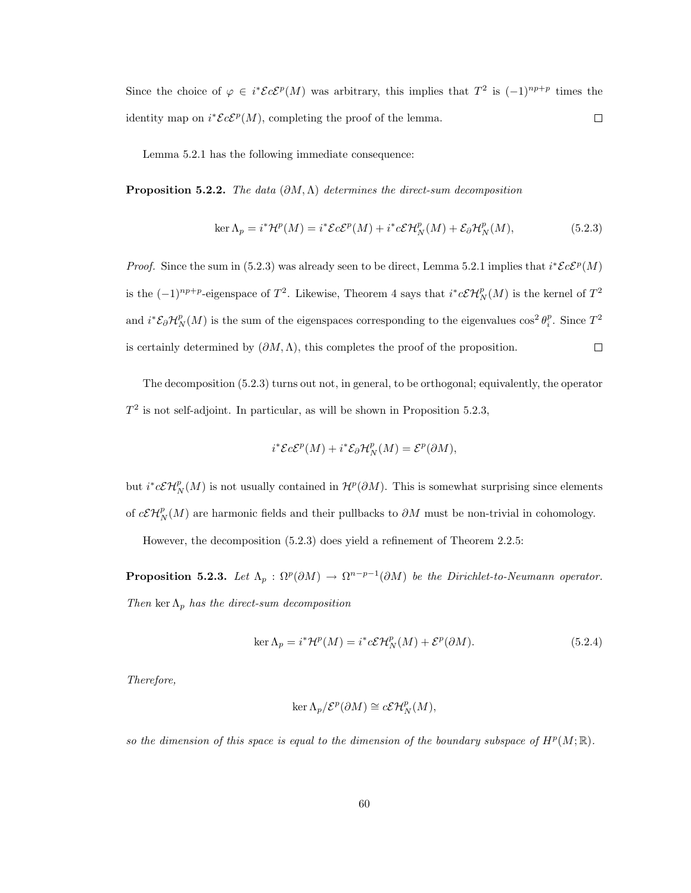Since the choice of $\varphi \in i^*\mathcal{E}c\mathcal{E}^p(M)$ was arbitrary, this implies that $T^2$ is $(-1)^{np+p}$ times the identity map on $i^*\mathcal{E}c\mathcal{E}^p(M)$, completing the proof of the lemma. $\square$

Lemma 5.2.1 has the following immediate consequence:

**Proposition 5.2.2.** *The data $(\partial M, \Lambda)$ determines the direct-sum decomposition*

$$\ker \Lambda_p = i^*\mathcal{H}^p(M) = i^*\mathcal{E}c\mathcal{E}^p(M) + i^*c\mathcal{E}\mathcal{H}^p_N(M) + \mathcal{E}_\partial\mathcal{H}^p_N(M), \tag{5.2.3}$$

*Proof.* Since the sum in (5.2.3) was already seen to be direct, Lemma 5.2.1 implies that $i^*\mathcal{E}c\mathcal{E}^p(M)$ is the $(-1)^{np+p}$-eigenspace of $T^2$. Likewise, Theorem 4 says that $i^*c\mathcal{E}\mathcal{H}^p_N(M)$ is the kernel of $T^2$ and $i^*\mathcal{E}_\partial\mathcal{H}^p_N(M)$ is the sum of the eigenspaces corresponding to the eigenvalues $\cos^2\theta^p_i$. Since $T^2$ is certainly determined by $(\partial M, \Lambda)$, this completes the proof of the proposition. $\square$

The decomposition (5.2.3) turns out not, in general, to be orthogonal; equivalently, the operator $T^2$ is not self-adjoint. In particular, as will be shown in Proposition 5.2.3,

$$i^*\mathcal{E}c\mathcal{E}^p(M) + i^*\mathcal{E}_\partial\mathcal{H}^p_N(M) = \mathcal{E}^p(\partial M),$$

but $i^*c\mathcal{E}\mathcal{H}^p_N(M)$ is not usually contained in $\mathcal{H}^p(\partial M)$. This is somewhat surprising since elements of $c\mathcal{E}\mathcal{H}^p_N(M)$ are harmonic fields and their pullbacks to $\partial M$ must be non-trivial in cohomology.

However, the decomposition (5.2.3) does yield a refinement of Theorem 2.2.5:

**Proposition 5.2.3.** *Let $\Lambda_p : \Omega^p(\partial M) \to \Omega^{n-p-1}(\partial M)$ be the Dirichlet-to-Neumann operator. Then $\ker \Lambda_p$ has the direct-sum decomposition*

$$\ker \Lambda_p = i^*\mathcal{H}^p(M) = i^*c\mathcal{E}\mathcal{H}^p_N(M) + \mathcal{E}^p(\partial M). \tag{5.2.4}$$

*Therefore,*

$$\ker \Lambda_p / \mathcal{E}^p(\partial M) \cong c\mathcal{E}\mathcal{H}^p_N(M),$$

*so the dimension of this space is equal to the dimension of the boundary subspace of $H^p(M;\mathbb{R})$.*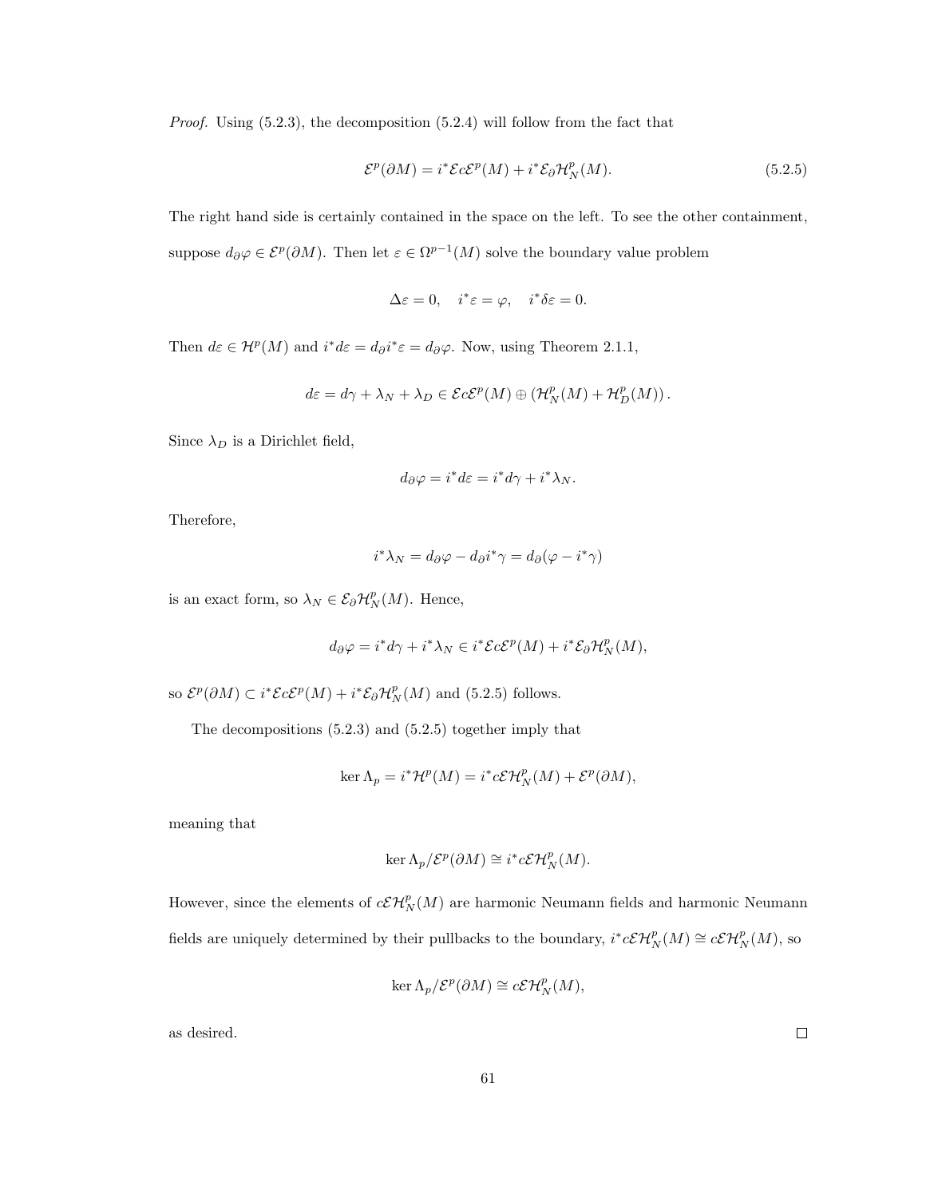*Proof.* Using (5.2.3), the decomposition (5.2.4) will follow from the fact that

$$\mathcal{E}^p(\partial M) = i^*\mathcal{E}c\mathcal{E}^p(M) + i^*\mathcal{E}_\partial\mathcal{H}^p_N(M). \tag{5.2.5}$$

The right hand side is certainly contained in the space on the left. To see the other containment, suppose $d_\partial\varphi \in \mathcal{E}^p(\partial M)$. Then let $\varepsilon \in \Omega^{p-1}(M)$ solve the boundary value problem

$$\Delta\varepsilon = 0, \quad i^*\varepsilon = \varphi, \quad i^*\delta\varepsilon = 0.$$

Then $d\varepsilon \in \mathcal{H}^p(M)$ and $i^*d\varepsilon = d_\partial i^*\varepsilon = d_\partial\varphi$. Now, using Theorem 2.1.1,

$$d\varepsilon = d\gamma + \lambda_N + \lambda_D \in \mathcal{E}c\mathcal{E}^p(M) \oplus \left(\mathcal{H}^p_N(M) + \mathcal{H}^p_D(M)\right).$$

Since $\lambda_D$ is a Dirichlet field,

$$d_\partial\varphi = i^*d\varepsilon = i^*d\gamma + i^*\lambda_N.$$

Therefore,

$$i^*\lambda_N = d_\partial\varphi - d_\partial i^*\gamma = d_\partial(\varphi - i^*\gamma)$$

is an exact form, so $\lambda_N \in \mathcal{E}_\partial\mathcal{H}^p_N(M)$. Hence,

$$d_\partial\varphi = i^*d\gamma + i^*\lambda_N \in i^*\mathcal{E}c\mathcal{E}^p(M) + i^*\mathcal{E}_\partial\mathcal{H}^p_N(M),$$

so $\mathcal{E}^p(\partial M) \subset i^*\mathcal{E}c\mathcal{E}^p(M) + i^*\mathcal{E}_\partial\mathcal{H}^p_N(M)$ and (5.2.5) follows.

The decompositions (5.2.3) and (5.2.5) together imply that

$$\ker\Lambda_p = i^*\mathcal{H}^p(M) = i^*c\mathcal{E}\mathcal{H}^p_N(M) + \mathcal{E}^p(\partial M),$$

meaning that

$$\ker\Lambda_p/\mathcal{E}^p(\partial M) \cong i^*c\mathcal{E}\mathcal{H}^p_N(M).$$

However, since the elements of $c\mathcal{E}\mathcal{H}^p_N(M)$ are harmonic Neumann fields and harmonic Neumann fields are uniquely determined by their pullbacks to the boundary, $i^*c\mathcal{E}\mathcal{H}^p_N(M) \cong c\mathcal{E}\mathcal{H}^p_N(M)$, so

$$\ker\Lambda_p/\mathcal{E}^p(\partial M) \cong c\mathcal{E}\mathcal{H}^p_N(M),$$

as desired. $\square$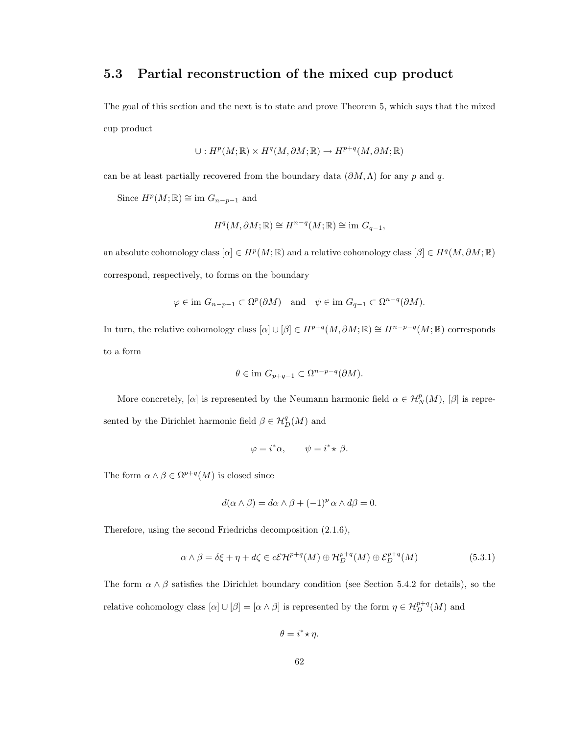## 5.3 Partial reconstruction of the mixed cup product

The goal of this section and the next is to state and prove Theorem 5, which says that the mixed cup product

$$\cup : H^p(M;\mathbb{R}) \times H^q(M, \partial M; \mathbb{R}) \to H^{p+q}(M, \partial M; \mathbb{R})$$

can be at least partially recovered from the boundary data $(\partial M, \Lambda)$ for any $p$ and $q$.

Since $H^p(M;\mathbb{R}) \cong \text{im } G_{n-p-1}$ and

$$H^q(M, \partial M; \mathbb{R}) \cong H^{n-q}(M;\mathbb{R}) \cong \text{im } G_{q-1},$$

an absolute cohomology class $[\alpha] \in H^p(M;\mathbb{R})$ and a relative cohomology class $[\beta] \in H^q(M, \partial M; \mathbb{R})$ correspond, respectively, to forms on the boundary

$$\varphi \in \text{im } G_{n-p-1} \subset \Omega^p(\partial M) \quad \text{and} \quad \psi \in \text{im } G_{q-1} \subset \Omega^{n-q}(\partial M).$$

In turn, the relative cohomology class $[\alpha] \cup [\beta] \in H^{p+q}(M, \partial M; \mathbb{R}) \cong H^{n-p-q}(M;\mathbb{R})$ corresponds to a form

$$\theta \in \text{im } G_{p+q-1} \subset \Omega^{n-p-q}(\partial M).$$

More concretely, $[\alpha]$ is represented by the Neumann harmonic field $\alpha \in \mathcal{H}^p_N(M)$, $[\beta]$ is represented by the Dirichlet harmonic field $\beta \in \mathcal{H}^q_D(M)$ and

$$\varphi = i^*\alpha, \qquad \psi = i^* \star \beta.$$

The form $\alpha \wedge \beta \in \Omega^{p+q}(M)$ is closed since

$$d(\alpha \wedge \beta) = d\alpha \wedge \beta + (-1)^p \, \alpha \wedge d\beta = 0.$$

Therefore, using the second Friedrichs decomposition (2.1.6),

$$\alpha \wedge \beta = \delta\xi + \eta + d\zeta \in c\mathcal{E}\mathcal{H}^{p+q}(M) \oplus \mathcal{H}^{p+q}_D(M) \oplus \mathcal{E}^{p+q}_D(M) \tag{5.3.1}$$

The form $\alpha \wedge \beta$ satisfies the Dirichlet boundary condition (see Section 5.4.2 for details), so the relative cohomology class $[\alpha] \cup [\beta] = [\alpha \wedge \beta]$ is represented by the form $\eta \in \mathcal{H}^{p+q}_D(M)$ and

$$\theta = i^* \star \eta.$$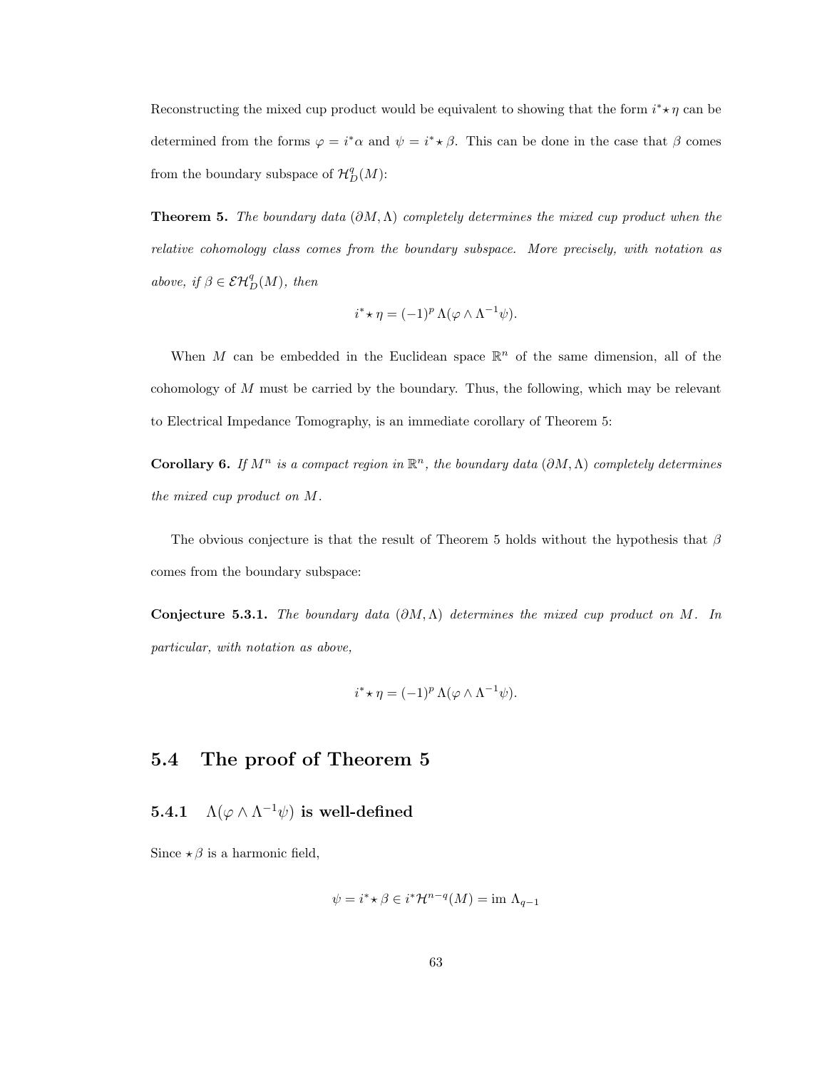Reconstructing the mixed cup product would be equivalent to showing that the form $i^* \star \eta$ can be determined from the forms $\varphi = i^*\alpha$ and $\psi = i^* \star \beta$. This can be done in the case that $\beta$ comes from the boundary subspace of $\mathcal{H}_D^q(M)$:

**Theorem 5.** *The boundary data $(\partial M, \Lambda)$ completely determines the mixed cup product when the relative cohomology class comes from the boundary subspace. More precisely, with notation as above, if $\beta \in \mathcal{E}\mathcal{H}_D^q(M)$, then*

$$i^* \star \eta = (-1)^p \, \Lambda(\varphi \wedge \Lambda^{-1}\psi).$$

When $M$ can be embedded in the Euclidean space $\mathbb{R}^n$ of the same dimension, all of the cohomology of $M$ must be carried by the boundary. Thus, the following, which may be relevant to Electrical Impedance Tomography, is an immediate corollary of Theorem 5:

**Corollary 6.** *If $M^n$ is a compact region in $\mathbb{R}^n$, the boundary data $(\partial M, \Lambda)$ completely determines the mixed cup product on $M$.*

The obvious conjecture is that the result of Theorem 5 holds without the hypothesis that $\beta$ comes from the boundary subspace:

**Conjecture 5.3.1.** *The boundary data $(\partial M, \Lambda)$ determines the mixed cup product on $M$. In particular, with notation as above,*

$$i^* \star \eta = (-1)^p \, \Lambda(\varphi \wedge \Lambda^{-1}\psi).$$

## 5.4 The proof of Theorem 5

### 5.4.1 $\Lambda(\varphi \wedge \Lambda^{-1}\psi)$ is well-defined

Since $\star\beta$ is a harmonic field,

$$\psi = i^* \star \beta \in i^*\mathcal{H}^{n-q}(M) = \text{im } \Lambda_{q-1}$$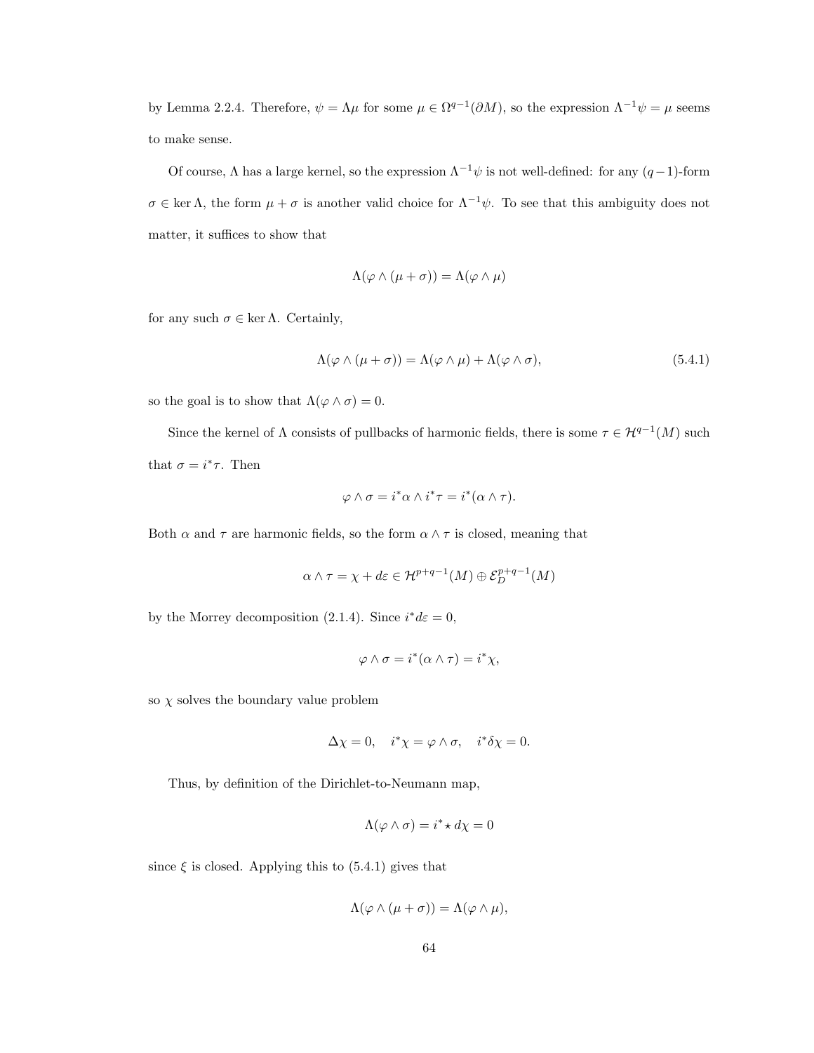by Lemma 2.2.4. Therefore, $\psi = \Lambda\mu$ for some $\mu \in \Omega^{q-1}(\partial M)$, so the expression $\Lambda^{-1}\psi = \mu$ seems to make sense.

Of course, $\Lambda$ has a large kernel, so the expression $\Lambda^{-1}\psi$ is not well-defined: for any $(q-1)$-form $\sigma \in \ker \Lambda$, the form $\mu + \sigma$ is another valid choice for $\Lambda^{-1}\psi$. To see that this ambiguity does not matter, it suffices to show that

$$\Lambda(\varphi \wedge (\mu + \sigma)) = \Lambda(\varphi \wedge \mu)$$

for any such $\sigma \in \ker \Lambda$. Certainly,

$$\Lambda(\varphi \wedge (\mu + \sigma)) = \Lambda(\varphi \wedge \mu) + \Lambda(\varphi \wedge \sigma), \tag{5.4.1}$$

so the goal is to show that $\Lambda(\varphi \wedge \sigma) = 0$.

Since the kernel of $\Lambda$ consists of pullbacks of harmonic fields, there is some $\tau \in \mathcal{H}^{q-1}(M)$ such that $\sigma = i^*\tau$. Then

$$\varphi \wedge \sigma = i^*\alpha \wedge i^*\tau = i^*(\alpha \wedge \tau).$$

Both $\alpha$ and $\tau$ are harmonic fields, so the form $\alpha \wedge \tau$ is closed, meaning that

$$\alpha \wedge \tau = \chi + d\varepsilon \in \mathcal{H}^{p+q-1}(M) \oplus \mathcal{E}_D^{p+q-1}(M)$$

by the Morrey decomposition (2.1.4). Since $i^* d\varepsilon = 0$,

$$\varphi \wedge \sigma = i^*(\alpha \wedge \tau) = i^*\chi,$$

so $\chi$ solves the boundary value problem

$$\Delta\chi = 0, \quad i^*\chi = \varphi \wedge \sigma, \quad i^*\delta\chi = 0.$$

Thus, by definition of the Dirichlet-to-Neumann map,

$$\Lambda(\varphi \wedge \sigma) = i^* \star d\chi = 0$$

since $\xi$ is closed. Applying this to (5.4.1) gives that

$$\Lambda(\varphi \wedge (\mu + \sigma)) = \Lambda(\varphi \wedge \mu),$$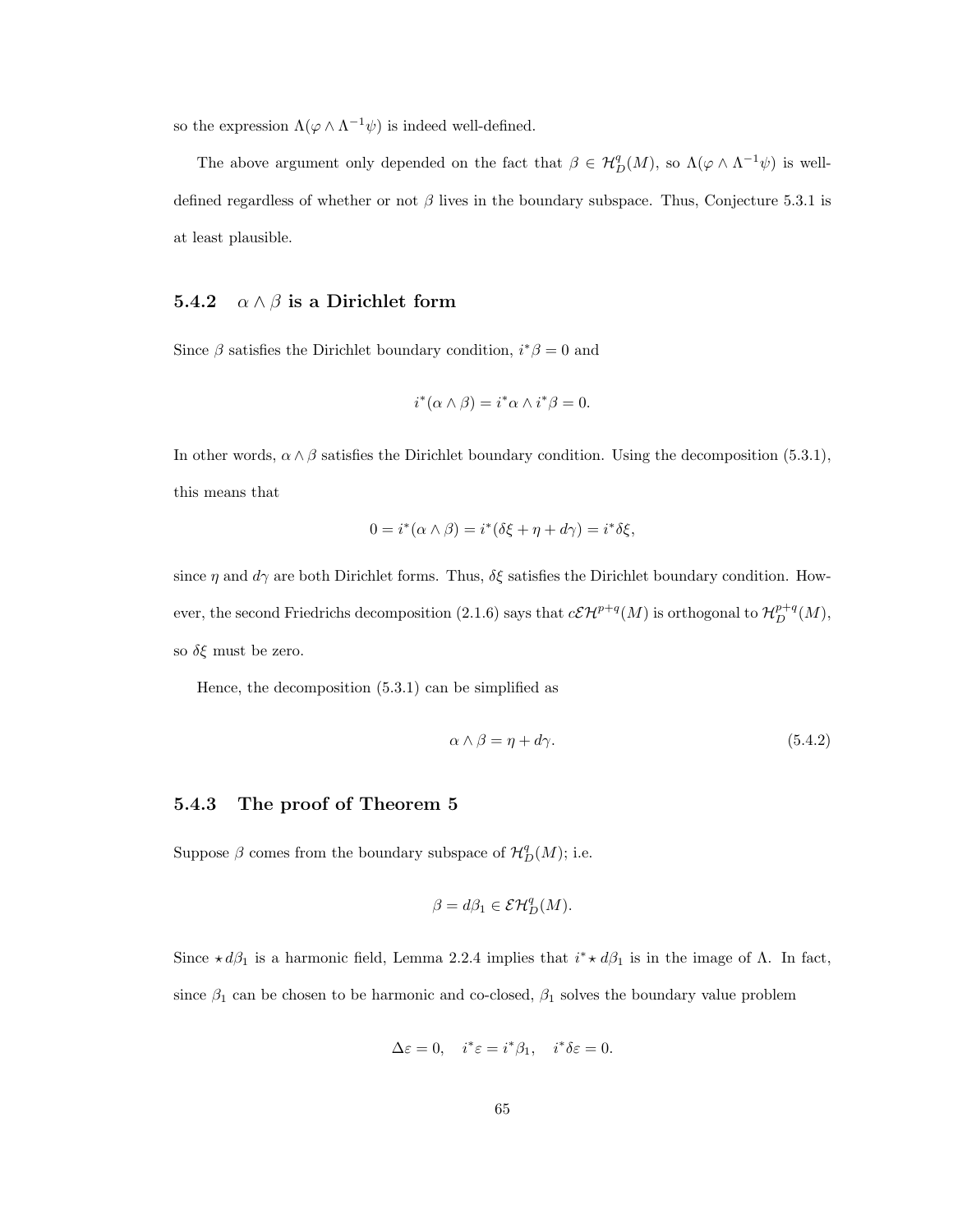so the expression $\Lambda(\varphi \wedge \Lambda^{-1}\psi)$ is indeed well-defined.

The above argument only depended on the fact that $\beta \in \mathcal{H}^q_D(M)$, so $\Lambda(\varphi \wedge \Lambda^{-1}\psi)$ is well-defined regardless of whether or not $\beta$ lives in the boundary subspace. Thus, Conjecture 5.3.1 is at least plausible.

### 5.4.2 $\alpha \wedge \beta$ is a Dirichlet form

Since $\beta$ satisfies the Dirichlet boundary condition, $i^*\beta = 0$ and

$$i^*(\alpha \wedge \beta) = i^*\alpha \wedge i^*\beta = 0.$$

In other words, $\alpha \wedge \beta$ satisfies the Dirichlet boundary condition. Using the decomposition (5.3.1), this means that

$$0 = i^*(\alpha \wedge \beta) = i^*(\delta\xi + \eta + d\gamma) = i^*\delta\xi,$$

since $\eta$ and $d\gamma$ are both Dirichlet forms. Thus, $\delta\xi$ satisfies the Dirichlet boundary condition. However, the second Friedrichs decomposition (2.1.6) says that $c\mathcal{EH}^{p+q}(M)$ is orthogonal to $\mathcal{H}^{p+q}_D(M)$, so $\delta\xi$ must be zero.

Hence, the decomposition (5.3.1) can be simplified as

$$\alpha \wedge \beta = \eta + d\gamma. \tag{5.4.2}$$

### 5.4.3 The proof of Theorem 5

Suppose $\beta$ comes from the boundary subspace of $\mathcal{H}^q_D(M)$; i.e.

$$\beta = d\beta_1 \in \mathcal{EH}^q_D(M).$$

Since $\star d\beta_1$ is a harmonic field, Lemma 2.2.4 implies that $i^* \star d\beta_1$ is in the image of $\Lambda$. In fact, since $\beta_1$ can be chosen to be harmonic and co-closed, $\beta_1$ solves the boundary value problem

$$\Delta\varepsilon = 0, \quad i^*\varepsilon = i^*\beta_1, \quad i^*\delta\varepsilon = 0.$$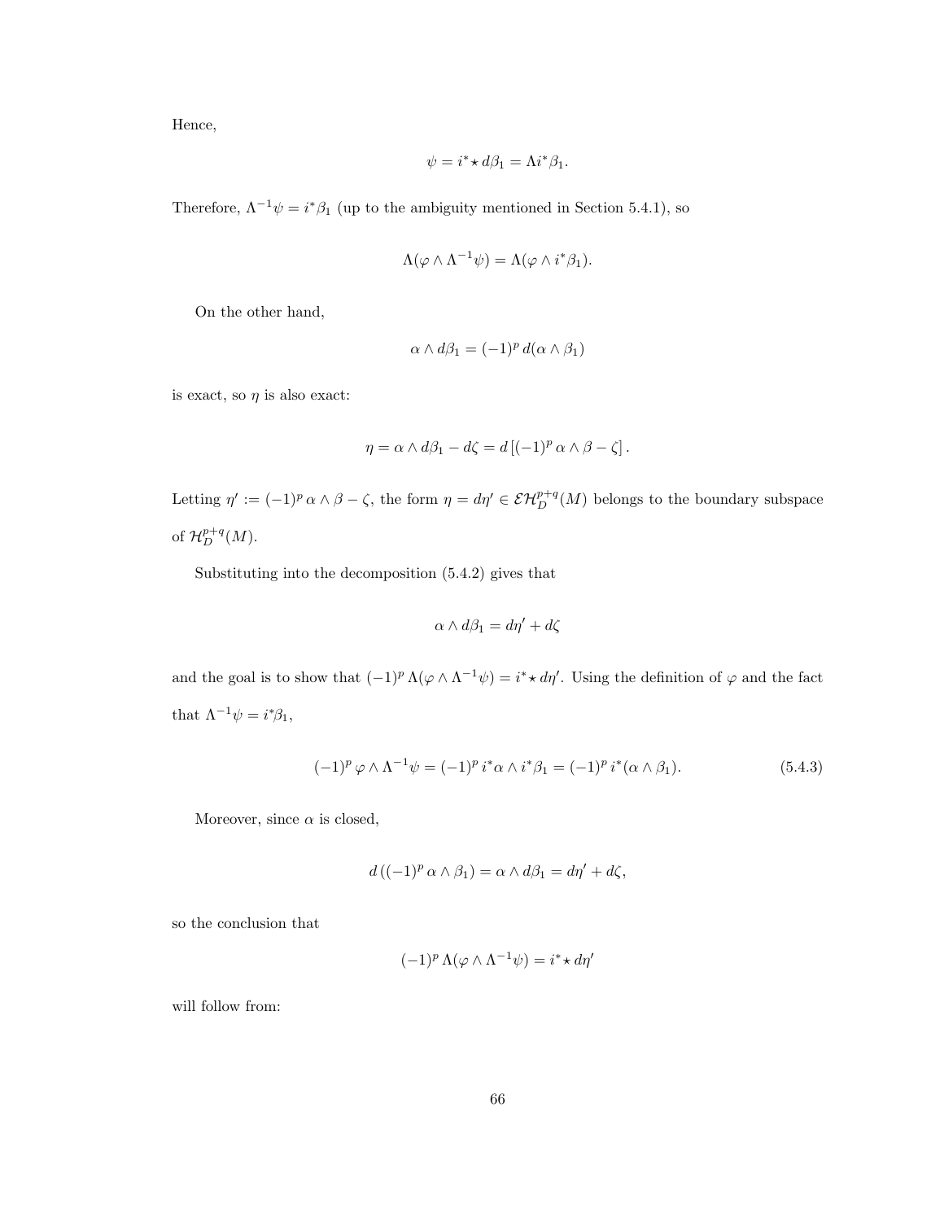Hence,

$$\psi = i^* \star d\beta_1 = \Lambda i^* \beta_1.$$

Therefore, $\Lambda^{-1}\psi = i^*\beta_1$ (up to the ambiguity mentioned in Section 5.4.1), so

$$\Lambda(\varphi \wedge \Lambda^{-1}\psi) = \Lambda(\varphi \wedge i^*\beta_1).$$

On the other hand,

$$\alpha \wedge d\beta_1 = (-1)^p \, d(\alpha \wedge \beta_1)$$

is exact, so $\eta$ is also exact:

$$\eta = \alpha \wedge d\beta_1 - d\zeta = d\left[(-1)^p \, \alpha \wedge \beta - \zeta\right].$$

Letting $\eta' := (-1)^p \, \alpha \wedge \beta - \zeta$, the form $\eta = d\eta' \in \mathcal{EH}_D^{p+q}(M)$ belongs to the boundary subspace of $\mathcal{H}_D^{p+q}(M)$.

Substituting into the decomposition (5.4.2) gives that

$$\alpha \wedge d\beta_1 = d\eta' + d\zeta$$

and the goal is to show that $(-1)^p \, \Lambda(\varphi \wedge \Lambda^{-1}\psi) = i^* \star d\eta'$. Using the definition of $\varphi$ and the fact that $\Lambda^{-1}\psi = i^*\beta_1$,

$$(-1)^p \, \varphi \wedge \Lambda^{-1}\psi = (-1)^p \, i^*\alpha \wedge i^*\beta_1 = (-1)^p \, i^*(\alpha \wedge \beta_1). \tag{5.4.3}$$

Moreover, since $\alpha$ is closed,

$$d\left((-1)^p \, \alpha \wedge \beta_1\right) = \alpha \wedge d\beta_1 = d\eta' + d\zeta,$$

so the conclusion that

$$(-1)^p \, \Lambda(\varphi \wedge \Lambda^{-1}\psi) = i^* \star d\eta'$$

will follow from: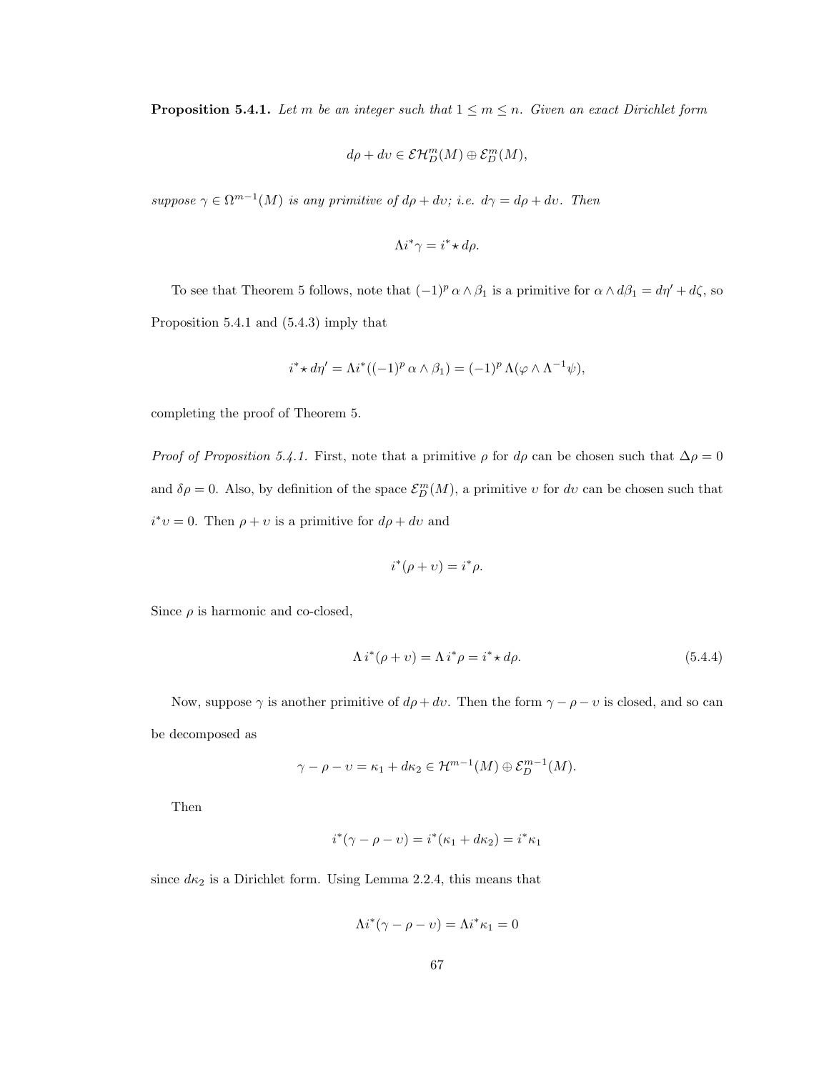**Proposition 5.4.1.** *Let $m$ be an integer such that $1 \leq m \leq n$. Given an exact Dirichlet form*

$$d\rho + d\upsilon \in \mathcal{EH}^m_D(M) \oplus \mathcal{E}^m_D(M),$$

*suppose $\gamma \in \Omega^{m-1}(M)$ is any primitive of $d\rho + d\upsilon$; i.e. $d\gamma = d\rho + d\upsilon$. Then*

$$\Lambda i^* \gamma = i^* \star d\rho.$$

To see that Theorem 5 follows, note that $(-1)^p \, \alpha \wedge \beta_1$ is a primitive for $\alpha \wedge d\beta_1 = d\eta' + d\zeta$, so Proposition 5.4.1 and (5.4.3) imply that

$$i^* \star d\eta' = \Lambda i^*((-1)^p \, \alpha \wedge \beta_1) = (-1)^p \, \Lambda(\varphi \wedge \Lambda^{-1}\psi),$$

completing the proof of Theorem 5.

*Proof of Proposition 5.4.1.* First, note that a primitive $\rho$ for $d\rho$ can be chosen such that $\Delta\rho = 0$ and $\delta\rho = 0$. Also, by definition of the space $\mathcal{E}^m_D(M)$, a primitive $\upsilon$ for $d\upsilon$ can be chosen such that $i^*\upsilon = 0$. Then $\rho + \upsilon$ is a primitive for $d\rho + d\upsilon$ and

$$i^*(\rho + \upsilon) = i^*\rho.$$

Since $\rho$ is harmonic and co-closed,

$$\Lambda \, i^*(\rho + \upsilon) = \Lambda \, i^*\rho = i^* \star d\rho. \tag{5.4.4}$$

Now, suppose $\gamma$ is another primitive of $d\rho + d\upsilon$. Then the form $\gamma - \rho - \upsilon$ is closed, and so can be decomposed as

$$\gamma - \rho - \upsilon = \kappa_1 + d\kappa_2 \in \mathcal{H}^{m-1}(M) \oplus \mathcal{E}^{m-1}_D(M).$$

Then

$$i^*(\gamma - \rho - \upsilon) = i^*(\kappa_1 + d\kappa_2) = i^*\kappa_1$$

since $d\kappa_2$ is a Dirichlet form. Using Lemma 2.2.4, this means that

$$\Lambda i^*(\gamma - \rho - \upsilon) = \Lambda i^*\kappa_1 = 0$$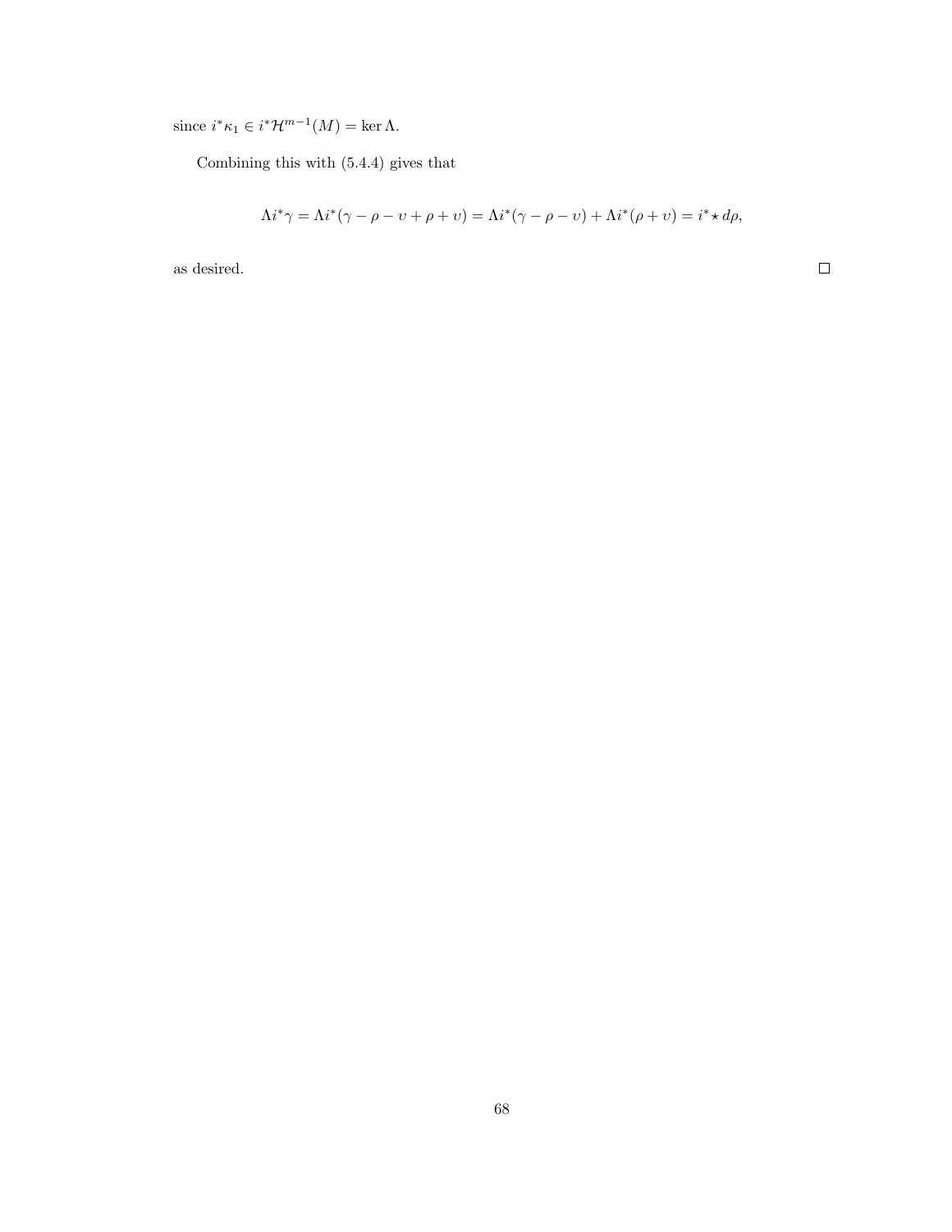since $i^*\kappa_1 \in i^*\mathcal{H}^{m-1}(M) = \ker \Lambda$.

Combining this with (5.4.4) gives that

$$\Lambda i^*\gamma = \Lambda i^*(\gamma - \rho - \upsilon + \rho + \upsilon) = \Lambda i^*(\gamma - \rho - \upsilon) + \Lambda i^*(\rho + \upsilon) = i^* \star d\rho,$$

as desired. $\square$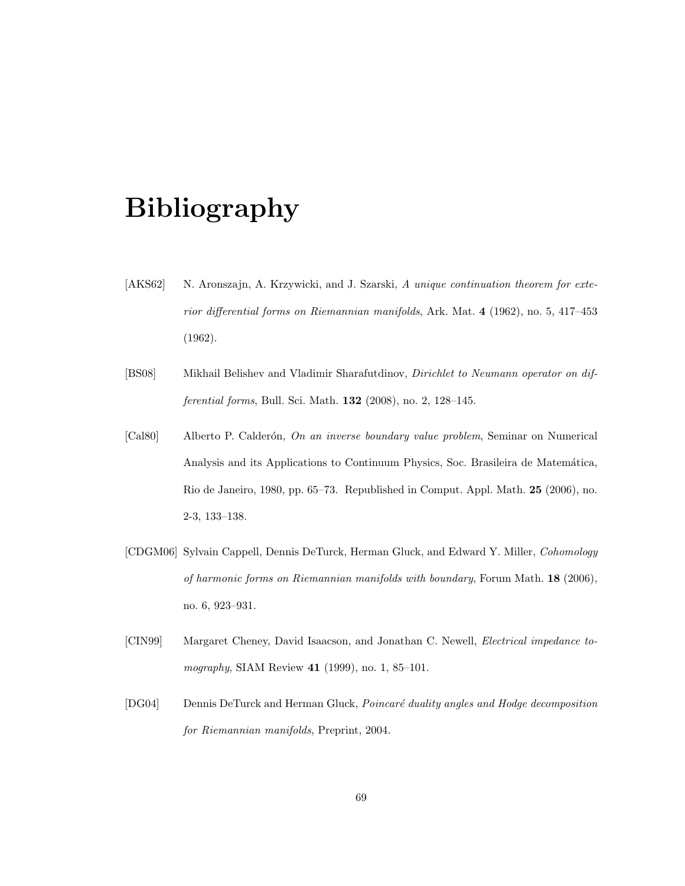# Bibliography

[AKS62] N. Aronszajn, A. Krzywicki, and J. Szarski, *A unique continuation theorem for exterior differential forms on Riemannian manifolds*, Ark. Mat. **4** (1962), no. 5, 417–453 (1962).

[BS08] Mikhail Belishev and Vladimir Sharafutdinov, *Dirichlet to Neumann operator on differential forms*, Bull. Sci. Math. **132** (2008), no. 2, 128–145.

[Cal80] Alberto P. Calderón, *On an inverse boundary value problem*, Seminar on Numerical Analysis and its Applications to Continuum Physics, Soc. Brasileira de Matemática, Rio de Janeiro, 1980, pp. 65–73. Republished in Comput. Appl. Math. **25** (2006), no. 2-3, 133–138.

[CDGM06] Sylvain Cappell, Dennis DeTurck, Herman Gluck, and Edward Y. Miller, *Cohomology of harmonic forms on Riemannian manifolds with boundary*, Forum Math. **18** (2006), no. 6, 923–931.

[CIN99] Margaret Cheney, David Isaacson, and Jonathan C. Newell, *Electrical impedance tomography*, SIAM Review **41** (1999), no. 1, 85–101.

[DG04] Dennis DeTurck and Herman Gluck, *Poincaré duality angles and Hodge decomposition for Riemannian manifolds*, Preprint, 2004.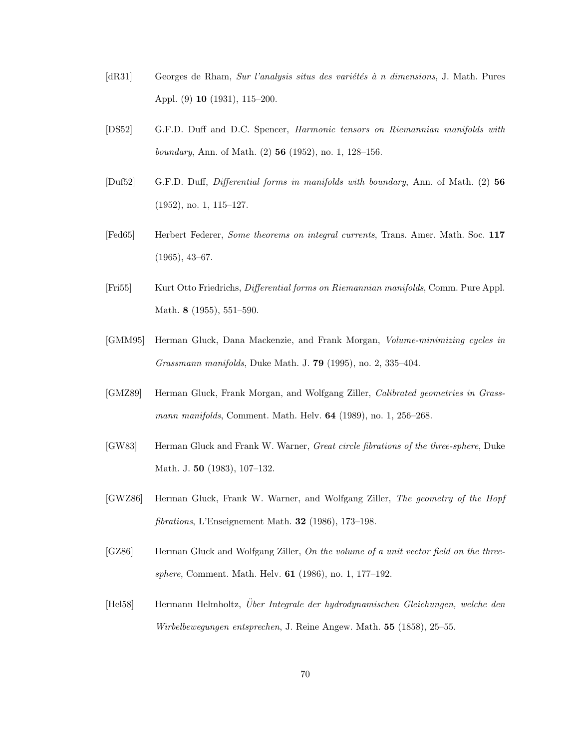[dR31] Georges de Rham, *Sur l'analysis situs des variétés à n dimensions*, J. Math. Pures Appl. (9) **10** (1931), 115–200.

[DS52] G.F.D. Duff and D.C. Spencer, *Harmonic tensors on Riemannian manifolds with boundary*, Ann. of Math. (2) **56** (1952), no. 1, 128–156.

[Duf52] G.F.D. Duff, *Differential forms in manifolds with boundary*, Ann. of Math. (2) **56** (1952), no. 1, 115–127.

[Fed65] Herbert Federer, *Some theorems on integral currents*, Trans. Amer. Math. Soc. **117** (1965), 43–67.

[Fri55] Kurt Otto Friedrichs, *Differential forms on Riemannian manifolds*, Comm. Pure Appl. Math. **8** (1955), 551–590.

[GMM95] Herman Gluck, Dana Mackenzie, and Frank Morgan, *Volume-minimizing cycles in Grassmann manifolds*, Duke Math. J. **79** (1995), no. 2, 335–404.

[GMZ89] Herman Gluck, Frank Morgan, and Wolfgang Ziller, *Calibrated geometries in Grassmann manifolds*, Comment. Math. Helv. **64** (1989), no. 1, 256–268.

[GW83] Herman Gluck and Frank W. Warner, *Great circle fibrations of the three-sphere*, Duke Math. J. **50** (1983), 107–132.

[GWZ86] Herman Gluck, Frank W. Warner, and Wolfgang Ziller, *The geometry of the Hopf fibrations*, L'Enseignement Math. **32** (1986), 173–198.

[GZ86] Herman Gluck and Wolfgang Ziller, *On the volume of a unit vector field on the three-sphere*, Comment. Math. Helv. **61** (1986), no. 1, 177–192.

[Hel58] Hermann Helmholtz, *Über Integrale der hydrodynamischen Gleichungen, welche den Wirbelbewegungen entsprechen*, J. Reine Angew. Math. **55** (1858), 25–55.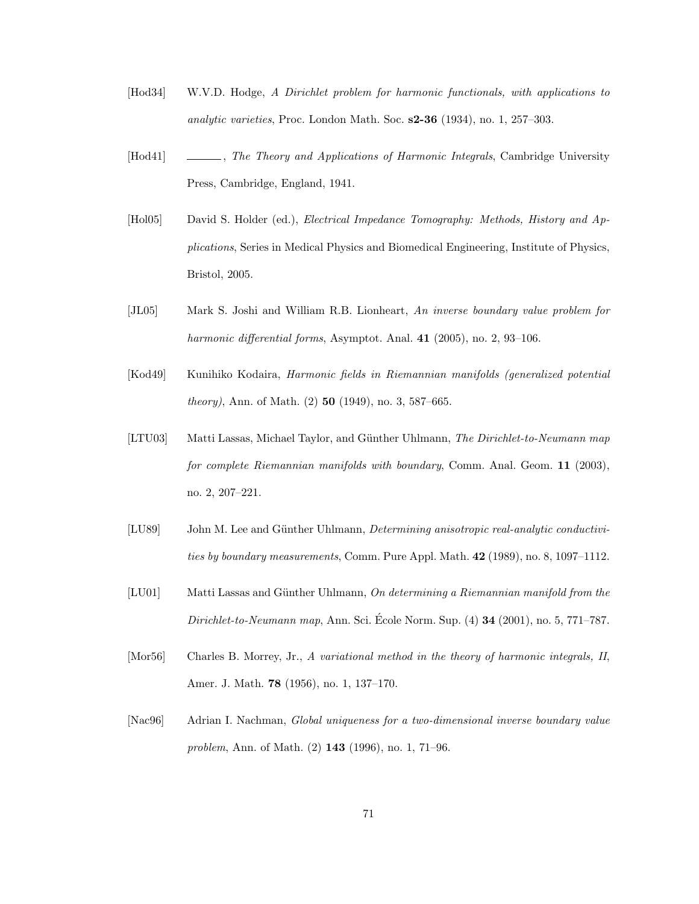[Hod34] W.V.D. Hodge, *A Dirichlet problem for harmonic functionals, with applications to analytic varieties*, Proc. London Math. Soc. **s2-36** (1934), no. 1, 257–303.

[Hod41] ______, *The Theory and Applications of Harmonic Integrals*, Cambridge University Press, Cambridge, England, 1941.

[Hol05] David S. Holder (ed.), *Electrical Impedance Tomography: Methods, History and Applications*, Series in Medical Physics and Biomedical Engineering, Institute of Physics, Bristol, 2005.

[JL05] Mark S. Joshi and William R.B. Lionheart, *An inverse boundary value problem for harmonic differential forms*, Asymptot. Anal. **41** (2005), no. 2, 93–106.

[Kod49] Kunihiko Kodaira, *Harmonic fields in Riemannian manifolds (generalized potential theory)*, Ann. of Math. (2) **50** (1949), no. 3, 587–665.

[LTU03] Matti Lassas, Michael Taylor, and Günther Uhlmann, *The Dirichlet-to-Neumann map for complete Riemannian manifolds with boundary*, Comm. Anal. Geom. **11** (2003), no. 2, 207–221.

[LU89] John M. Lee and Günther Uhlmann, *Determining anisotropic real-analytic conductivities by boundary measurements*, Comm. Pure Appl. Math. **42** (1989), no. 8, 1097–1112.

[LU01] Matti Lassas and Günther Uhlmann, *On determining a Riemannian manifold from the Dirichlet-to-Neumann map*, Ann. Sci. École Norm. Sup. (4) **34** (2001), no. 5, 771–787.

[Mor56] Charles B. Morrey, Jr., *A variational method in the theory of harmonic integrals, II*, Amer. J. Math. **78** (1956), no. 1, 137–170.

[Nac96] Adrian I. Nachman, *Global uniqueness for a two-dimensional inverse boundary value problem*, Ann. of Math. (2) **143** (1996), no. 1, 71–96.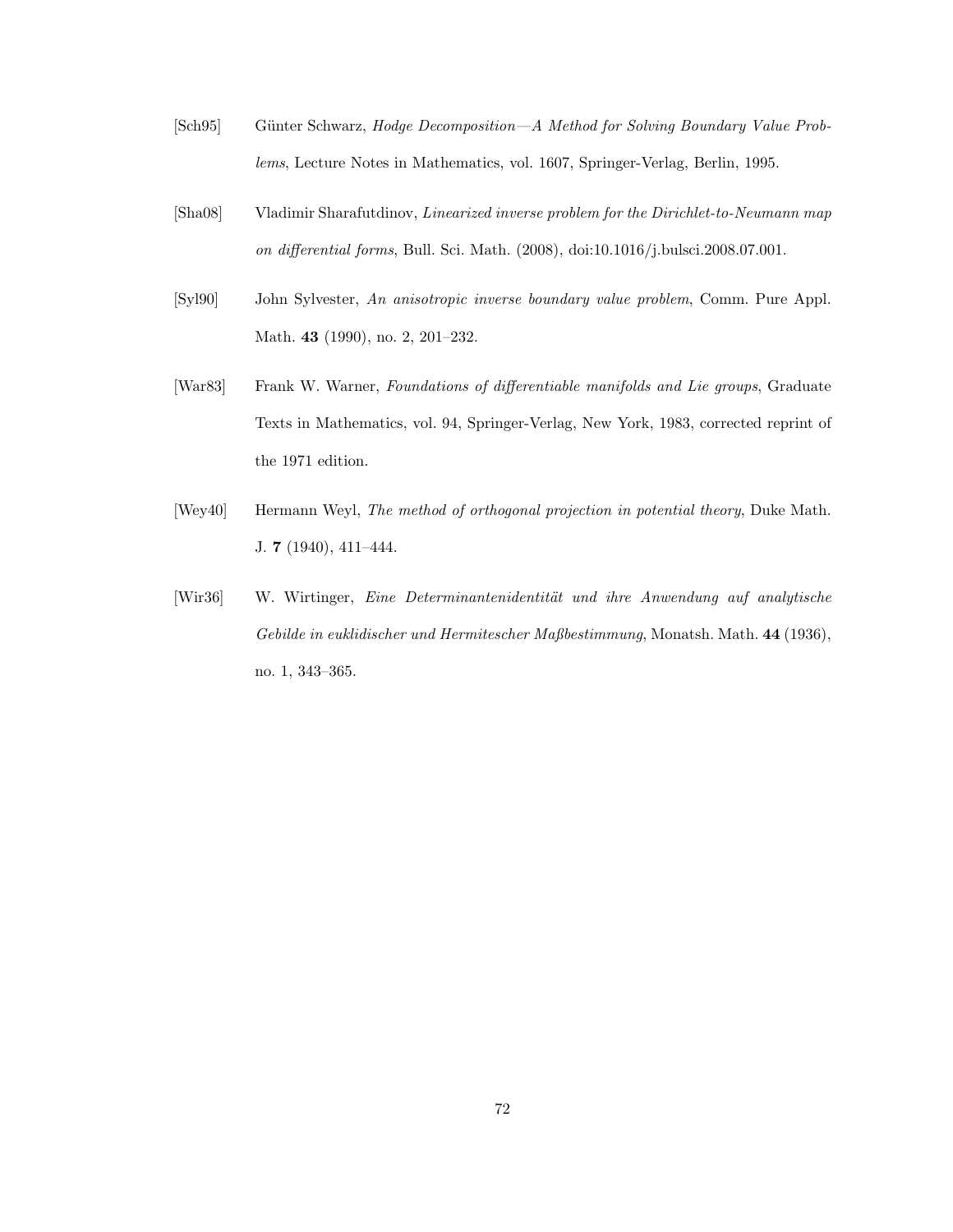[Sch95] Günter Schwarz, *Hodge Decomposition—A Method for Solving Boundary Value Problems*, Lecture Notes in Mathematics, vol. 1607, Springer-Verlag, Berlin, 1995.

[Sha08] Vladimir Sharafutdinov, *Linearized inverse problem for the Dirichlet-to-Neumann map on differential forms*, Bull. Sci. Math. (2008), doi:10.1016/j.bulsci.2008.07.001.

[Syl90] John Sylvester, *An anisotropic inverse boundary value problem*, Comm. Pure Appl. Math. **43** (1990), no. 2, 201–232.

[War83] Frank W. Warner, *Foundations of differentiable manifolds and Lie groups*, Graduate Texts in Mathematics, vol. 94, Springer-Verlag, New York, 1983, corrected reprint of the 1971 edition.

[Wey40] Hermann Weyl, *The method of orthogonal projection in potential theory*, Duke Math. J. **7** (1940), 411–444.

[Wir36] W. Wirtinger, *Eine Determinantenidentität und ihre Anwendung auf analytische Gebilde in euklidischer und Hermitescher Maßbestimmung*, Monatsh. Math. **44** (1936), no. 1, 343–365.